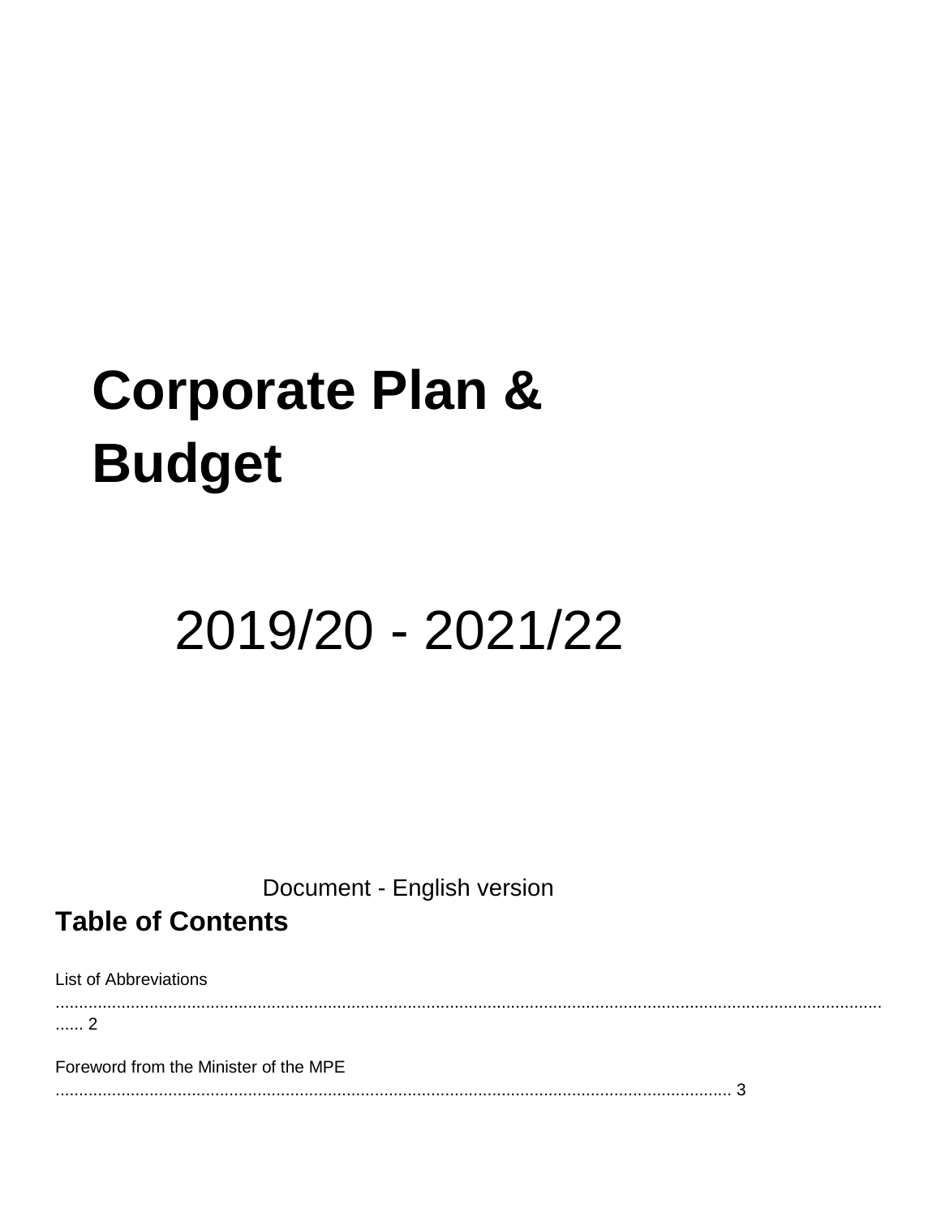# Corporate Plan & Budget

## 2019/20 - 2021/22

Document - English version

## Table of Contents

List of Abbreviations ...................................................................................................................................................................... 2

Foreword from the Minister of the MPE ................................................................................................................................ 3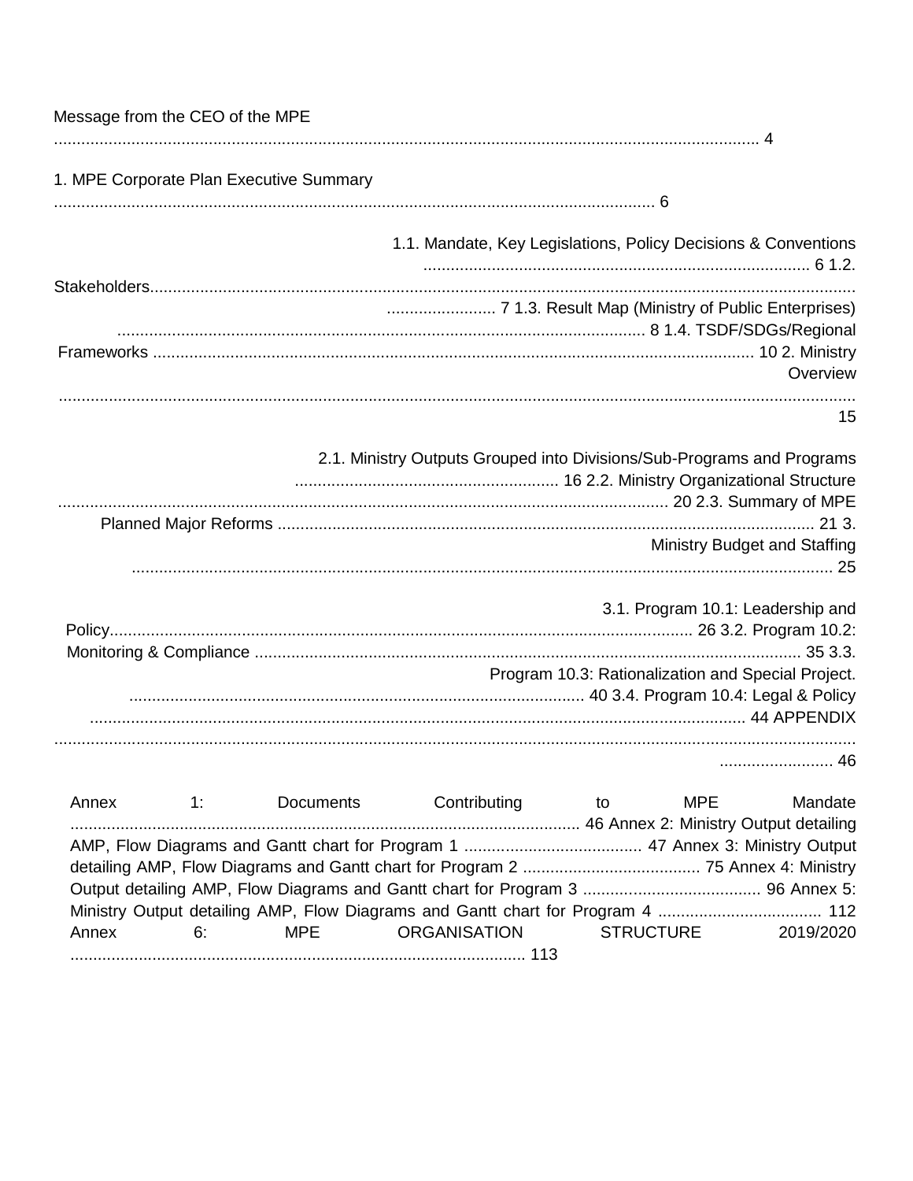Message from the CEO of the MPE ........................................................................................................ 4

1. MPE Corporate Plan Executive Summary ........................................................................................................ 6

1.1. Mandate, Key Legislations, Policy Decisions & Conventions ........................................................................................................ 6

1.2. Stakeholders........................................................................................................ 7

1.3. Result Map (Ministry of Public Enterprises) ........................................................................................................ 8

1.4. TSDF/SDGs/Regional Frameworks ........................................................................................................ 10

2. Ministry Overview ........................................................................................................ 15

2.1. Ministry Outputs Grouped into Divisions/Sub-Programs and Programs ........................................................................................................ 16

2.2. Ministry Organizational Structure ........................................................................................................ 20

2.3. Summary of MPE Planned Major Reforms ........................................................................................................ 21

3. Ministry Budget and Staffing ........................................................................................................ 25

3.1. Program 10.1: Leadership and Policy........................................................................................................ 26

3.2. Program 10.2: Monitoring & Compliance ........................................................................................................ 35

3.3. Program 10.3: Rationalization and Special Project. ........................................................................................................ 40

3.4. Program 10.4: Legal & Policy ........................................................................................................ 44

APPENDIX ........................................................................................................ 46

Annex 1: Documents Contributing to MPE Mandate ........................................................................................................ 46

Annex 2: Ministry Output detailing AMP, Flow Diagrams and Gantt chart for Program 1 ........................................ 47

Annex 3: Ministry Output detailing AMP, Flow Diagrams and Gantt chart for Program 2 ........................................ 75

Annex 4: Ministry Output detailing AMP, Flow Diagrams and Gantt chart for Program 3 ........................................ 96

Annex 5: Ministry Output detailing AMP, Flow Diagrams and Gantt chart for Program 4 ........................................ 112

Annex 6: MPE ORGANISATION STRUCTURE 2019/2020 ........................................................................................................ 113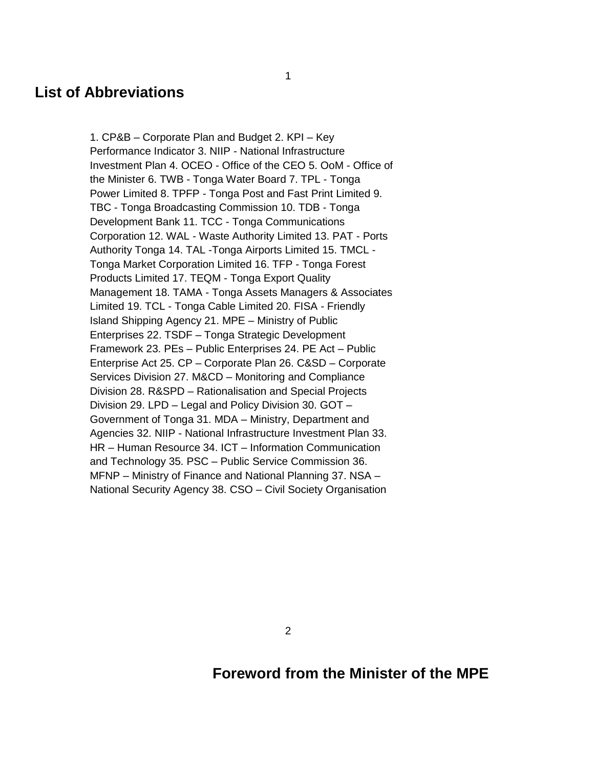## List of Abbreviations

1. CP&B – Corporate Plan and Budget 2. KPI – Key Performance Indicator 3. NIIP - National Infrastructure Investment Plan 4. OCEO - Office of the CEO 5. OoM - Office of the Minister 6. TWB - Tonga Water Board 7. TPL - Tonga Power Limited 8. TPFP - Tonga Post and Fast Print Limited 9. TBC - Tonga Broadcasting Commission 10. TDB - Tonga Development Bank 11. TCC - Tonga Communications Corporation 12. WAL - Waste Authority Limited 13. PAT - Ports Authority Tonga 14. TAL -Tonga Airports Limited 15. TMCL - Tonga Market Corporation Limited 16. TFP - Tonga Forest Products Limited 17. TEQM - Tonga Export Quality Management 18. TAMA - Tonga Assets Managers & Associates Limited 19. TCL - Tonga Cable Limited 20. FISA - Friendly Island Shipping Agency 21. MPE – Ministry of Public Enterprises 22. TSDF – Tonga Strategic Development Framework 23. PEs – Public Enterprises 24. PE Act – Public Enterprise Act 25. CP – Corporate Plan 26. C&SD – Corporate Services Division 27. M&CD – Monitoring and Compliance Division 28. R&SPD – Rationalisation and Special Projects Division 29. LPD – Legal and Policy Division 30. GOT – Government of Tonga 31. MDA – Ministry, Department and Agencies 32. NIIP - National Infrastructure Investment Plan 33. HR – Human Resource 34. ICT – Information Communication and Technology 35. PSC – Public Service Commission 36. MFNP – Ministry of Finance and National Planning 37. NSA – National Security Agency 38. CSO – Civil Society Organisation

## Foreword from the Minister of the MPE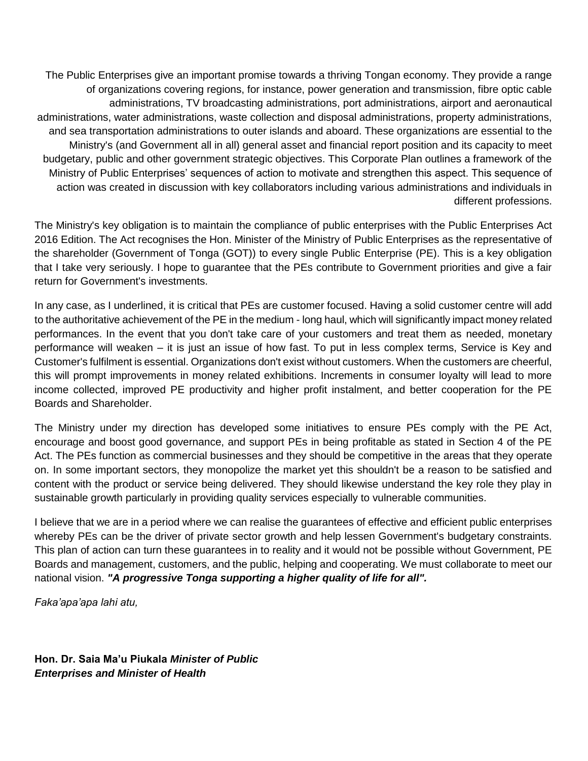The Public Enterprises give an important promise towards a thriving Tongan economy. They provide a range of organizations covering regions, for instance, power generation and transmission, fibre optic cable administrations, TV broadcasting administrations, port administrations, airport and aeronautical administrations, water administrations, waste collection and disposal administrations, property administrations, and sea transportation administrations to outer islands and aboard. These organizations are essential to the Ministry's (and Government all in all) general asset and financial report position and its capacity to meet budgetary, public and other government strategic objectives. This Corporate Plan outlines a framework of the Ministry of Public Enterprises' sequences of action to motivate and strengthen this aspect. This sequence of action was created in discussion with key collaborators including various administrations and individuals in different professions.

The Ministry's key obligation is to maintain the compliance of public enterprises with the Public Enterprises Act 2016 Edition. The Act recognises the Hon. Minister of the Ministry of Public Enterprises as the representative of the shareholder (Government of Tonga (GOT)) to every single Public Enterprise (PE). This is a key obligation that I take very seriously. I hope to guarantee that the PEs contribute to Government priorities and give a fair return for Government's investments.

In any case, as I underlined, it is critical that PEs are customer focused. Having a solid customer centre will add to the authoritative achievement of the PE in the medium - long haul, which will significantly impact money related performances. In the event that you don't take care of your customers and treat them as needed, monetary performance will weaken – it is just an issue of how fast. To put in less complex terms, Service is Key and Customer's fulfilment is essential. Organizations don't exist without customers. When the customers are cheerful, this will prompt improvements in money related exhibitions. Increments in consumer loyalty will lead to more income collected, improved PE productivity and higher profit instalment, and better cooperation for the PE Boards and Shareholder.

The Ministry under my direction has developed some initiatives to ensure PEs comply with the PE Act, encourage and boost good governance, and support PEs in being profitable as stated in Section 4 of the PE Act. The PEs function as commercial businesses and they should be competitive in the areas that they operate on. In some important sectors, they monopolize the market yet this shouldn't be a reason to be satisfied and content with the product or service being delivered. They should likewise understand the key role they play in sustainable growth particularly in providing quality services especially to vulnerable communities.

I believe that we are in a period where we can realise the guarantees of effective and efficient public enterprises whereby PEs can be the driver of private sector growth and help lessen Government's budgetary constraints. This plan of action can turn these guarantees in to reality and it would not be possible without Government, PE Boards and management, customers, and the public, helping and cooperating. We must collaborate to meet our national vision. ***"A progressive Tonga supporting a higher quality of life for all".***

*Faka'apa'apa lahi atu,*

**Hon. Dr. Saia Ma'u Piukala** ***Minister of Public Enterprises and Minister of Health***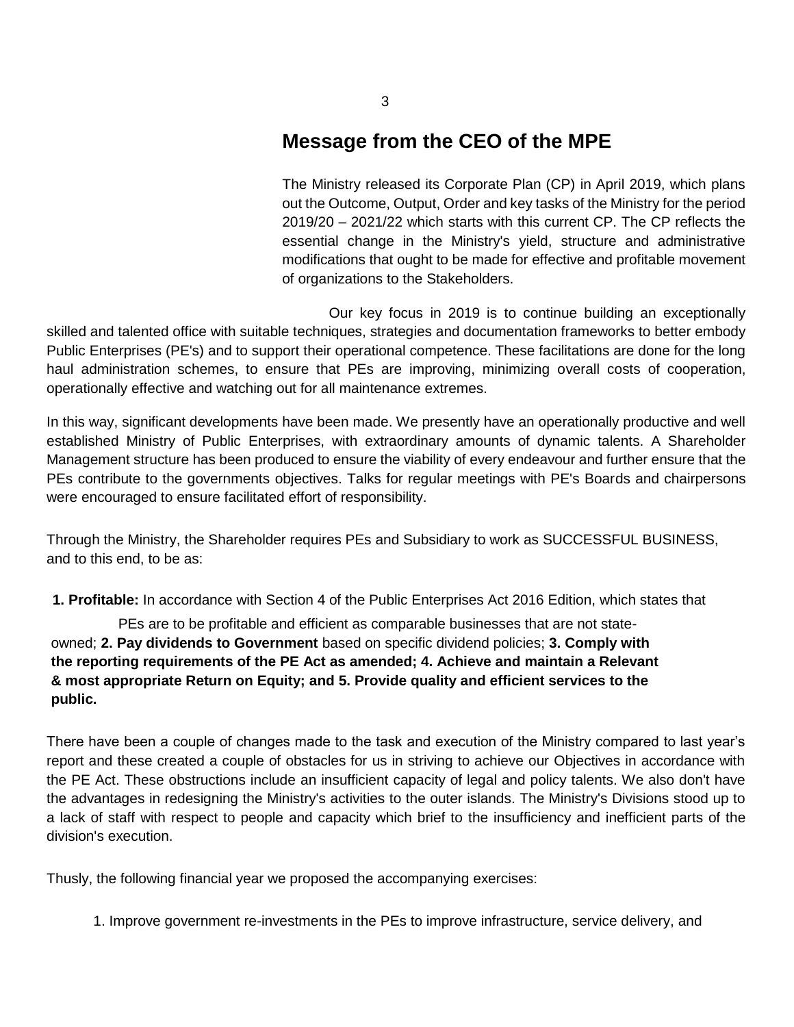## Message from the CEO of the MPE

The Ministry released its Corporate Plan (CP) in April 2019, which plans out the Outcome, Output, Order and key tasks of the Ministry for the period 2019/20 – 2021/22 which starts with this current CP. The CP reflects the essential change in the Ministry's yield, structure and administrative modifications that ought to be made for effective and profitable movement of organizations to the Stakeholders.

Our key focus in 2019 is to continue building an exceptionally skilled and talented office with suitable techniques, strategies and documentation frameworks to better embody Public Enterprises (PE's) and to support their operational competence. These facilitations are done for the long haul administration schemes, to ensure that PEs are improving, minimizing overall costs of cooperation, operationally effective and watching out for all maintenance extremes.

In this way, significant developments have been made. We presently have an operationally productive and well established Ministry of Public Enterprises, with extraordinary amounts of dynamic talents. A Shareholder Management structure has been produced to ensure the viability of every endeavour and further ensure that the PEs contribute to the governments objectives. Talks for regular meetings with PE's Boards and chairpersons were encouraged to ensure facilitated effort of responsibility.

Through the Ministry, the Shareholder requires PEs and Subsidiary to work as SUCCESSFUL BUSINESS, and to this end, to be as:

**1. Profitable:** In accordance with Section 4 of the Public Enterprises Act 2016 Edition, which states that PEs are to be profitable and efficient as comparable businesses that are not state-owned; **2. Pay dividends to Government** based on specific dividend policies; **3. Comply with the reporting requirements of the PE Act as amended; 4. Achieve and maintain a Relevant & most appropriate Return on Equity; and 5. Provide quality and efficient services to the public.**

There have been a couple of changes made to the task and execution of the Ministry compared to last year's report and these created a couple of obstacles for us in striving to achieve our Objectives in accordance with the PE Act. These obstructions include an insufficient capacity of legal and policy talents. We also don't have the advantages in redesigning the Ministry's activities to the outer islands. The Ministry's Divisions stood up to a lack of staff with respect to people and capacity which brief to the insufficiency and inefficient parts of the division's execution.

Thusly, the following financial year we proposed the accompanying exercises:

1. Improve government re-investments in the PEs to improve infrastructure, service delivery, and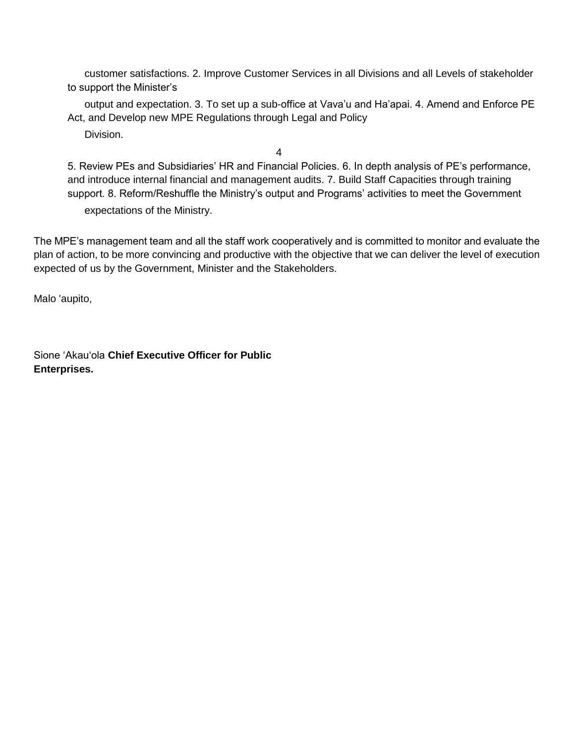customer satisfactions. 2. Improve Customer Services in all Divisions and all Levels of stakeholder to support the Minister's output and expectation. 3. To set up a sub-office at Vava'u and Ha'apai. 4. Amend and Enforce PE Act, and Develop new MPE Regulations through Legal and Policy Division.

5. Review PEs and Subsidiaries' HR and Financial Policies. 6. In depth analysis of PE's performance, and introduce internal financial and management audits. 7. Build Staff Capacities through training support. 8. Reform/Reshuffle the Ministry's output and Programs' activities to meet the Government expectations of the Ministry.

The MPE's management team and all the staff work cooperatively and is committed to monitor and evaluate the plan of action, to be more convincing and productive with the objective that we can deliver the level of execution expected of us by the Government, Minister and the Stakeholders.

Malo 'aupito,

Sione ʻAkauʻola **Chief Executive Officer for Public Enterprises.**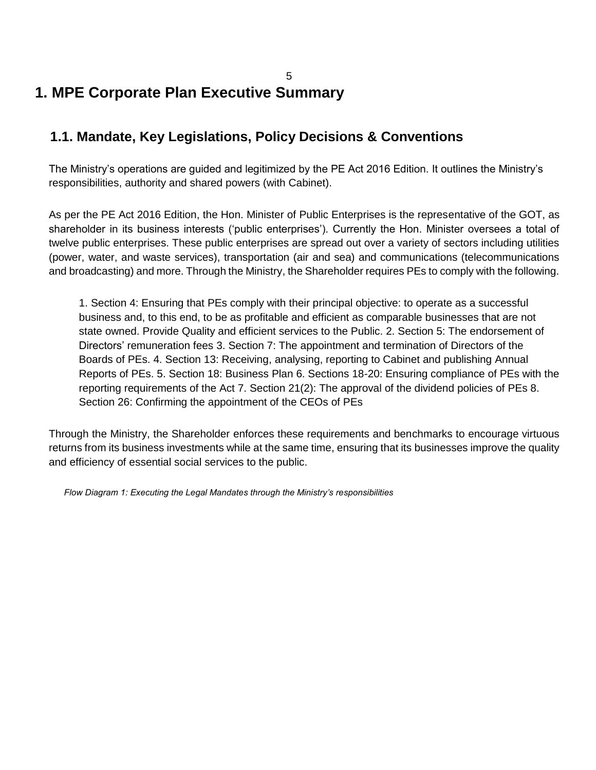# 1. MPE Corporate Plan Executive Summary

## 1.1. Mandate, Key Legislations, Policy Decisions & Conventions

The Ministry's operations are guided and legitimized by the PE Act 2016 Edition. It outlines the Ministry's responsibilities, authority and shared powers (with Cabinet).

As per the PE Act 2016 Edition, the Hon. Minister of Public Enterprises is the representative of the GOT, as shareholder in its business interests ('public enterprises'). Currently the Hon. Minister oversees a total of twelve public enterprises. These public enterprises are spread out over a variety of sectors including utilities (power, water, and waste services), transportation (air and sea) and communications (telecommunications and broadcasting) and more. Through the Ministry, the Shareholder requires PEs to comply with the following.

1. Section 4: Ensuring that PEs comply with their principal objective: to operate as a successful business and, to this end, to be as profitable and efficient as comparable businesses that are not state owned. Provide Quality and efficient services to the Public. 2. Section 5: The endorsement of Directors' remuneration fees 3. Section 7: The appointment and termination of Directors of the Boards of PEs. 4. Section 13: Receiving, analysing, reporting to Cabinet and publishing Annual Reports of PEs. 5. Section 18: Business Plan 6. Sections 18-20: Ensuring compliance of PEs with the reporting requirements of the Act 7. Section 21(2): The approval of the dividend policies of PEs 8. Section 26: Confirming the appointment of the CEOs of PEs

Through the Ministry, the Shareholder enforces these requirements and benchmarks to encourage virtuous returns from its business investments while at the same time, ensuring that its businesses improve the quality and efficiency of essential social services to the public.

*Flow Diagram 1: Executing the Legal Mandates through the Ministry's responsibilities*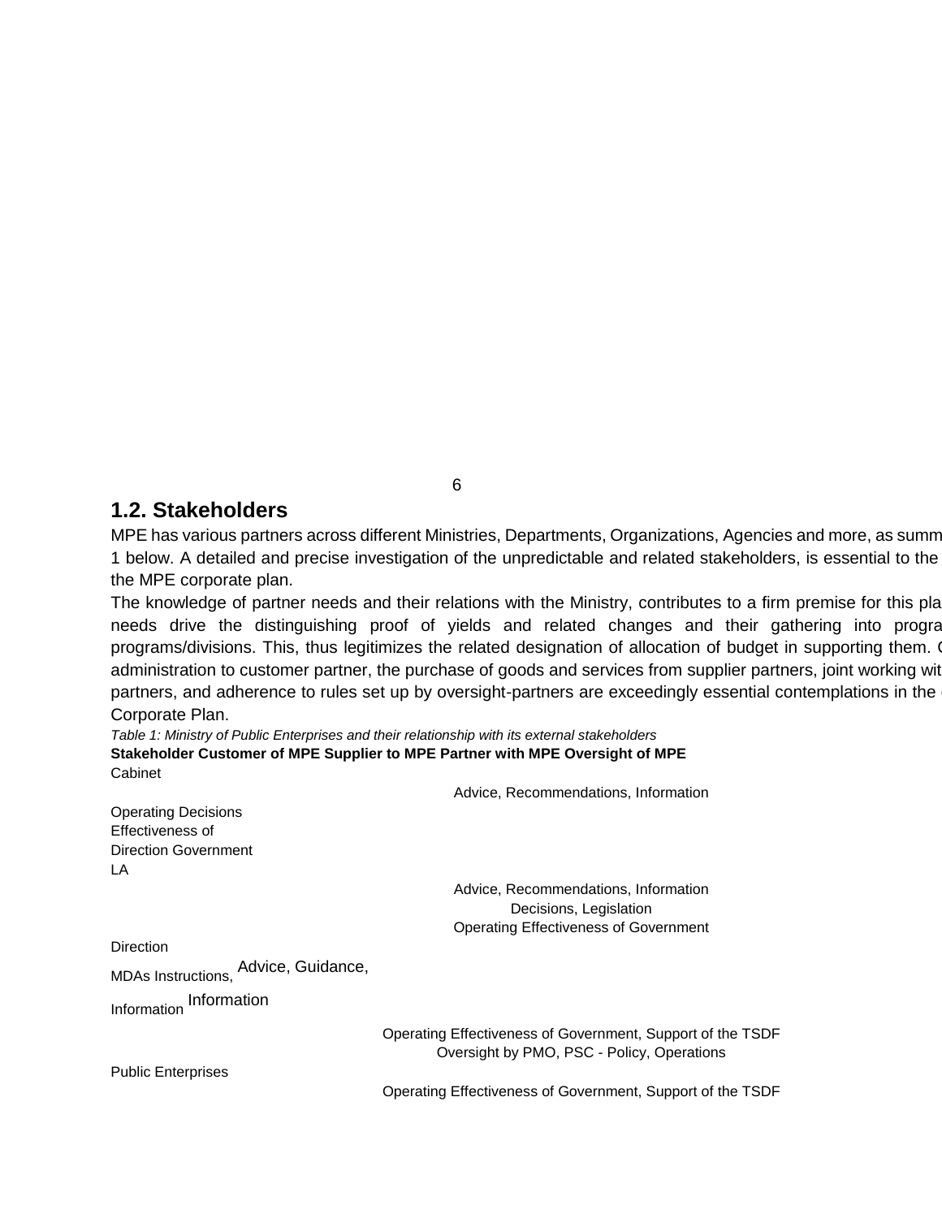## 1.2. Stakeholders

MPE has various partners across different Ministries, Departments, Organizations, Agencies and more, as summ 1 below. A detailed and precise investigation of the unpredictable and related stakeholders, is essential to the the MPE corporate plan.

The knowledge of partner needs and their relations with the Ministry, contributes to a firm premise for this pla needs drive the distinguishing proof of yields and related changes and their gathering into progra programs/divisions. This, thus legitimizes the related designation of allocation of budget in supporting them. administration to customer partner, the purchase of goods and services from supplier partners, joint working wit partners, and adherence to rules set up by oversight-partners are exceedingly essential contemplations in the Corporate Plan.

*Table 1: Ministry of Public Enterprises and their relationship with its external stakeholders*

| Stakeholder | Customer of MPE | Supplier to MPE | Partner with MPE | Oversight of MPE |
|---|---|---|---|---|
| Cabinet | | Advice, Recommendations, Information | | |
| | Operating Decisions Effectiveness of Direction Government | | | |
| LA | | Advice, Recommendations, Information Decisions, Legislation Operating Effectiveness of Government | | |
| | Direction | | | |
| MDAs | Instructions, Information | Advice, Guidance, Information | | |
| | | Operating Effectiveness of Government, Support of the TSDF Oversight by PMO, PSC - Policy, Operations | | |
| Public Enterprises | | Operating Effectiveness of Government, Support of the TSDF | | |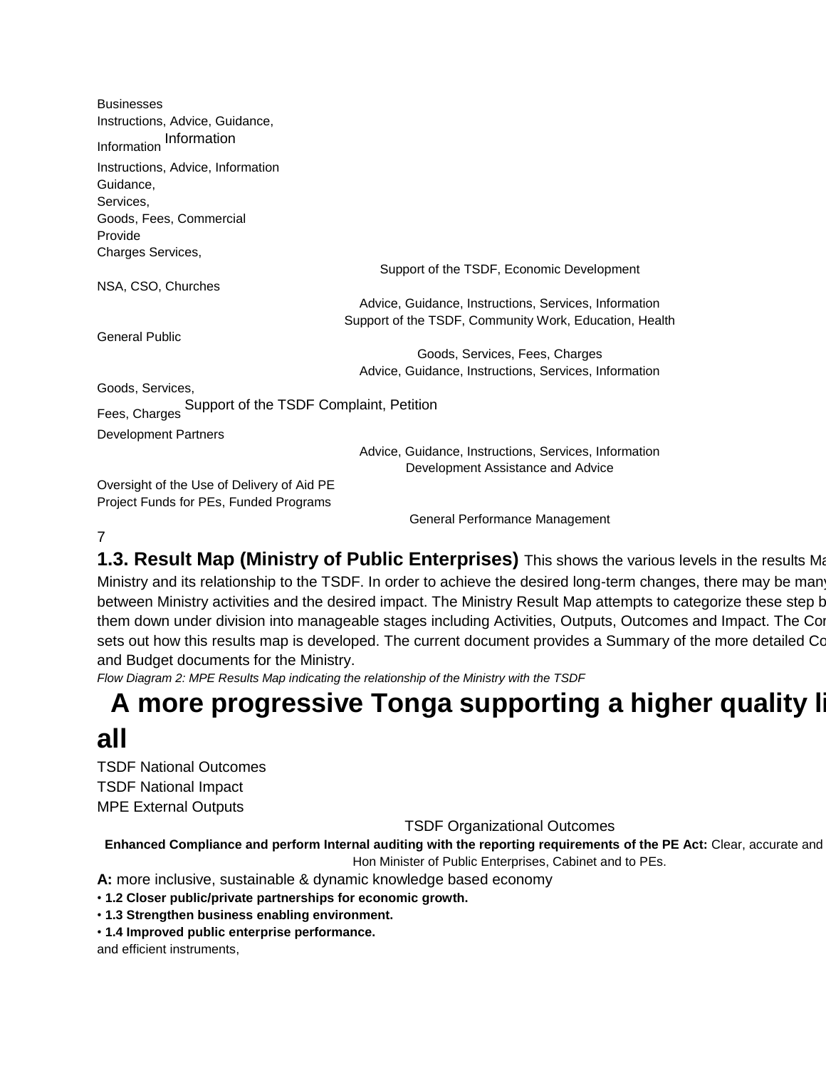Businesses
Instructions, Advice, Guidance,
Information Information
Instructions, Advice, Information
Guidance,
Services,
Goods, Fees, Commercial
Provide
Charges Services,

Support of the TSDF, Economic Development

NSA, CSO, Churches

Advice, Guidance, Instructions, Services, Information
Support of the TSDF, Community Work, Education, Health

General Public

Goods, Services, Fees, Charges
Advice, Guidance, Instructions, Services, Information

Goods, Services,
Fees, Charges Support of the TSDF Complaint, Petition

Development Partners

Advice, Guidance, Instructions, Services, Information
Development Assistance and Advice

Oversight of the Use of Delivery of Aid PE
Project Funds for PEs, Funded Programs

General Performance Management

## 1.3. Result Map (Ministry of Public Enterprises)

This shows the various levels in the results Ma Ministry and its relationship to the TSDF. In order to achieve the desired long-term changes, there may be many between Ministry activities and the desired impact. The Ministry Result Map attempts to categorize these step b them down under division into manageable stages including Activities, Outputs, Outcomes and Impact. The Cor sets out how this results map is developed. The current document provides a Summary of the more detailed Co and Budget documents for the Ministry.

*Flow Diagram 2: MPE Results Map indicating the relationship of the Ministry with the TSDF*

# A more progressive Tonga supporting a higher quality li all

TSDF National Outcomes
TSDF National Impact
MPE External Outputs

TSDF Organizational Outcomes

**Enhanced Compliance and perform Internal auditing with the reporting requirements of the PE Act:** Clear, accurate and Hon Minister of Public Enterprises, Cabinet and to PEs.

**A:** more inclusive, sustainable & dynamic knowledge based economy

- **1.2 Closer public/private partnerships for economic growth.**
- **1.3 Strengthen business enabling environment.**
- **1.4 Improved public enterprise performance.**

and efficient instruments,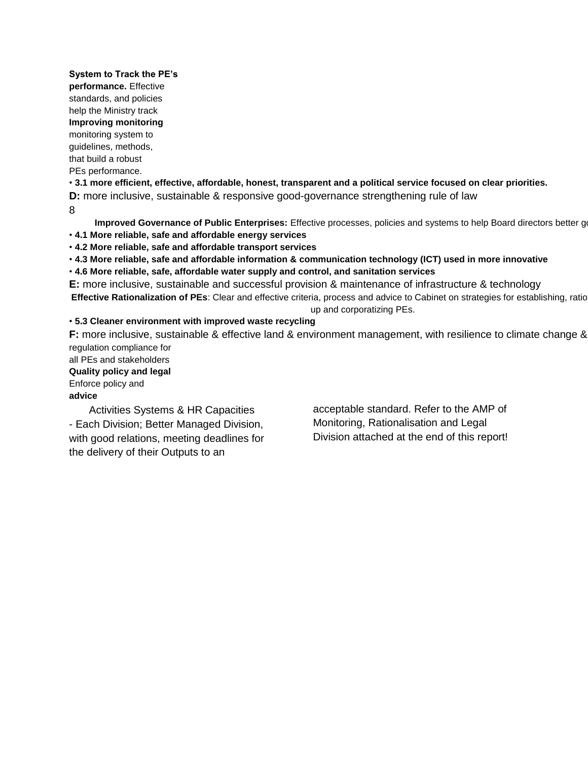**System to Track the PE's performance.** Effective standards, and policies help the Ministry track

**Improving monitoring** monitoring system to guidelines, methods, that build a robust PEs performance.

- **3.1 more efficient, effective, affordable, honest, transparent and a political service focused on clear priorities.**

**D:** more inclusive, sustainable & responsive good-governance strengthening rule of law

8

**Improved Governance of Public Enterprises:** Effective processes, policies and systems to help Board directors better go

- **4.1 More reliable, safe and affordable energy services**
- **4.2 More reliable, safe and affordable transport services**
- **4.3 More reliable, safe and affordable information & communication technology (ICT) used in more innovative**
- **4.6 More reliable, safe, affordable water supply and control, and sanitation services**

**E:** more inclusive, sustainable and successful provision & maintenance of infrastructure & technology

**Effective Rationalization of PEs**: Clear and effective criteria, process and advice to Cabinet on strategies for establishing, ratio up and corporatizing PEs.

- **5.3 Cleaner environment with improved waste recycling**

**F:** more inclusive, sustainable & effective land & environment management, with resilience to climate change &

regulation compliance for all PEs and stakeholders

**Quality policy and legal** Enforce policy and **advice**

Activities Systems & HR Capacities - Each Division; Better Managed Division, with good relations, meeting deadlines for the delivery of their Outputs to an acceptable standard. Refer to the AMP of Monitoring, Rationalisation and Legal Division attached at the end of this report!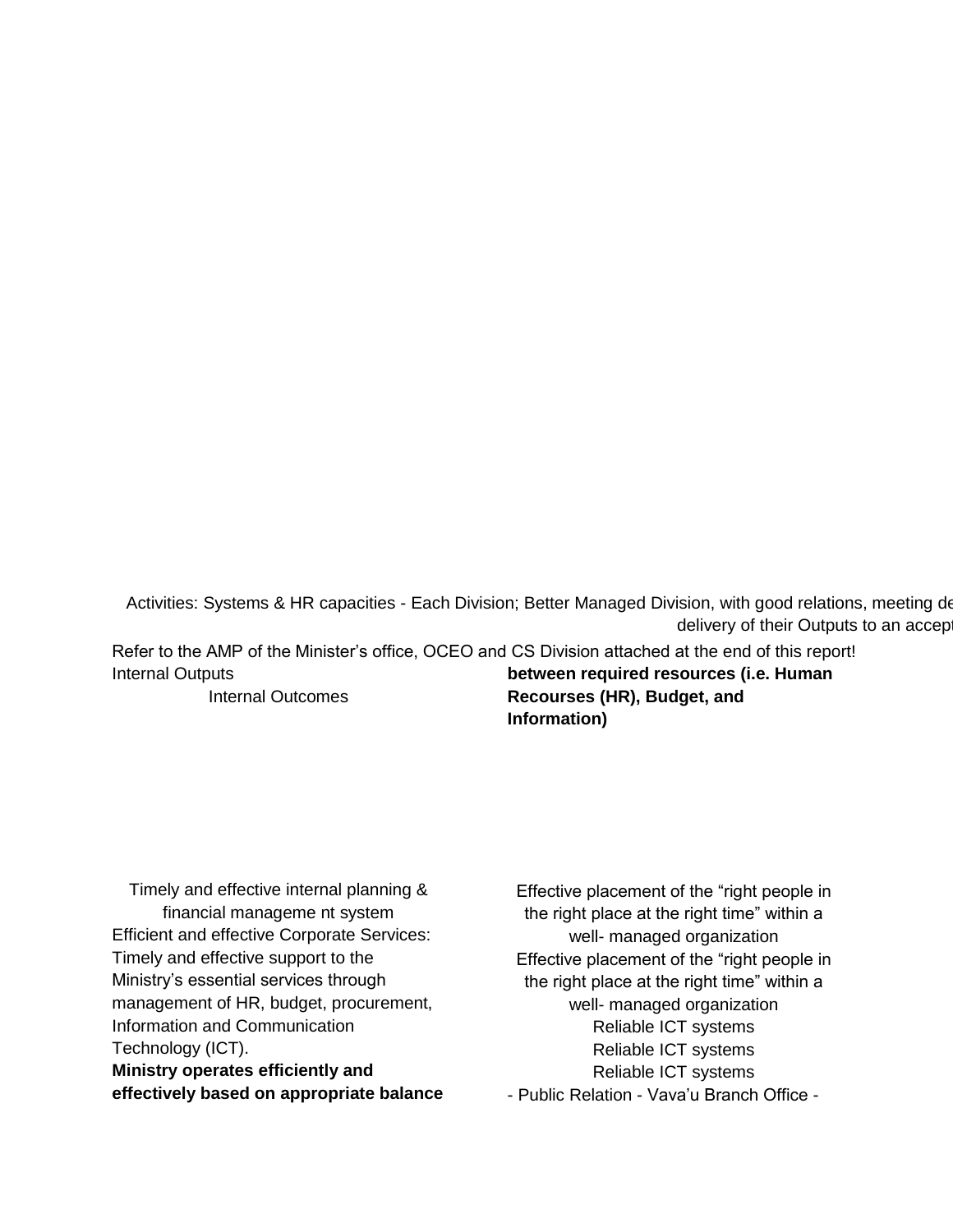Activities: Systems & HR capacities - Each Division; Better Managed Division, with good relations, meeting de

delivery of their Outputs to an accept

Refer to the AMP of the Minister's office, OCEO and CS Division attached at the end of this report!

Internal Outputs

Internal Outcomes

**between required resources (i.e. Human Recourses (HR), Budget, and Information)**

Timely and effective internal planning & financial manageme nt system

Efficient and effective Corporate Services: Timely and effective support to the Ministry's essential services through management of HR, budget, procurement, Information and Communication Technology (ICT).

**Ministry operates efficiently and effectively based on appropriate balance**

Effective placement of the "right people in the right place at the right time" within a well- managed organization

Effective placement of the "right people in the right place at the right time" within a well- managed organization

Reliable ICT systems

Reliable ICT systems

Reliable ICT systems

- Public Relation - Vava'u Branch Office -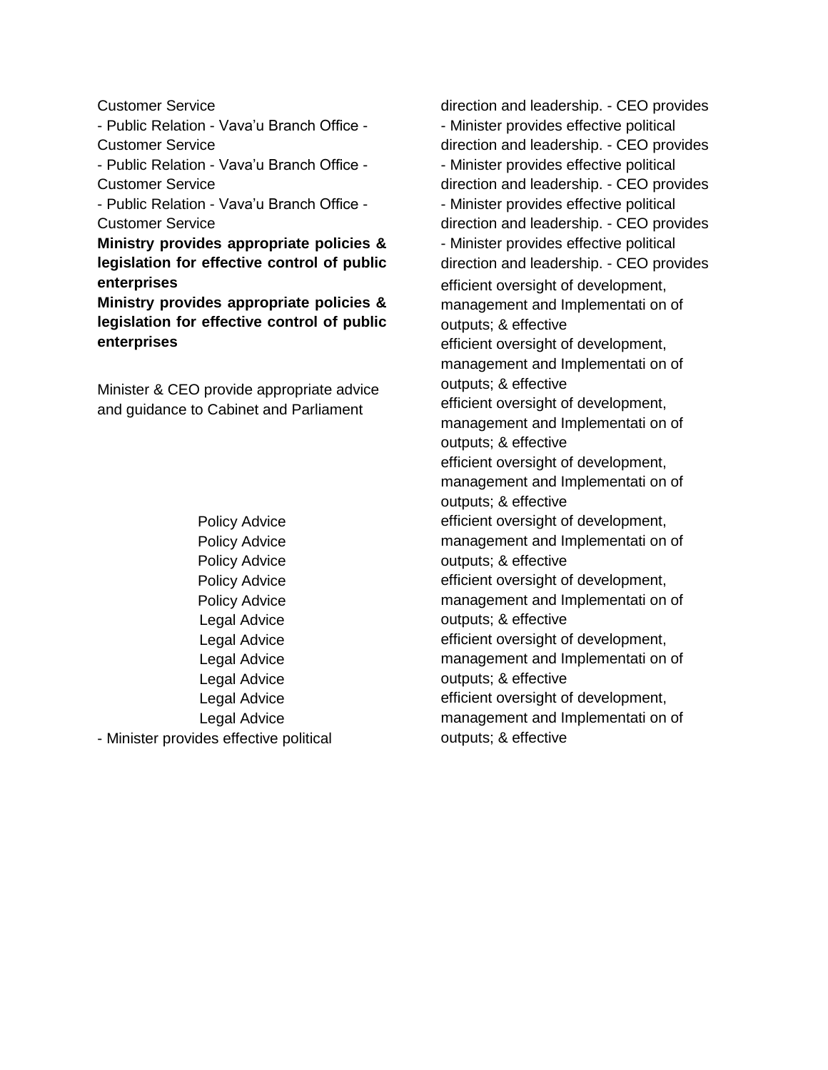Customer Service
- Public Relation - Vava’u Branch Office - Customer Service
- Public Relation - Vava’u Branch Office - Customer Service
- Public Relation - Vava’u Branch Office - Customer Service

**Ministry provides appropriate policies & legislation for effective control of public enterprises**

**Ministry provides appropriate policies & legislation for effective control of public enterprises**

Minister & CEO provide appropriate advice and guidance to Cabinet and Parliament

Policy Advice
Policy Advice
Policy Advice
Policy Advice
Policy Advice
Legal Advice
Legal Advice
Legal Advice
Legal Advice
Legal Advice
Legal Advice

- Minister provides effective political

direction and leadership. - CEO provides
- Minister provides effective political direction and leadership. - CEO provides
- Minister provides effective political direction and leadership. - CEO provides
- Minister provides effective political direction and leadership. - CEO provides
- Minister provides effective political direction and leadership. - CEO provides

efficient oversight of development, management and Implementati on of outputs; & effective
efficient oversight of development, management and Implementati on of outputs; & effective
efficient oversight of development, management and Implementati on of outputs; & effective
efficient oversight of development, management and Implementati on of outputs; & effective
efficient oversight of development, management and Implementati on of outputs; & effective
efficient oversight of development, management and Implementati on of outputs; & effective
efficient oversight of development, management and Implementati on of outputs; & effective
efficient oversight of development, management and Implementati on of outputs; & effective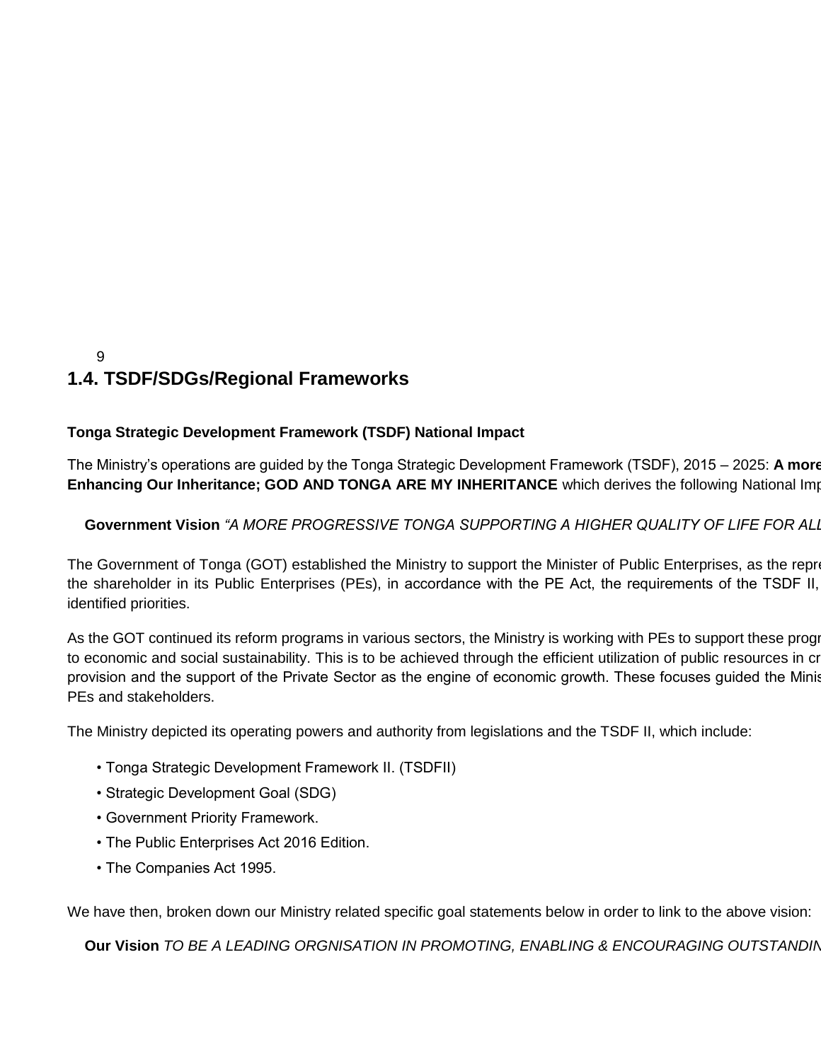## 1.4. TSDF/SDGs/Regional Frameworks

**Tonga Strategic Development Framework (TSDF) National Impact**

The Ministry's operations are guided by the Tonga Strategic Development Framework (TSDF), 2015 – 2025: **A more Enhancing Our Inheritance; GOD AND TONGA ARE MY INHERITANCE** which derives the following National Imp

**Government Vision** *"A MORE PROGRESSIVE TONGA SUPPORTING A HIGHER QUALITY OF LIFE FOR ALL*

The Government of Tonga (GOT) established the Ministry to support the Minister of Public Enterprises, as the repre the shareholder in its Public Enterprises (PEs), in accordance with the PE Act, the requirements of the TSDF II, identified priorities.

As the GOT continued its reform programs in various sectors, the Ministry is working with PEs to support these progr to economic and social sustainability. This is to be achieved through the efficient utilization of public resources in cr provision and the support of the Private Sector as the engine of economic growth. These focuses guided the Minis PEs and stakeholders.

The Ministry depicted its operating powers and authority from legislations and the TSDF II, which include:

- Tonga Strategic Development Framework II. (TSDFII)
- Strategic Development Goal (SDG)
- Government Priority Framework.
- The Public Enterprises Act 2016 Edition.
- The Companies Act 1995.

We have then, broken down our Ministry related specific goal statements below in order to link to the above vision:

**Our Vision** *TO BE A LEADING ORGNISATION IN PROMOTING, ENABLING & ENCOURAGING OUTSTANDIN*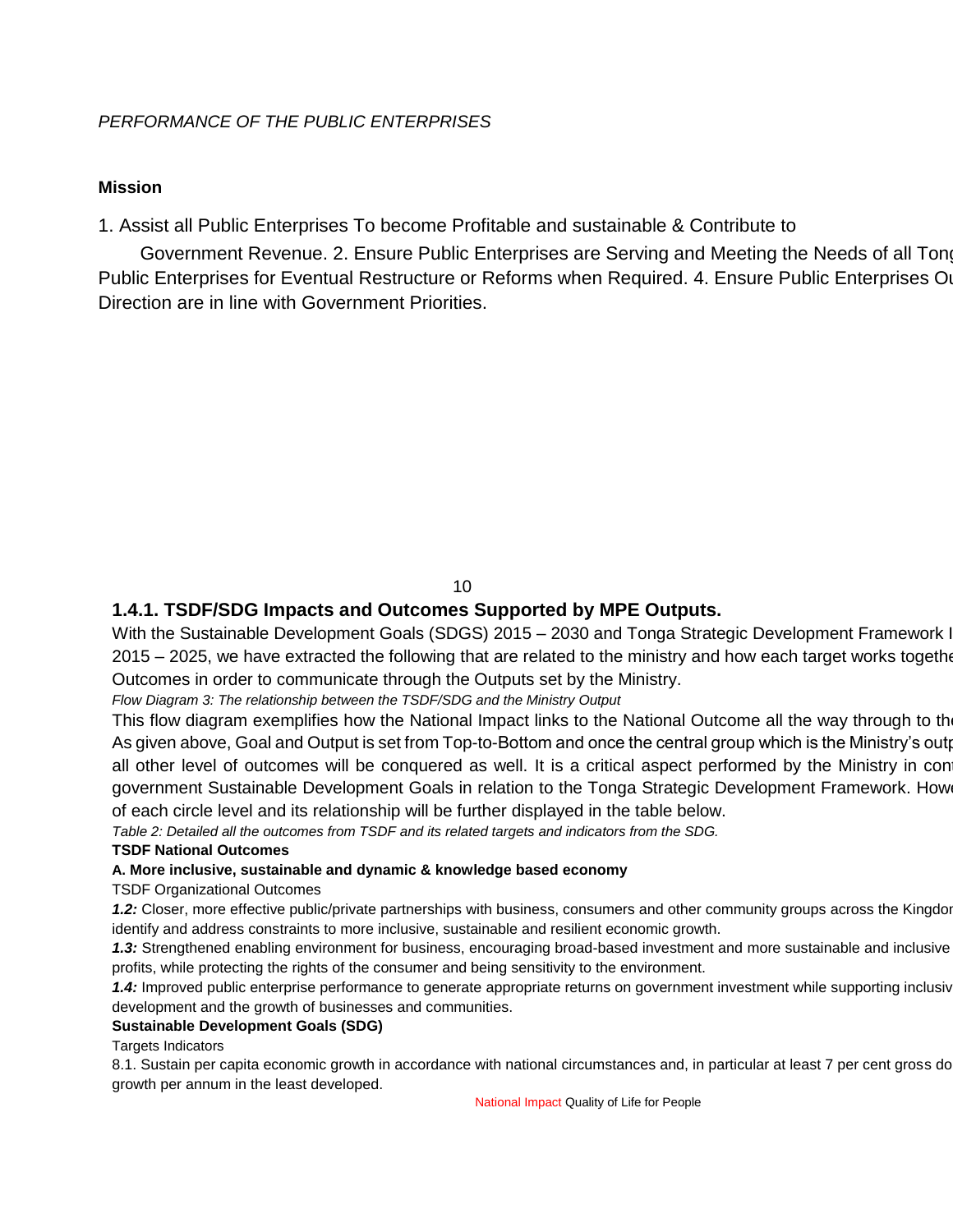*PERFORMANCE OF THE PUBLIC ENTERPRISES*

**Mission**

1. Assist all Public Enterprises To become Profitable and sustainable & Contribute to

Government Revenue. 2. Ensure Public Enterprises are Serving and Meeting the Needs of all Tong Public Enterprises for Eventual Restructure or Reforms when Required. 4. Ensure Public Enterprises Ou Direction are in line with Government Priorities.

### 1.4.1. TSDF/SDG Impacts and Outcomes Supported by MPE Outputs.

With the Sustainable Development Goals (SDGS) 2015 – 2030 and Tonga Strategic Development Framework I 2015 – 2025, we have extracted the following that are related to the ministry and how each target works togethe Outcomes in order to communicate through the Outputs set by the Ministry.

*Flow Diagram 3: The relationship between the TSDF/SDG and the Ministry Output*

This flow diagram exemplifies how the National Impact links to the National Outcome all the way through to th As given above, Goal and Output is set from Top-to-Bottom and once the central group which is the Ministry's outp all other level of outcomes will be conquered as well. It is a critical aspect performed by the Ministry in con government Sustainable Development Goals in relation to the Tonga Strategic Development Framework. Howe of each circle level and its relationship will be further displayed in the table below.

*Table 2: Detailed all the outcomes from TSDF and its related targets and indicators from the SDG.*

**TSDF National Outcomes**

**A. More inclusive, sustainable and dynamic & knowledge based economy**

TSDF Organizational Outcomes

***1.2:*** Closer, more effective public/private partnerships with business, consumers and other community groups across the Kingdor identify and address constraints to more inclusive, sustainable and resilient economic growth.

***1.3:*** Strengthened enabling environment for business, encouraging broad-based investment and more sustainable and inclusive profits, while protecting the rights of the consumer and being sensitivity to the environment.

***1.4:*** Improved public enterprise performance to generate appropriate returns on government investment while supporting inclusiv development and the growth of businesses and communities.

**Sustainable Development Goals (SDG)**

Targets Indicators

8.1. Sustain per capita economic growth in accordance with national circumstances and, in particular at least 7 per cent gross do growth per annum in the least developed.

National Impact Quality of Life for People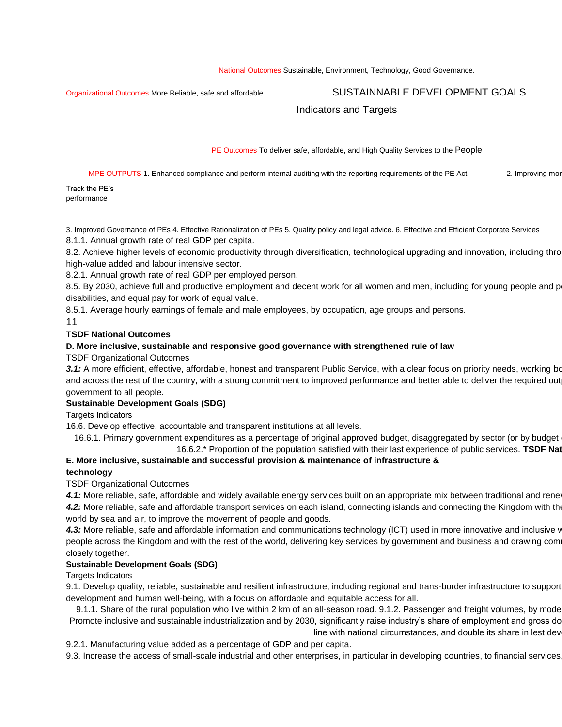National Outcomes Sustainable, Environment, Technology, Good Governance.

Organizational Outcomes More Reliable, safe and affordable

SUSTAINNABLE DEVELOPMENT GOALS

Indicators and Targets

PE Outcomes To deliver safe, affordable, and High Quality Services to the People

MPE OUTPUTS 1. Enhanced compliance and perform internal auditing with the reporting requirements of the PE Act 2. Improving mor

Track the PE's performance

3. Improved Governance of PEs 4. Effective Rationalization of PEs 5. Quality policy and legal advice. 6. Effective and Efficient Corporate Services

8.1.1. Annual growth rate of real GDP per capita.

8.2. Achieve higher levels of economic productivity through diversification, technological upgrading and innovation, including thro high-value added and labour intensive sector.

8.2.1. Annual growth rate of real GDP per employed person.

8.5. By 2030, achieve full and productive employment and decent work for all women and men, including for young people and pe disabilities, and equal pay for work of equal value.

8.5.1. Average hourly earnings of female and male employees, by occupation, age groups and persons.

11

**TSDF National Outcomes**

**D. More inclusive, sustainable and responsive good governance with strengthened rule of law**

TSDF Organizational Outcomes

***3.1:*** A more efficient, effective, affordable, honest and transparent Public Service, with a clear focus on priority needs, working bo and across the rest of the country, with a strong commitment to improved performance and better able to deliver the required out government to all people.

**Sustainable Development Goals (SDG)**

Targets Indicators

16.6. Develop effective, accountable and transparent institutions at all levels.

16.6.1. Primary government expenditures as a percentage of original approved budget, disaggregated by sector (or by budget

16.6.2.* Proportion of the population satisfied with their last experience of public services. **TSDF Nat**

**E. More inclusive, sustainable and successful provision & maintenance of infrastructure & technology**

TSDF Organizational Outcomes

***4.1:*** More reliable, safe, affordable and widely available energy services built on an appropriate mix between traditional and rene

***4.2:*** More reliable, safe and affordable transport services on each island, connecting islands and connecting the Kingdom with the world by sea and air, to improve the movement of people and goods.

***4.3:*** More reliable, safe and affordable information and communications technology (ICT) used in more innovative and inclusive w people across the Kingdom and with the rest of the world, delivering key services by government and business and drawing com closely together.

**Sustainable Development Goals (SDG)**

Targets Indicators

9.1. Develop quality, reliable, sustainable and resilient infrastructure, including regional and trans-border infrastructure to support development and human well-being, with a focus on affordable and equitable access for all.

9.1.1. Share of the rural population who live within 2 km of an all-season road. 9.1.2. Passenger and freight volumes, by mode

Promote inclusive and sustainable industrialization and by 2030, significantly raise industry's share of employment and gross do line with national circumstances, and double its share in lest deve

9.2.1. Manufacturing value added as a percentage of GDP and per capita.

9.3. Increase the access of small-scale industrial and other enterprises, in particular in developing countries, to financial services,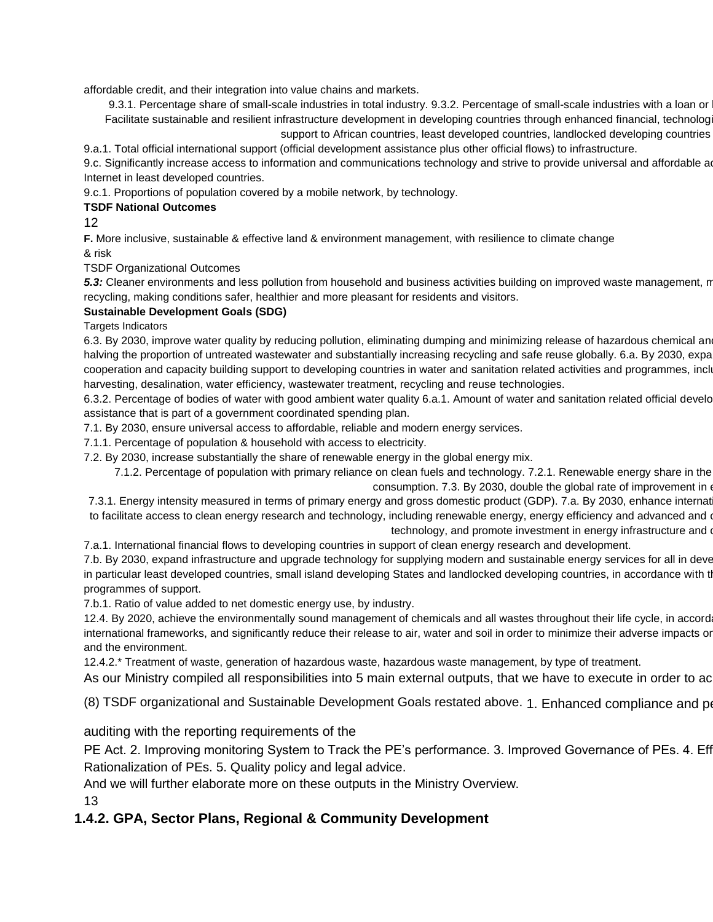affordable credit, and their integration into value chains and markets.

9.3.1. Percentage share of small-scale industries in total industry. 9.3.2. Percentage of small-scale industries with a loan or l
Facilitate sustainable and resilient infrastructure development in developing countries through enhanced financial, technologi
support to African countries, least developed countries, landlocked developing countries

9.a.1. Total official international support (official development assistance plus other official flows) to infrastructure.

9.c. Significantly increase access to information and communications technology and strive to provide universal and affordable ac
Internet in least developed countries.

9.c.1. Proportions of population covered by a mobile network, by technology.

**TSDF National Outcomes**

12

**F.** More inclusive, sustainable & effective land & environment management, with resilience to climate change & risk

TSDF Organizational Outcomes

***5.3:*** Cleaner environments and less pollution from household and business activities building on improved waste management, m
recycling, making conditions safer, healthier and more pleasant for residents and visitors.

**Sustainable Development Goals (SDG)**

Targets Indicators

6.3. By 2030, improve water quality by reducing pollution, eliminating dumping and minimizing release of hazardous chemical and
halving the proportion of untreated wastewater and substantially increasing recycling and safe reuse globally. 6.a. By 2030, expa
cooperation and capacity building support to developing countries in water and sanitation related activities and programmes, inclu
harvesting, desalination, water efficiency, wastewater treatment, recycling and reuse technologies.

6.3.2. Percentage of bodies of water with good ambient water quality 6.a.1. Amount of water and sanitation related official develo
assistance that is part of a government coordinated spending plan.

7.1. By 2030, ensure universal access to affordable, reliable and modern energy services.

7.1.1. Percentage of population & household with access to electricity.

7.2. By 2030, increase substantially the share of renewable energy in the global energy mix.

7.1.2. Percentage of population with primary reliance on clean fuels and technology. 7.2.1. Renewable energy share in the
consumption. 7.3. By 2030, double the global rate of improvement in e

7.3.1. Energy intensity measured in terms of primary energy and gross domestic product (GDP). 7.a. By 2030, enhance internati
to facilitate access to clean energy research and technology, including renewable energy, energy efficiency and advanced and c
technology, and promote investment in energy infrastructure and c

7.a.1. International financial flows to developing countries in support of clean energy research and development.

7.b. By 2030, expand infrastructure and upgrade technology for supplying modern and sustainable energy services for all in deve
in particular least developed countries, small island developing States and landlocked developing countries, in accordance with th
programmes of support.

7.b.1. Ratio of value added to net domestic energy use, by industry.

12.4. By 2020, achieve the environmentally sound management of chemicals and all wastes throughout their life cycle, in accorda
international frameworks, and significantly reduce their release to air, water and soil in order to minimize their adverse impacts on
and the environment.

12.4.2.* Treatment of waste, generation of hazardous waste, hazardous waste management, by type of treatment.

As our Ministry compiled all responsibilities into 5 main external outputs, that we have to execute in order to ac

(8) TSDF organizational and Sustainable Development Goals restated above. 1. Enhanced compliance and pe

auditing with the reporting requirements of the

PE Act. 2. Improving monitoring System to Track the PE's performance. 3. Improved Governance of PEs. 4. Eff
Rationalization of PEs. 5. Quality policy and legal advice.

And we will further elaborate more on these outputs in the Ministry Overview.

13

### 1.4.2. GPA, Sector Plans, Regional & Community Development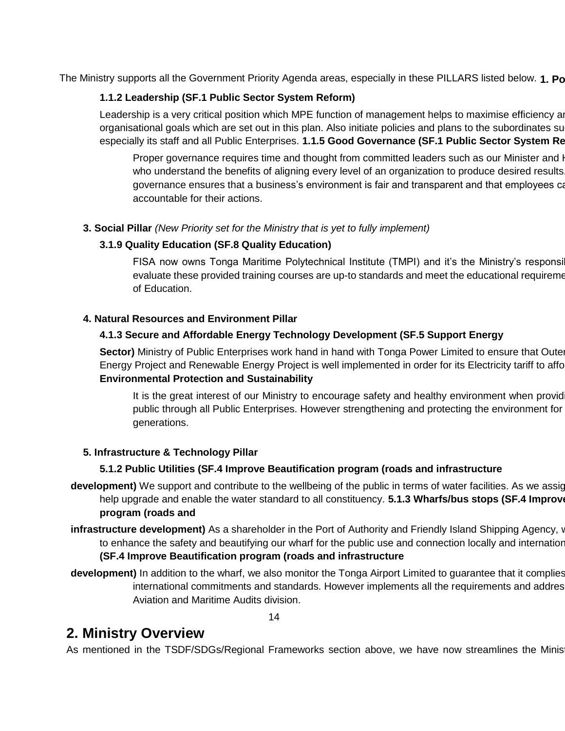The Ministry supports all the Government Priority Agenda areas, especially in these PILLARS listed below. **1. Po**

**1.1.2 Leadership (SF.1 Public Sector System Reform)**

Leadership is a very critical position which MPE function of management helps to maximise efficiency ar organisational goals which are set out in this plan. Also initiate policies and plans to the subordinates su especially its staff and all Public Enterprises. **1.1.5 Good Governance (SF.1 Public Sector System Re**

Proper governance requires time and thought from committed leaders such as our Minister and H who understand the benefits of aligning every level of an organization to produce desired results. governance ensures that a business's environment is fair and transparent and that employees ca accountable for their actions.

**3. Social Pillar** *(New Priority set for the Ministry that is yet to fully implement)*

**3.1.9 Quality Education (SF.8 Quality Education)**

FISA now owns Tonga Maritime Polytechnical Institute (TMPI) and it's the Ministry's responsil evaluate these provided training courses are up-to standards and meet the educational requireme of Education.

**4. Natural Resources and Environment Pillar**

**4.1.3 Secure and Affordable Energy Technology Development (SF.5 Support Energy Sector)** Ministry of Public Enterprises work hand in hand with Tonga Power Limited to ensure that Outer Energy Project and Renewable Energy Project is well implemented in order for its Electricity tariff to affo **Environmental Protection and Sustainability**

It is the great interest of our Ministry to encourage safety and healthy environment when providi public through all Public Enterprises. However strengthening and protecting the environment for generations.

**5. Infrastructure & Technology Pillar**

**5.1.2 Public Utilities (SF.4 Improve Beautification program (roads and infrastructure development)** We support and contribute to the wellbeing of the public in terms of water facilities. As we assig help upgrade and enable the water standard to all constituency. **5.1.3 Wharfs/bus stops (SF.4 Improve program (roads and infrastructure development)** As a shareholder in the Port of Authority and Friendly Island Shipping Agency, w to enhance the safety and beautifying our wharf for the public use and connection locally and internation **(SF.4 Improve Beautification program (roads and infrastructure development)** In addition to the wharf, we also monitor the Tonga Airport Limited to guarantee that it complies international commitments and standards. However implements all the requirements and addres Aviation and Maritime Audits division.

## 2. Ministry Overview

As mentioned in the TSDF/SDGs/Regional Frameworks section above, we have now streamlines the Minist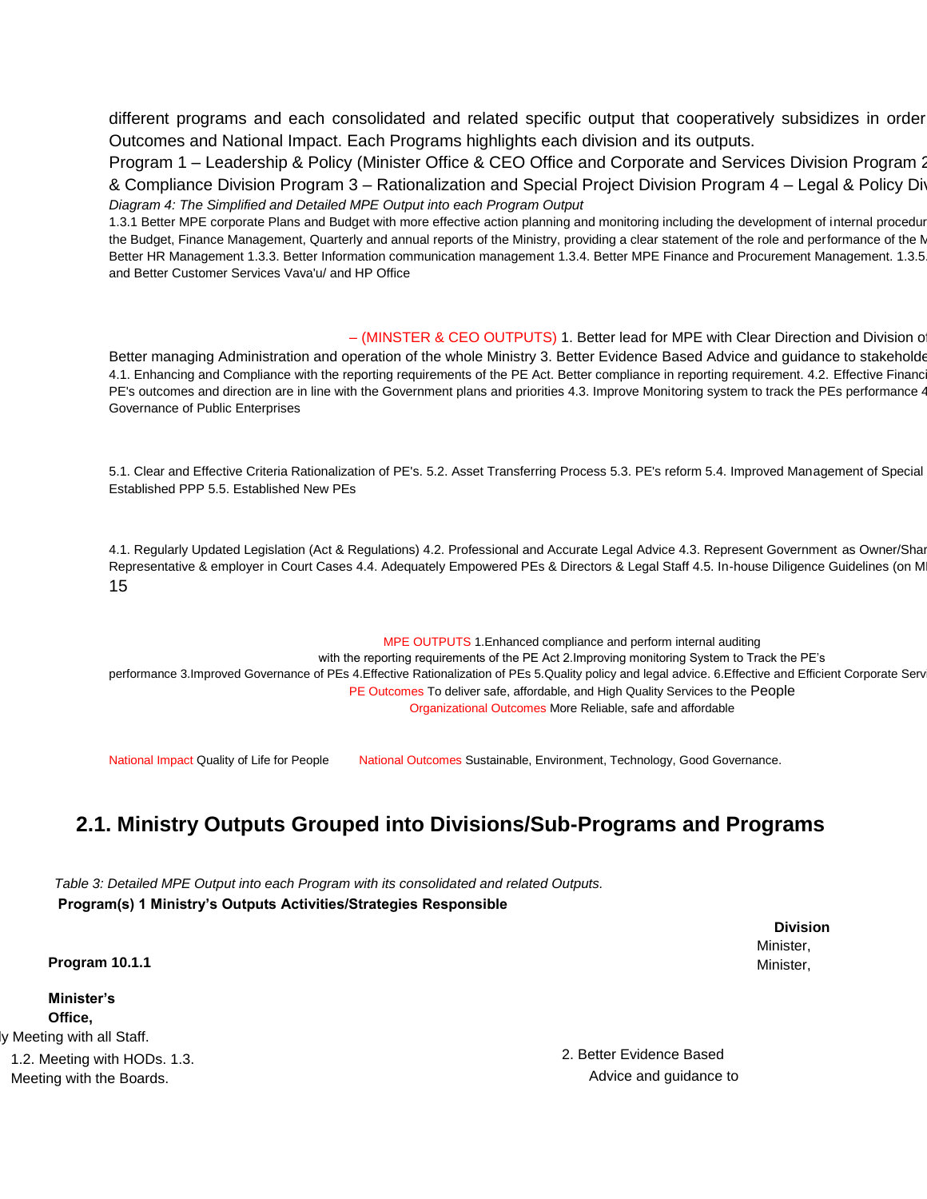different programs and each consolidated and related specific output that cooperatively subsidizes in order Outcomes and National Impact. Each Programs highlights each division and its outputs.

Program 1 – Leadership & Policy (Minister Office & CEO Office and Corporate and Services Division Program 2 & Compliance Division Program 3 – Rationalization and Special Project Division Program 4 – Legal & Policy Div

*Diagram 4: The Simplified and Detailed MPE Output into each Program Output*

1.3.1 Better MPE corporate Plans and Budget with more effective action planning and monitoring including the development of internal procedur the Budget, Finance Management, Quarterly and annual reports of the Ministry, providing a clear statement of the role and performance of the M Better HR Management 1.3.3. Better Information communication management 1.3.4. Better MPE Finance and Procurement Management. 1.3.5. and Better Customer Services Vava'u/ and HP Office

– (MINSTER & CEO OUTPUTS) 1. Better lead for MPE with Clear Direction and Division of Better managing Administration and operation of the whole Ministry 3. Better Evidence Based Advice and guidance to stakeholde

4.1. Enhancing and Compliance with the reporting requirements of the PE Act. Better compliance in reporting requirement. 4.2. Effective Financi PE's outcomes and direction are in line with the Government plans and priorities 4.3. Improve Monitoring system to track the PEs performance 4 Governance of Public Enterprises

5.1. Clear and Effective Criteria Rationalization of PE's. 5.2. Asset Transferring Process 5.3. PE's reform 5.4. Improved Management of Special Established PPP 5.5. Established New PEs

4.1. Regularly Updated Legislation (Act & Regulations) 4.2. Professional and Accurate Legal Advice 4.3. Represent Government as Owner/Shar Representative & employer in Court Cases 4.4. Adequately Empowered PEs & Directors & Legal Staff 4.5. In-house Diligence Guidelines (on MI

15

MPE OUTPUTS 1.Enhanced compliance and perform internal auditing with the reporting requirements of the PE Act 2.Improving monitoring System to Track the PE's performance 3.Improved Governance of PEs 4.Effective Rationalization of PEs 5.Quality policy and legal advice. 6.Effective and Efficient Corporate Servi

PE Outcomes To deliver safe, affordable, and High Quality Services to the People

Organizational Outcomes More Reliable, safe and affordable

National Impact Quality of Life for People

National Outcomes Sustainable, Environment, Technology, Good Governance.

## 2.1. Ministry Outputs Grouped into Divisions/Sub-Programs and Programs

*Table 3: Detailed MPE Output into each Program with its consolidated and related Outputs.*

| Program(s) 1 | Ministry's Outputs | Activities/Strategies | Responsible Division |
|---|---|---|---|
| **Program 10.1.1** **Minister's Office,** | | ...ly Meeting with all Staff. 1.2. Meeting with HODs. 1.3. Meeting with the Boards. | Minister, Minister, |
| | 2. Better Evidence Based Advice and guidance to | | |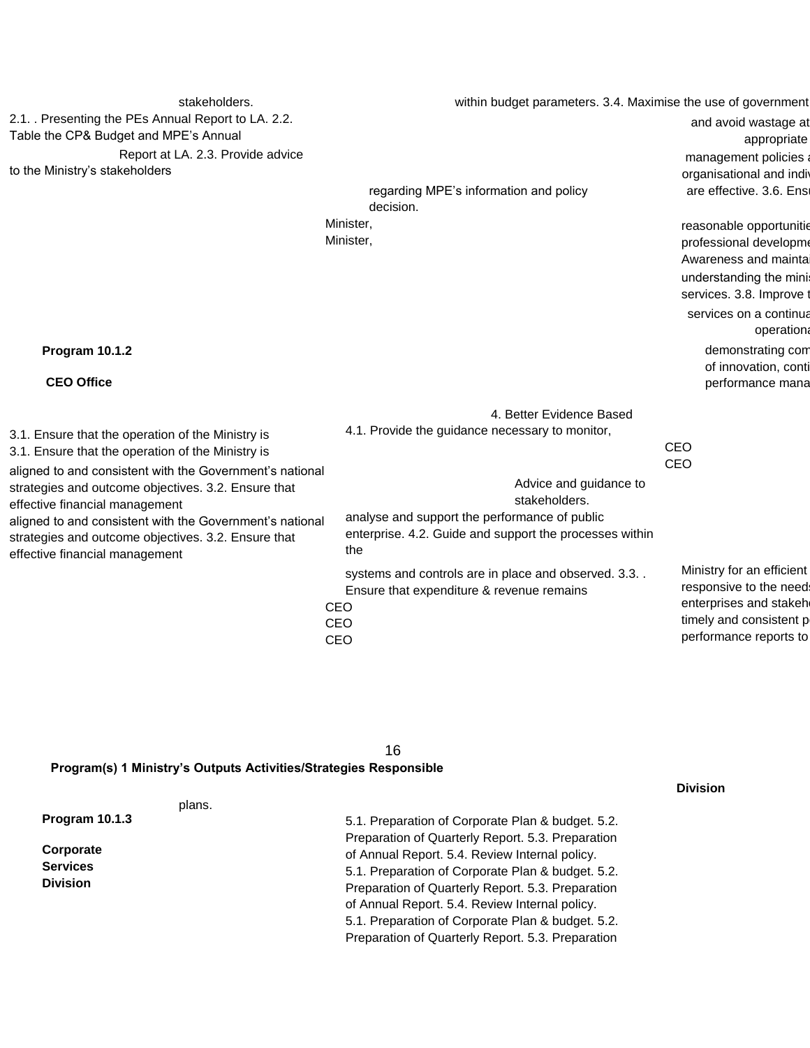stakeholders.

within budget parameters. 3.4. Maximise the use of government

2.1. . Presenting the PEs Annual Report to LA. 2.2. Table the CP& Budget and MPE's Annual Report at LA. 2.3. Provide advice to the Ministry's stakeholders regarding MPE's information and policy decision.

Minister,

Minister,

and avoid wastage at appropriate management policies a organisational and indiv are effective. 3.6. Ensu reasonable opportunitie professional developme Awareness and maintai understanding the minis services. 3.8. Improve t services on a continua operationa demonstrating com of innovation, conti performance mana

**Program 10.1.2**

**CEO Office**

3.1. Ensure that the operation of the Ministry is aligned to and consistent with the Government's national strategies and outcome objectives. 3.2. Ensure that effective financial management

3.1. Ensure that the operation of the Ministry is aligned to and consistent with the Government's national strategies and outcome objectives. 3.2. Ensure that effective financial management

4. Better Evidence Based Advice and guidance to stakeholders.

4.1. Provide the guidance necessary to monitor, analyse and support the performance of public enterprise. 4.2. Guide and support the processes within the Ministry for an efficient responsive to the needs enterprises and stakeh timely and consistent p performance reports to

CEO

CEO

systems and controls are in place and observed. 3.3. . Ensure that expenditure & revenue remains

CEO

CEO

CEO

**Program(s) 1 Ministry's Outputs Activities/Strategies Responsible Division**

plans.

**Program 10.1.3**

**Corporate Services Division**

5.1. Preparation of Corporate Plan & budget. 5.2. Preparation of Quarterly Report. 5.3. Preparation of Annual Report. 5.4. Review Internal policy.
5.1. Preparation of Corporate Plan & budget. 5.2. Preparation of Quarterly Report. 5.3. Preparation of Annual Report. 5.4. Review Internal policy.
5.1. Preparation of Corporate Plan & budget. 5.2. Preparation of Quarterly Report. 5.3. Preparation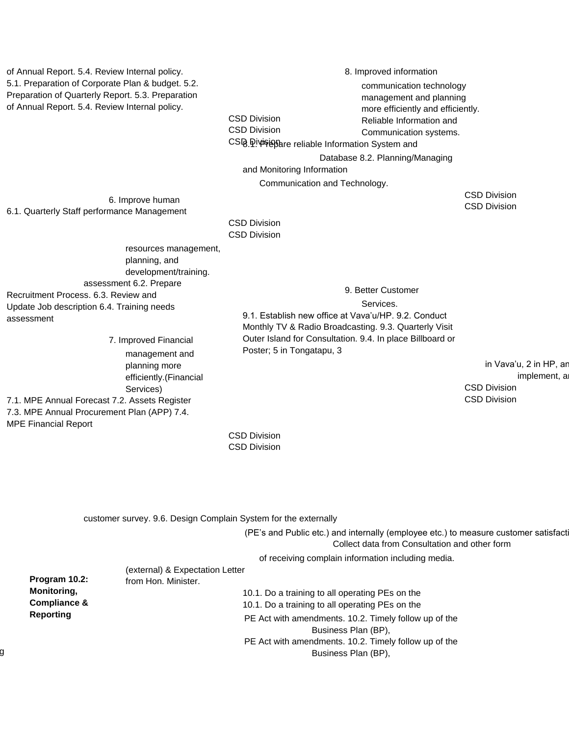of Annual Report. 5.4. Review Internal policy.
5.1. Preparation of Corporate Plan & budget. 5.2. Preparation of Quarterly Report. 5.3. Preparation of Annual Report. 5.4. Review Internal policy.

CSD Division
CSD Division
CSD Division

8. Improved information communication technology management and planning more efficiently and efficiently. Reliable Information and Communication systems.

8.1. Prepare reliable Information System and Database 8.2. Planning/Managing and Monitoring Information Communication and Technology.

CSD Division
CSD Division

6. Improve human resources management, planning, and development/training.

6.1. Quarterly Staff performance Management assessment 6.2. Prepare Recruitment Process. 6.3. Review and Update Job description 6.4. Training needs assessment

CSD Division
CSD Division

9. Better Customer Services.

9.1. Establish new office at Vava'u/HP. 9.2. Conduct Monthly TV & Radio Broadcasting. 9.3. Quarterly Visit Outer Island for Consultation. 9.4. In place Billboard or Poster; 5 in Tongatapu, 3 in Vava'u, 2 in HP, an implement, a

CSD Division
CSD Division

7. Improved Financial management and planning more efficiently.(Financial Services)

7.1. MPE Annual Forecast 7.2. Assets Register 7.3. MPE Annual Procurement Plan (APP) 7.4. MPE Financial Report

CSD Division
CSD Division

customer survey. 9.6. Design Complain System for the externally (PE's and Public etc.) and internally (employee etc.) to measure customer satisfacti Collect data from Consultation and other form of receiving complain information including media.

**Program 10.2: Monitoring, Compliance & Reporting**

(external) & Expectation Letter from Hon. Minister.

10.1. Do a training to all operating PEs on the PE Act with amendments. 10.2. Timely follow up of the Business Plan (BP),

10.1. Do a training to all operating PEs on the PE Act with amendments. 10.2. Timely follow up of the Business Plan (BP),

g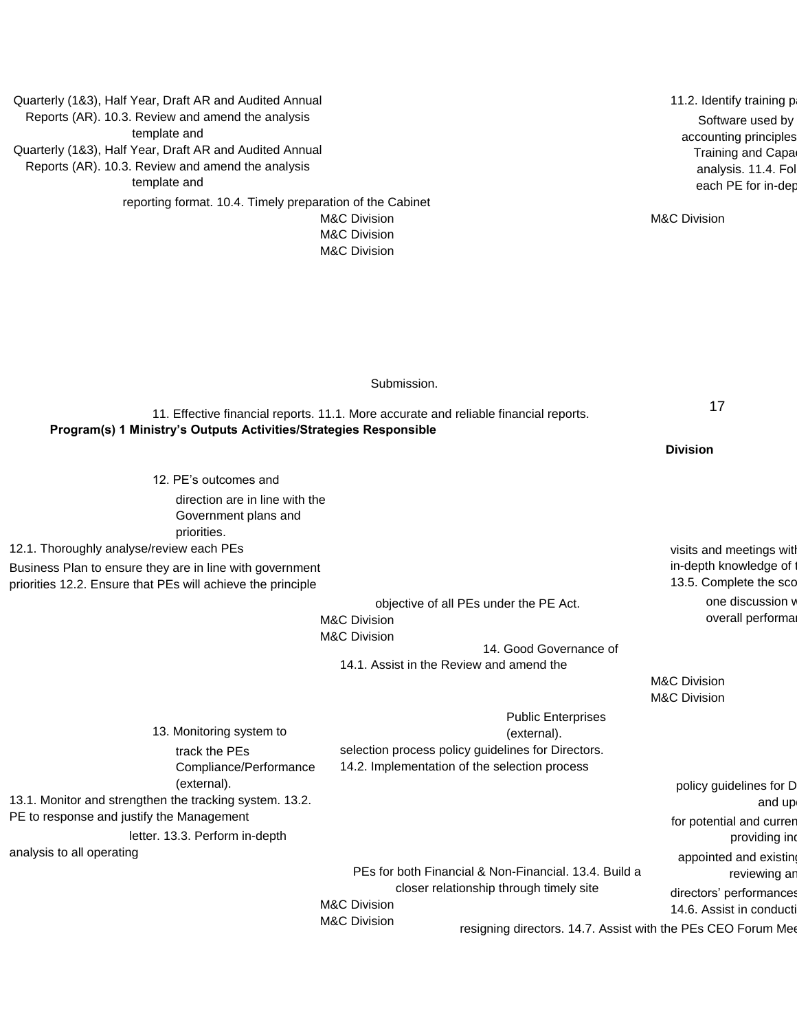Quarterly (1&3), Half Year, Draft AR and Audited Annual Reports (AR). 10.3. Review and amend the analysis template and

Quarterly (1&3), Half Year, Draft AR and Audited Annual Reports (AR). 10.3. Review and amend the analysis template and

reporting format. 10.4. Timely preparation of the Cabinet

M&C Division

M&C Division

M&C Division

11.2. Identify training p

Software used by

accounting principles

Training and Capa

analysis. 11.4. Fo

each PE for in-de

M&C Division

Submission.

11. Effective financial reports. 11.1. More accurate and reliable financial reports.

**Program(s) 1 Ministry's Outputs Activities/Strategies Responsible**

**Division**

12. PE's outcomes and direction are in line with the Government plans and priorities.

12.1. Thoroughly analyse/review each PEs Business Plan to ensure they are in line with government priorities 12.2. Ensure that PEs will achieve the principle

objective of all PEs under the PE Act.

M&C Division

M&C Division

visits and meetings wit

in-depth knowledge of

13.5. Complete the sc

one discussion w

overall performa

14. Good Governance of

14.1. Assist in the Review and amend the

M&C Division

M&C Division

Public Enterprises (external).

13. Monitoring system to track the PEs Compliance/Performance (external).

selection process policy guidelines for Directors.

14.2. Implementation of the selection process

13.1. Monitor and strengthen the tracking system. 13.2. PE to response and justify the Management letter. 13.3. Perform in-depth analysis to all operating

PEs for both Financial & Non-Financial. 13.4. Build a closer relationship through timely site

M&C Division

M&C Division

policy guidelines for D

and up

for potential and curre

providing in

appointed and existin

reviewing a

directors' performance

14.6. Assist in conduct

resigning directors. 14.7. Assist with the PEs CEO Forum Me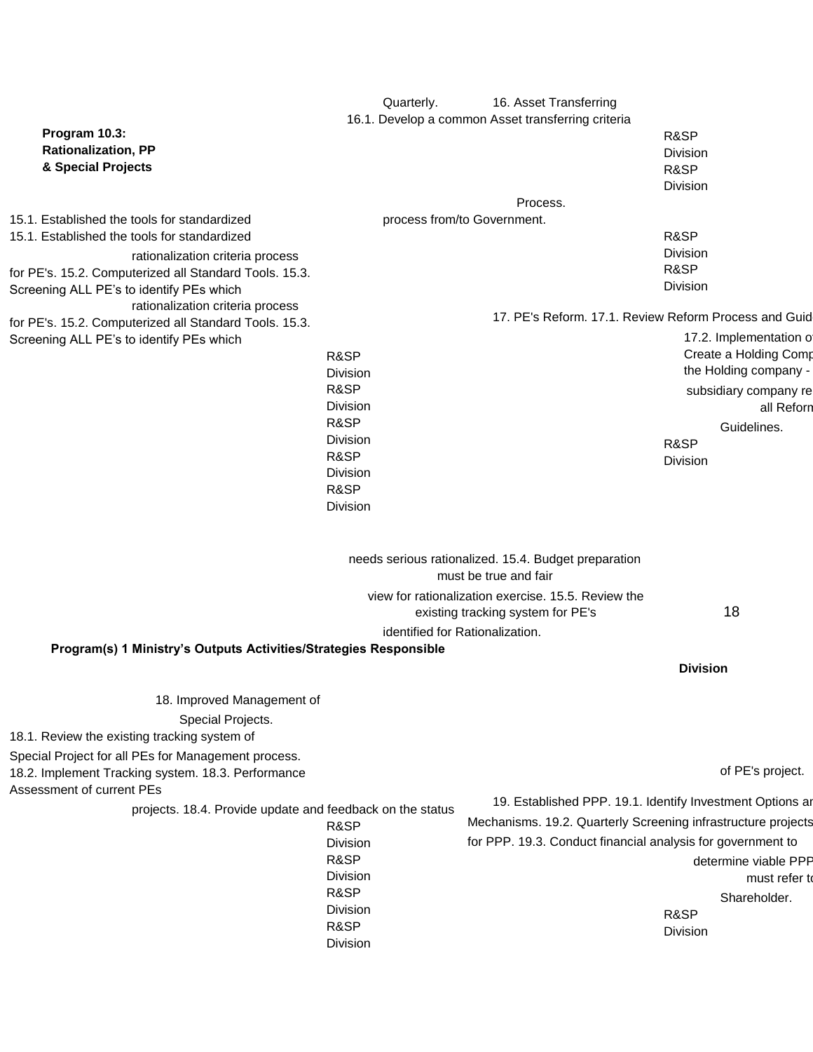**Program 10.3: Rationalization, PP & Special Projects**

Quarterly. 16. Asset Transferring
16.1. Develop a common Asset transferring criteria Process.
process from/to Government.

R&SP Division
R&SP Division
R&SP Division
R&SP Division

15.1. Established the tools for standardized
15.1. Established the tools for standardized
rationalization criteria process
for PE's. 15.2. Computerized all Standard Tools. 15.3.
Screening ALL PE's to identify PEs which
rationalization criteria process
for PE's. 15.2. Computerized all Standard Tools. 15.3.
Screening ALL PE's to identify PEs which

17. PE's Reform. 17.1. Review Reform Process and Guid
17.2. Implementation o
Create a Holding Comp
the Holding company -
subsidiary company re
all Reform
Guidelines.

R&SP Division

R&SP Division
R&SP Division
R&SP Division
R&SP Division
R&SP Division

needs serious rationalized. 15.4. Budget preparation must be true and fair
view for rationalization exercise. 15.5. Review the existing tracking system for PE's
identified for Rationalization.

18

| Program(s) 1 | Ministry's Outputs | Activities/Strategies | Responsible Division |
|---|---|---|---|

18. Improved Management of Special Projects.
18.1. Review the existing tracking system of Special Project for all PEs for Management process.
18.2. Implement Tracking system. 18.3. Performance Assessment of current PEs projects. 18.4. Provide update and feedback on the status of PE's project.

R&SP Division
R&SP Division
R&SP Division
R&SP Division

19. Established PPP. 19.1. Identify Investment Options ar
Mechanisms. 19.2. Quarterly Screening infrastructure projects
for PPP. 19.3. Conduct financial analysis for government to
determine viable PPP
must refer to
Shareholder.

R&SP Division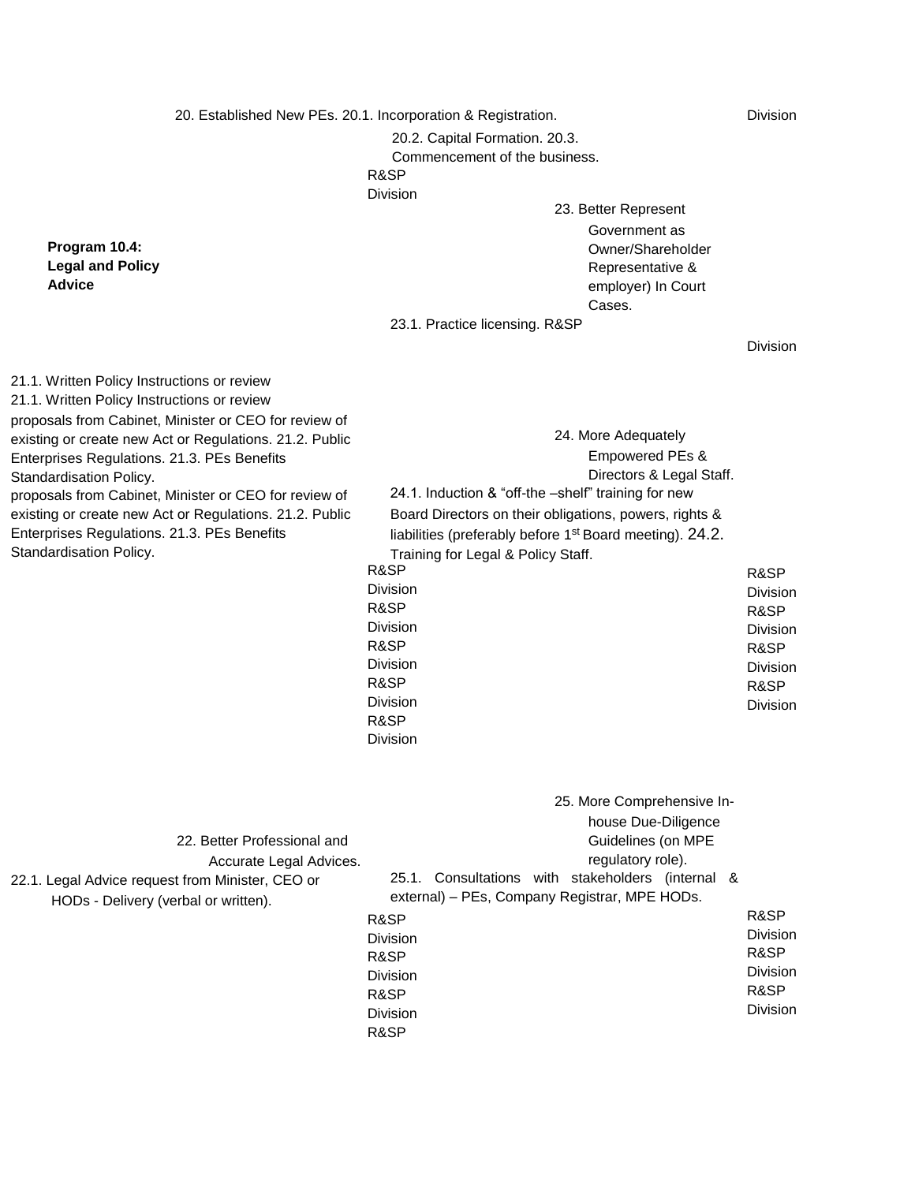| Program | Outputs | Activities | Responsibility |
|---|---|---|---|
| | 20. Established New PEs. | 20.1. Incorporation & Registration. 20.2. Capital Formation. 20.3. Commencement of the business. | R&SP Division |
| **Program 10.4: Legal and Policy Advice** | 23. Better Represent Government as Owner/Shareholder Representative & employer) In Court Cases. | 23.1. Practice licensing. | R&SP Division |
| | 21.1. Written Policy Instructions or review proposals from Cabinet, Minister or CEO for review of existing or create new Act or Regulations. 21.2. Public Enterprises Regulations. 21.3. PEs Benefits Standardisation Policy. | | R&SP Division |
| | 24. More Adequately Empowered PEs & Directors & Legal Staff. | 24.1. Induction & "off-the –shelf" training for new Board Directors on their obligations, powers, rights & liabilities (preferably before 1st Board meeting). 24.2. Training for Legal & Policy Staff. | R&SP Division |
| | 22. Better Professional and Accurate Legal Advices. | 22.1. Legal Advice request from Minister, CEO or HODs - Delivery (verbal or written). | R&SP Division |
| | 25. More Comprehensive In-house Due-Diligence Guidelines (on MPE regulatory role). | 25.1. Consultations with stakeholders (internal & external) – PEs, Company Registrar, MPE HODs. | R&SP Division |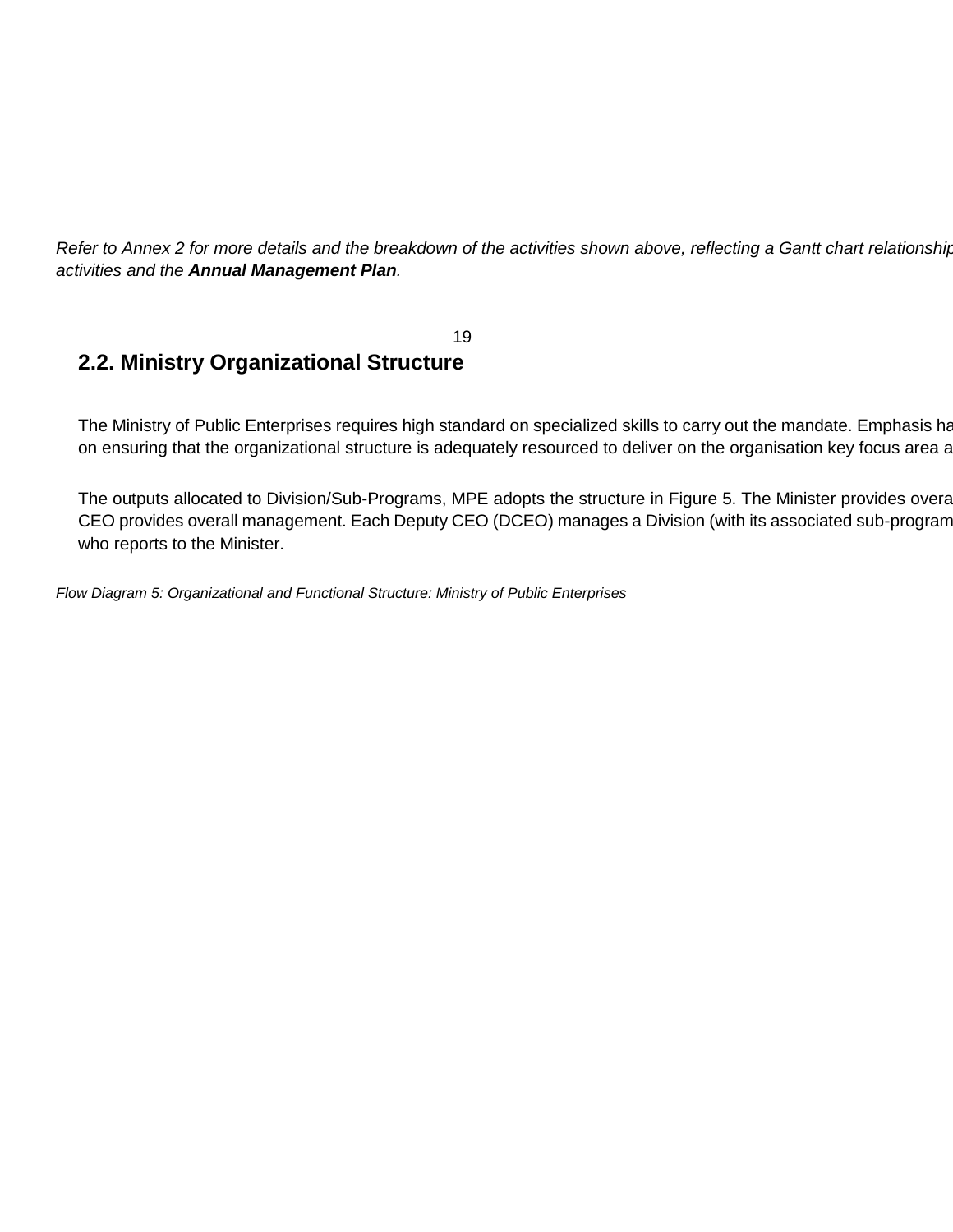*Refer to Annex 2 for more details and the breakdown of the activities shown above, reflecting a Gantt chart relationship activities and the **Annual Management Plan**.*

## 2.2. Ministry Organizational Structure

The Ministry of Public Enterprises requires high standard on specialized skills to carry out the mandate. Emphasis ha on ensuring that the organizational structure is adequately resourced to deliver on the organisation key focus area a

The outputs allocated to Division/Sub-Programs, MPE adopts the structure in Figure 5. The Minister provides overa CEO provides overall management. Each Deputy CEO (DCEO) manages a Division (with its associated sub-program who reports to the Minister.

*Flow Diagram 5: Organizational and Functional Structure: Ministry of Public Enterprises*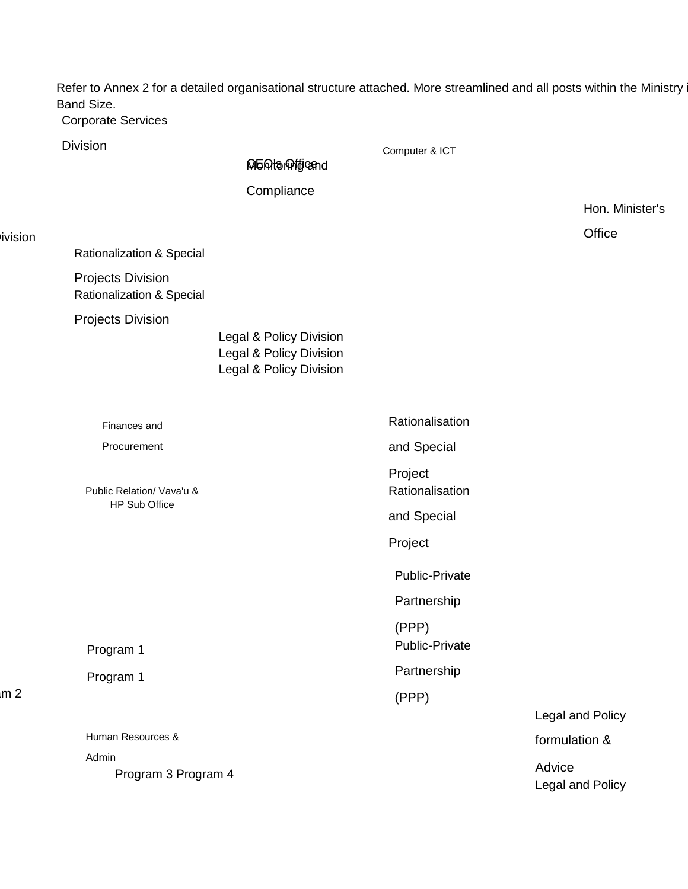Refer to Annex 2 for a detailed organisational structure attached. More streamlined and all posts within the Ministry i
Band Size.

Corporate Services

Division

CEO's Office

Monitoring and

Compliance

Computer & ICT

Hon. Minister's

Office

ivision

Rationalization & Special

Projects Division

Rationalization & Special

Projects Division

Legal & Policy Division

Legal & Policy Division

Legal & Policy Division

Finances and

Procurement

Rationalisation

and Special

Project

Public Relation/ Vava'u &
HP Sub Office

Rationalisation

and Special

Project

Public-Private

Partnership

(PPP)

Program 1

Public-Private

Program 1

Partnership

m 2

(PPP)

Legal and Policy

Human Resources &

formulation &

Admin

Program 3 Program 4

Advice

Legal and Policy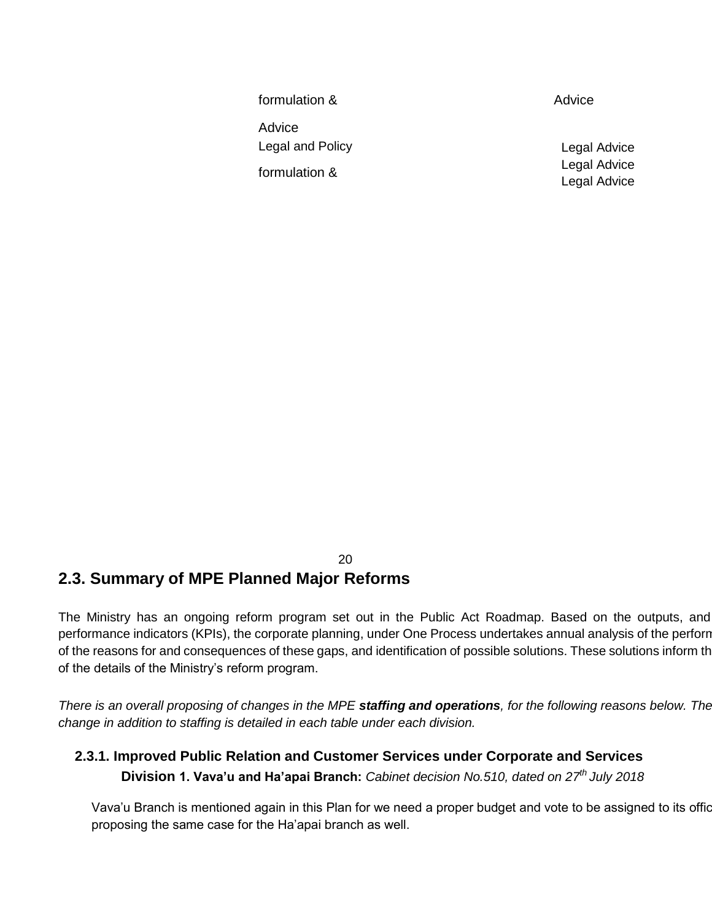| | |
|---|---|
| formulation & Advice | Advice |
| Legal and Policy formulation & | Legal Advice |
| | Legal Advice |
| | Legal Advice |

## 2.3. Summary of MPE Planned Major Reforms

The Ministry has an ongoing reform program set out in the Public Act Roadmap. Based on the outputs, and performance indicators (KPIs), the corporate planning, under One Process undertakes annual analysis of the perform of the reasons for and consequences of these gaps, and identification of possible solutions. These solutions inform th of the details of the Ministry's reform program.

*There is an overall proposing of changes in the MPE* ***staffing and operations****, for the following reasons below. The change in addition to staffing is detailed in each table under each division.*

### 2.3.1. Improved Public Relation and Customer Services under Corporate and Services

**Division 1. Vava'u and Ha'apai Branch:** *Cabinet decision No.510, dated on 27th July 2018*

Vava'u Branch is mentioned again in this Plan for we need a proper budget and vote to be assigned to its offic proposing the same case for the Ha'apai branch as well.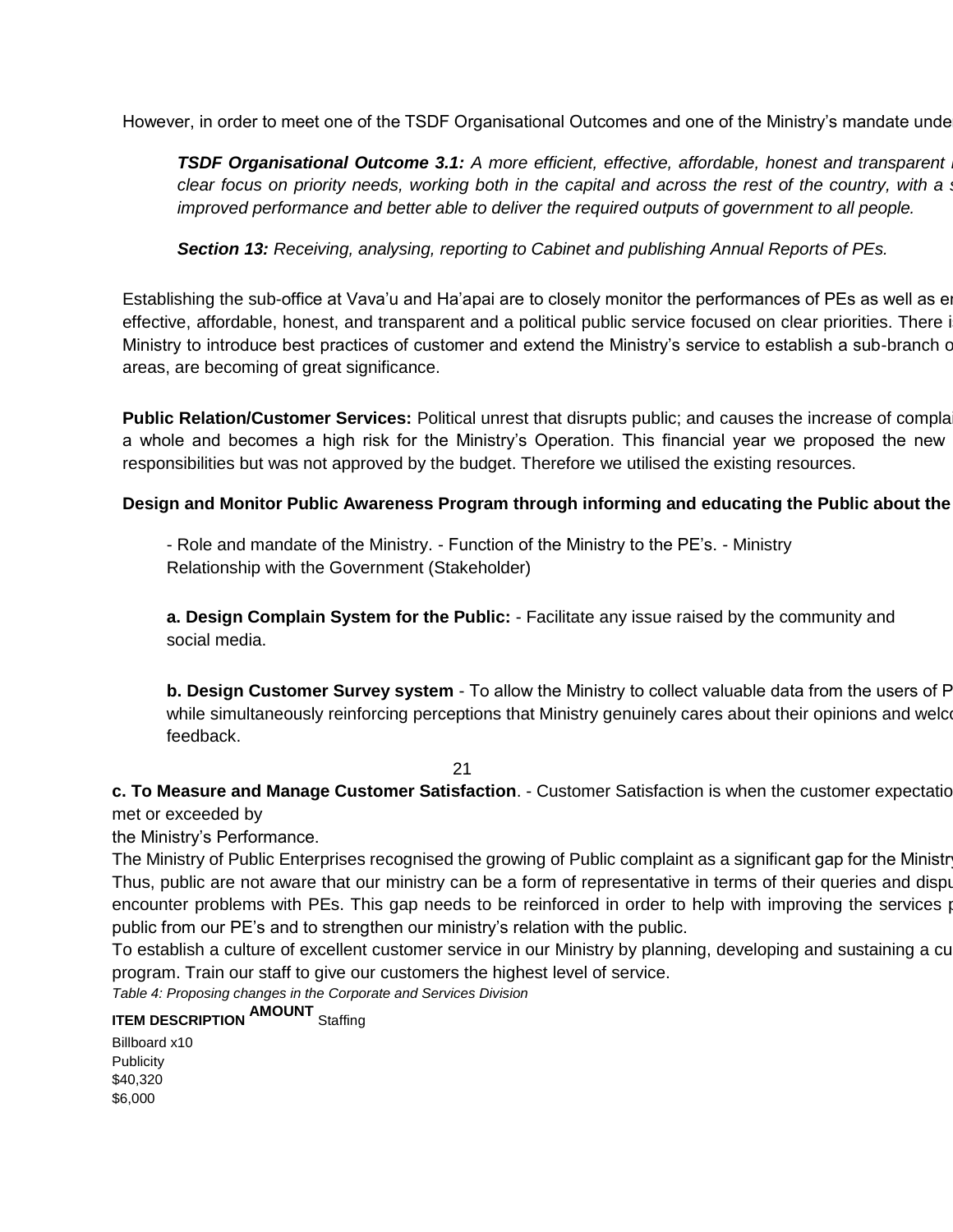However, in order to meet one of the TSDF Organisational Outcomes and one of the Ministry's mandate unde

> ***TSDF Organisational Outcome 3.1:*** *A more efficient, effective, affordable, honest and transparent clear focus on priority needs, working both in the capital and across the rest of the country, with a improved performance and better able to deliver the required outputs of government to all people.*
>
> ***Section 13:*** *Receiving, analysing, reporting to Cabinet and publishing Annual Reports of PEs.*

Establishing the sub-office at Vava'u and Ha'apai are to closely monitor the performances of PEs as well as e effective, affordable, honest, and transparent and a political public service focused on clear priorities. There i Ministry to introduce best practices of customer and extend the Ministry's service to establish a sub-branch o areas, are becoming of great significance.

**Public Relation/Customer Services:** Political unrest that disrupts public; and causes the increase of compla a whole and becomes a high risk for the Ministry's Operation. This financial year we proposed the new responsibilities but was not approved by the budget. Therefore we utilised the existing resources.

**Design and Monitor Public Awareness Program through informing and educating the Public about the**

- Role and mandate of the Ministry. - Function of the Ministry to the PE's. - Ministry Relationship with the Government (Stakeholder)

**a. Design Complain System for the Public:** - Facilitate any issue raised by the community and social media.

**b. Design Customer Survey system** - To allow the Ministry to collect valuable data from the users of P while simultaneously reinforcing perceptions that Ministry genuinely cares about their opinions and welc feedback.

**c. To Measure and Manage Customer Satisfaction**. - Customer Satisfaction is when the customer expectatio met or exceeded by the Ministry's Performance.

The Ministry of Public Enterprises recognised the growing of Public complaint as a significant gap for the Ministr Thus, public are not aware that our ministry can be a form of representative in terms of their queries and dispu encounter problems with PEs. This gap needs to be reinforced in order to help with improving the services p public from our PE's and to strengthen our ministry's relation with the public.

To establish a culture of excellent customer service in our Ministry by planning, developing and sustaining a cu program. Train our staff to give our customers the highest level of service.

*Table 4: Proposing changes in the Corporate and Services Division*

| ITEM DESCRIPTION | AMOUNT |
| --- | --- |
| Staffing | $40,320 |
| Billboard x10 Publicity | $6,000 |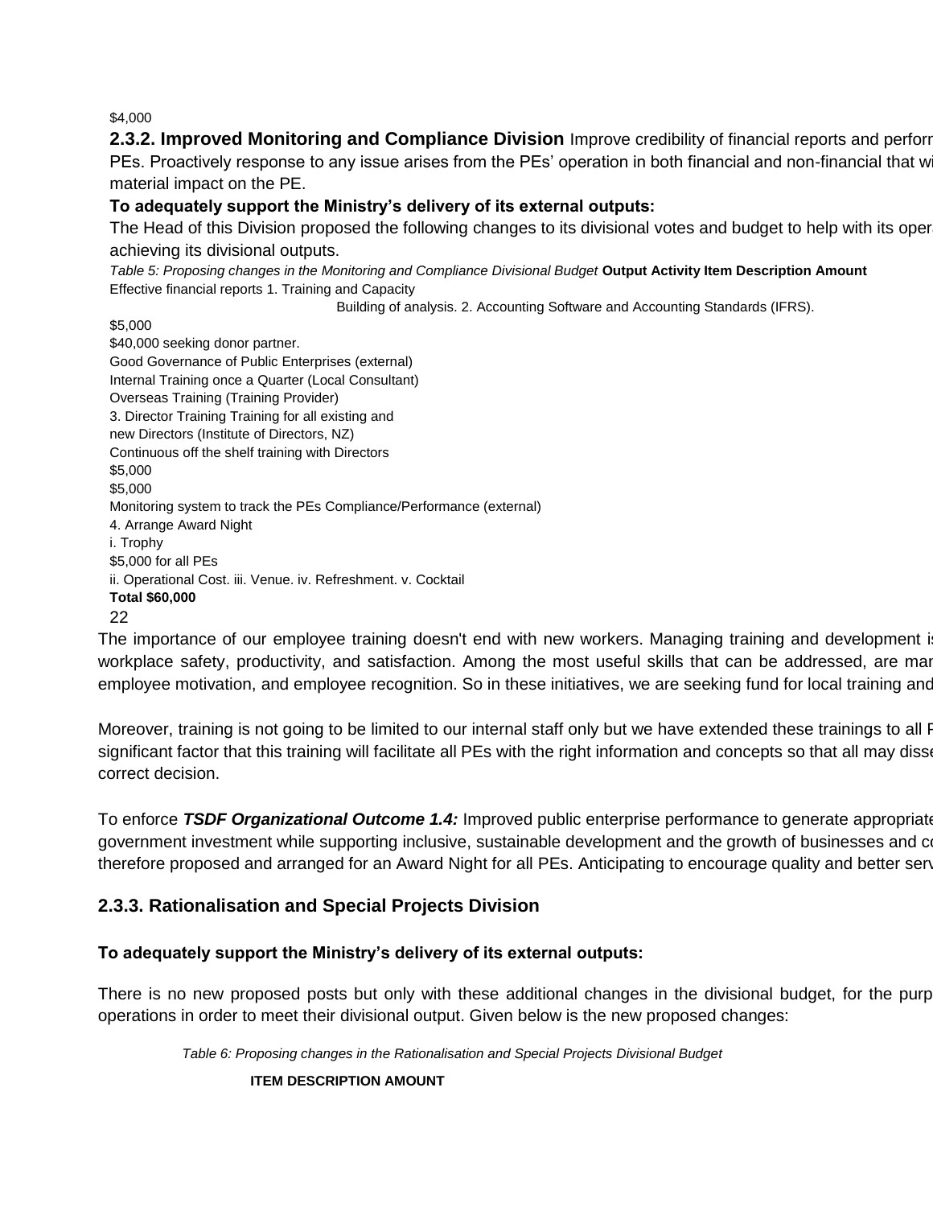$4,000

**2.3.2. Improved Monitoring and Compliance Division** Improve credibility of financial reports and perforr PEs. Proactively response to any issue arises from the PEs' operation in both financial and non-financial that wi material impact on the PE.

**To adequately support the Ministry's delivery of its external outputs:**

The Head of this Division proposed the following changes to its divisional votes and budget to help with its oper achieving its divisional outputs.

*Table 5: Proposing changes in the Monitoring and Compliance Divisional Budget* **Output Activity Item Description Amount**

Effective financial reports 1. Training and Capacity

Building of analysis. 2. Accounting Software and Accounting Standards (IFRS).

$5,000

$40,000 seeking donor partner.

Good Governance of Public Enterprises (external)

Internal Training once a Quarter (Local Consultant)

Overseas Training (Training Provider)

3. Director Training Training for all existing and

new Directors (Institute of Directors, NZ)

Continuous off the shelf training with Directors

$5,000

$5,000

Monitoring system to track the PEs Compliance/Performance (external)

4. Arrange Award Night

i. Trophy

$5,000 for all PEs

ii. Operational Cost. iii. Venue. iv. Refreshment. v. Cocktail

**Total $60,000**

22

The importance of our employee training doesn't end with new workers. Managing training and development i workplace safety, productivity, and satisfaction. Among the most useful skills that can be addressed, are mar employee motivation, and employee recognition. So in these initiatives, we are seeking fund for local training and

Moreover, training is not going to be limited to our internal staff only but we have extended these trainings to all F significant factor that this training will facilitate all PEs with the right information and concepts so that all may disse correct decision.

To enforce ***TSDF Organizational Outcome 1.4:*** Improved public enterprise performance to generate appropriate government investment while supporting inclusive, sustainable development and the growth of businesses and c therefore proposed and arranged for an Award Night for all PEs. Anticipating to encourage quality and better serv

## 2.3.3. Rationalisation and Special Projects Division

**To adequately support the Ministry's delivery of its external outputs:**

There is no new proposed posts but only with these additional changes in the divisional budget, for the purp operations in order to meet their divisional output. Given below is the new proposed changes:

*Table 6: Proposing changes in the Rationalisation and Special Projects Divisional Budget*

**ITEM DESCRIPTION AMOUNT**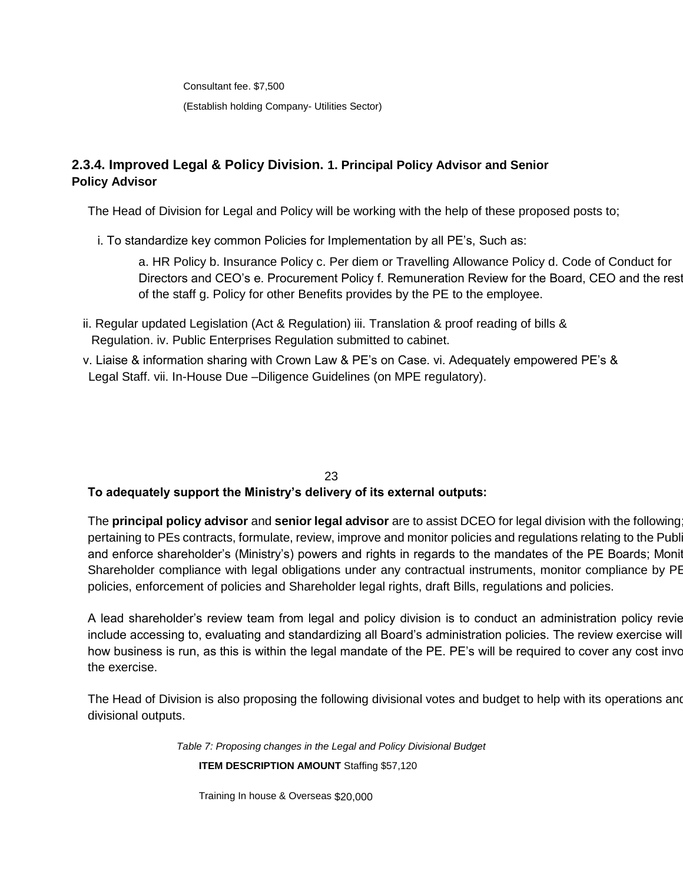Consultant fee. $7,500

(Establish holding Company- Utilities Sector)

### 2.3.4. Improved Legal & Policy Division. 1. Principal Policy Advisor and Senior Policy Advisor

The Head of Division for Legal and Policy will be working with the help of these proposed posts to;

i. To standardize key common Policies for Implementation by all PE's, Such as:

a. HR Policy b. Insurance Policy c. Per diem or Travelling Allowance Policy d. Code of Conduct for Directors and CEO's e. Procurement Policy f. Remuneration Review for the Board, CEO and the rest of the staff g. Policy for other Benefits provides by the PE to the employee.

ii. Regular updated Legislation (Act & Regulation) iii. Translation & proof reading of bills & Regulation. iv. Public Enterprises Regulation submitted to cabinet.

v. Liaise & information sharing with Crown Law & PE's on Case. vi. Adequately empowered PE's & Legal Staff. vii. In-House Due –Diligence Guidelines (on MPE regulatory).

**To adequately support the Ministry's delivery of its external outputs:**

The **principal policy advisor** and **senior legal advisor** are to assist DCEO for legal division with the following; pertaining to PEs contracts, formulate, review, improve and monitor policies and regulations relating to the Publi and enforce shareholder's (Ministry's) powers and rights in regards to the mandates of the PE Boards; Monit Shareholder compliance with legal obligations under any contractual instruments, monitor compliance by PE policies, enforcement of policies and Shareholder legal rights, draft Bills, regulations and policies.

A lead shareholder's review team from legal and policy division is to conduct an administration policy revie include accessing to, evaluating and standardizing all Board's administration policies. The review exercise will how business is run, as this is within the legal mandate of the PE. PE's will be required to cover any cost invo the exercise.

The Head of Division is also proposing the following divisional votes and budget to help with its operations and divisional outputs.

*Table 7: Proposing changes in the Legal and Policy Divisional Budget*

| ITEM DESCRIPTION | AMOUNT |
|---|---|
| Staffing | $57,120 |
| Training In house & Overseas | $20,000 |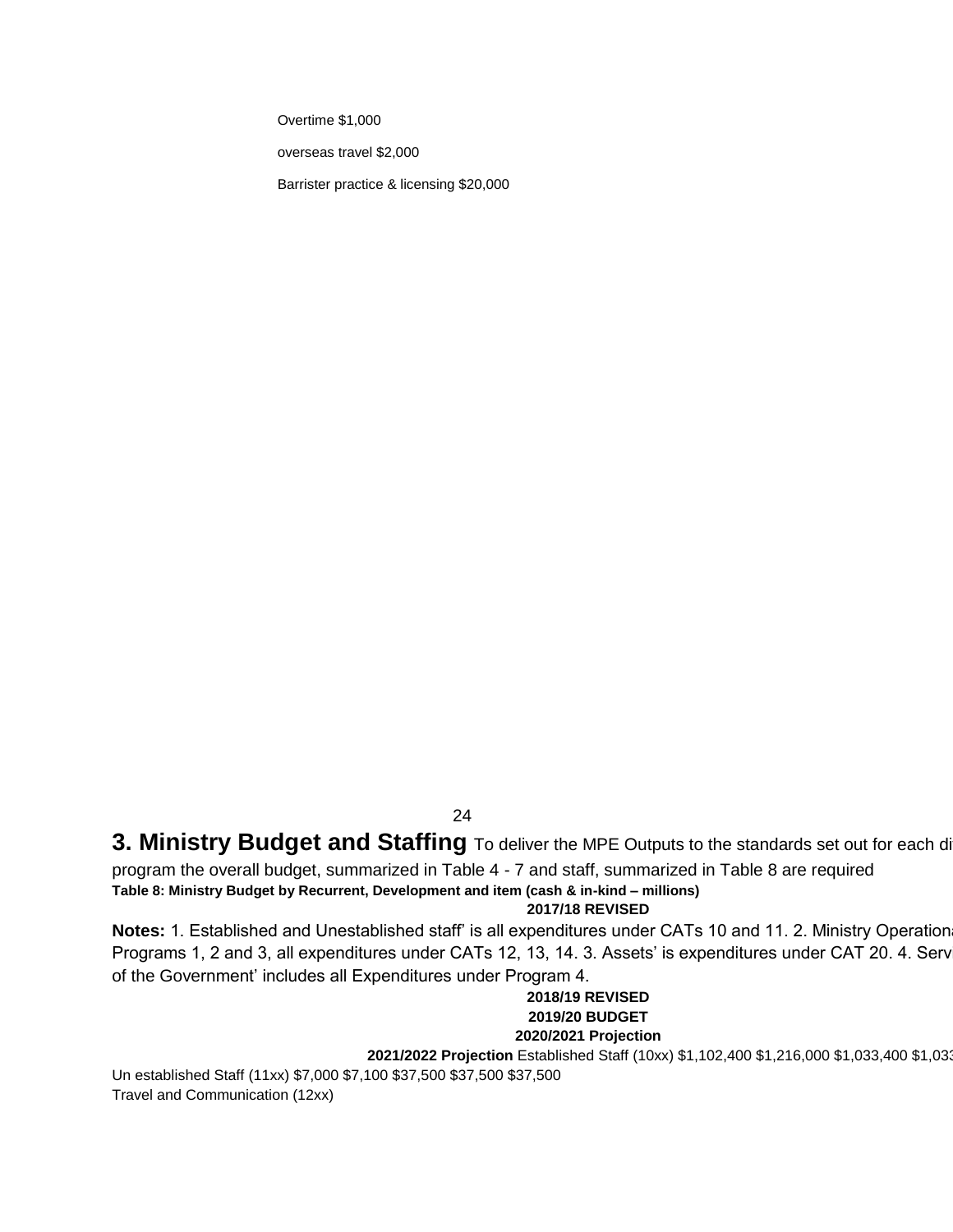Overtime $1,000

overseas travel $2,000

Barrister practice & licensing $20,000

## 3. Ministry Budget and Staffing

To deliver the MPE Outputs to the standards set out for each di program the overall budget, summarized in Table 4 - 7 and staff, summarized in Table 8 are required

**Table 8: Ministry Budget by Recurrent, Development and item (cash & in-kind – millions)**

**Notes:** 1. Established and Unestablished staff' is all expenditures under CATs 10 and 11. 2. Ministry Operationa Programs 1, 2 and 3, all expenditures under CATs 12, 13, 14. 3. Assets' is expenditures under CAT 20. 4. Serv of the Government' includes all Expenditures under Program 4.

| | 2017/18 REVISED | 2018/19 REVISED | 2019/20 BUDGET | 2020/2021 Projection | 2021/2022 Projection |
|---|---|---|---|---|---|
| Established Staff (10xx) | $1,102,400 | $1,216,000 | $1,033,400 | $1,033 | |
| Un established Staff (11xx) | $7,000 | $7,100 | $37,500 | $37,500 | $37,500 |
| Travel and Communication (12xx) | | | | | |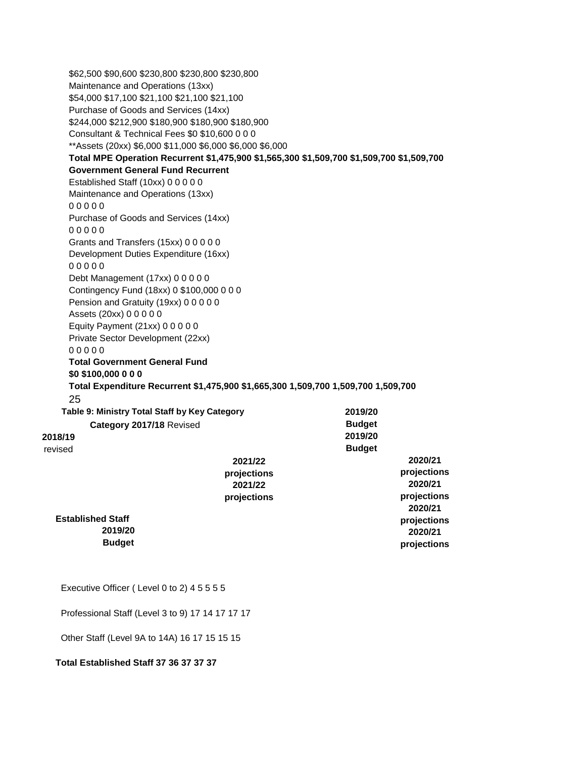| | | | | | |
|---|---|---|---|---|---|
| | $62,500 | $90,600 | $230,800 | $230,800 | $230,800 |
| Maintenance and Operations (13xx) | $54,000 | $17,100 | $21,100 | $21,100 | $21,100 |
| Purchase of Goods and Services (14xx) | $244,000 | $212,900 | $180,900 | $180,900 | $180,900 |
| Consultant & Technical Fees | $0 | $10,600 | 0 | 0 | 0 |
| **Assets (20xx) | $6,000 | $11,000 | $6,000 | $6,000 | $6,000 |
| **Total MPE Operation Recurrent** | **$1,475,900** | **$1,565,300** | **$1,509,700** | **$1,509,700** | **$1,509,700** |
| **Government General Fund Recurrent** | | | | | |
| Established Staff (10xx) | 0 | 0 | 0 | 0 | 0 |
| Maintenance and Operations (13xx) | 0 | 0 | 0 | 0 | 0 |
| Purchase of Goods and Services (14xx) | 0 | 0 | 0 | 0 | 0 |
| Grants and Transfers (15xx) | 0 | 0 | 0 | 0 | 0 |
| Development Duties Expenditure (16xx) | 0 | 0 | 0 | 0 | 0 |
| Debt Management (17xx) | 0 | 0 | 0 | 0 | 0 |
| Contingency Fund (18xx) | 0 | $100,000 | 0 | 0 | 0 |
| Pension and Gratuity (19xx) | 0 | 0 | 0 | 0 | 0 |
| Assets (20xx) | 0 | 0 | 0 | 0 | 0 |
| Equity Payment (21xx) | 0 | 0 | 0 | 0 | 0 |
| Private Sector Development (22xx) | 0 | 0 | 0 | 0 | 0 |
| **Total Government General Fund** | **$0** | **$100,000** | **0** | **0** | **0** |
| **Total Expenditure Recurrent** | **$1,475,900** | **$1,665,300** | **1,509,700** | **1,509,700** | **1,509,700** |

**Table 9: Ministry Total Staff by Key Category**

| Category | 2017/18 Revised | 2018/19 revised | 2019/20 Budget | 2020/21 projections | 2021/22 projections |
|---|---|---|---|---|---|
| **Established Staff** | | | | | |
| Executive Officer ( Level 0 to 2) | 4 | 5 | 5 | 5 | 5 |
| Professional Staff (Level 3 to 9) | 17 | 14 | 17 | 17 | 17 |
| Other Staff (Level 9A to 14A) | 16 | 17 | 15 | 15 | 15 |
| **Total Established Staff** | **37** | **36** | **37** | **37** | **37** |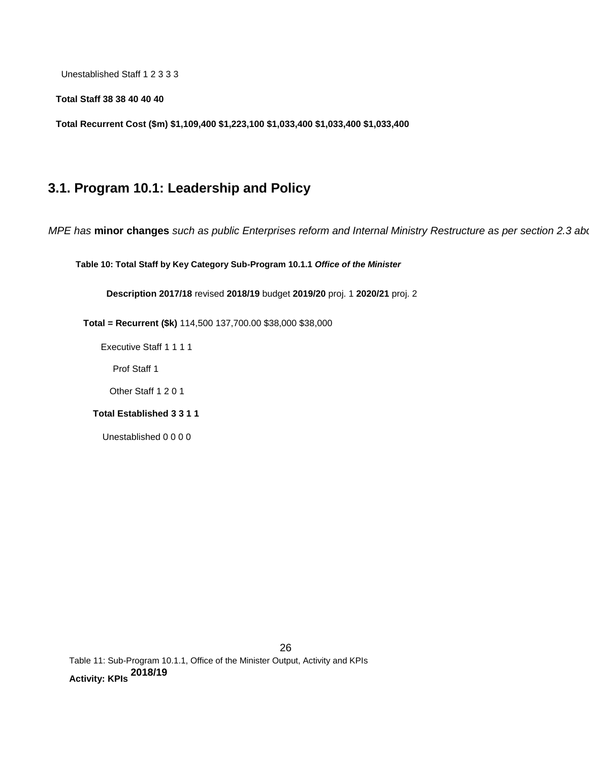| | | | | | |
|---|---|---|---|---|---|
| Unestablished Staff | 1 | 2 | 3 | 3 | 3 |
| **Total Staff** | **38** | **38** | **40** | **40** | **40** |
| **Total Recurrent Cost ($m)** | **$1,109,400** | **$1,223,100** | **$1,033,400** | **$1,033,400** | **$1,033,400** |

## 3.1. Program 10.1: Leadership and Policy

*MPE has* **minor changes** *such as public Enterprises reform and Internal Ministry Restructure as per section 2.3 abo*

**Table 10: Total Staff by Key Category Sub-Program 10.1.1** ***Office of the Minister***

| **Description** | **2017/18** revised | **2018/19** budget | **2019/20** proj. 1 | **2020/21** proj. 2 |
|---|---|---|---|---|
| **Total = Recurrent ($k)** | 114,500 | 137,700.00 | $38,000 | $38,000 |
| Executive Staff | 1 | 1 | 1 | 1 |
| Prof Staff | 1 | | | |
| Other Staff | 1 | 2 | 0 | 1 |
| **Total Established** | **3** | **3** | **1** | **1** |
| Unestablished | 0 | 0 | 0 | 0 |

Table 11: Sub-Program 10.1.1, Office of the Minister Output, Activity and KPIs

| **Activity: KPIs** | **2018/19** |
|---|---|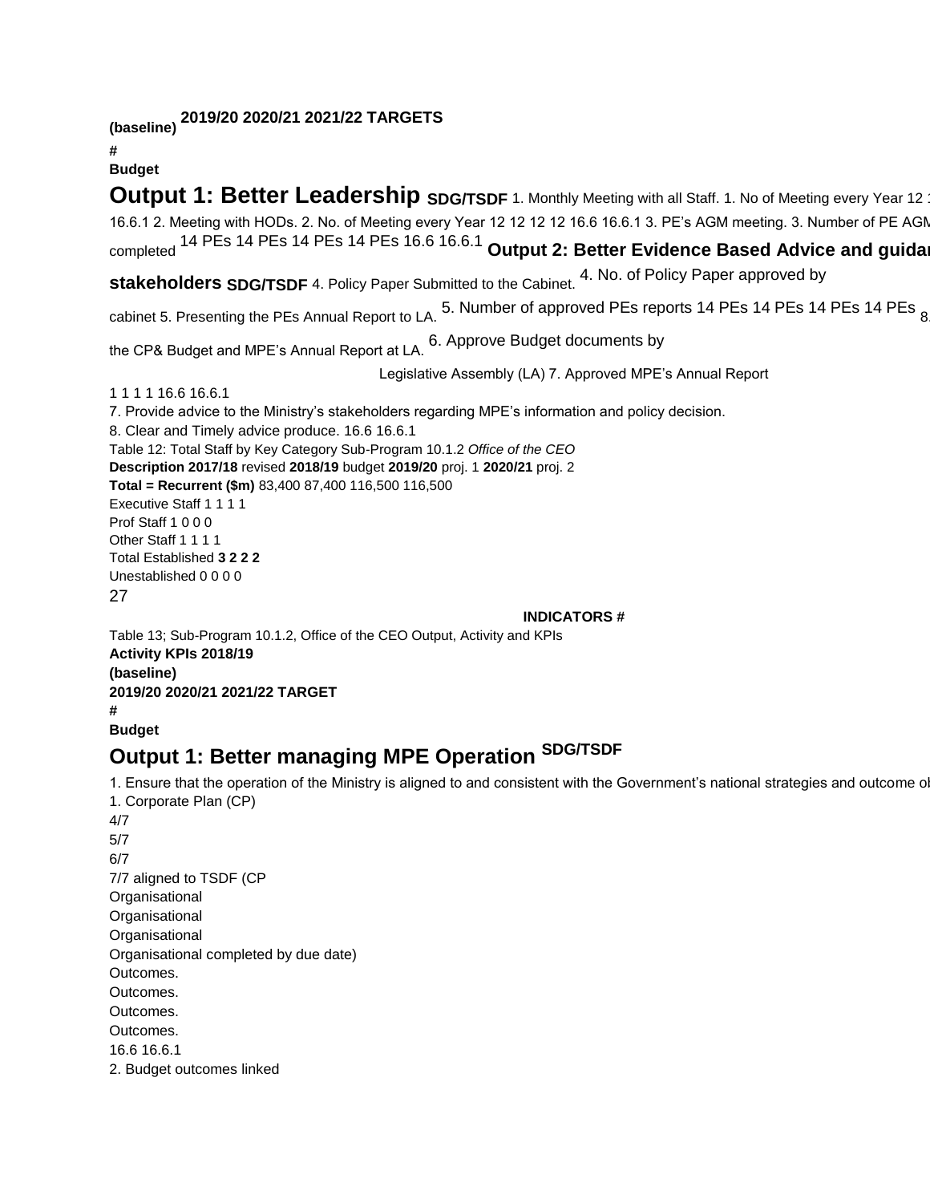(baseline) **2019/20 2020/21 2021/22 TARGETS**

**#**

**Budget**

**Output 1: Better Leadership SDG/TSDF** 1. Monthly Meeting with all Staff. 1. No of Meeting every Year 12 1

16.6.1 2. Meeting with HODs. 2. No. of Meeting every Year 12 12 12 12 16.6 16.6.1 3. PE's AGM meeting. 3. Number of PE AGM completed 14 PEs 14 PEs 14 PEs 14 PEs 16.6 16.6.1 **Output 2: Better Evidence Based Advice and guida**

**stakeholders SDG/TSDF** 4. Policy Paper Submitted to the Cabinet. 4. No. of Policy Paper approved by

cabinet 5. Presenting the PEs Annual Report to LA. 5. Number of approved PEs reports 14 PEs 14 PEs 14 PEs 14 PEs 8.

the CP& Budget and MPE's Annual Report at LA. 6. Approve Budget documents by

Legislative Assembly (LA) 7. Approved MPE's Annual Report

1 1 1 1 16.6 16.6.1

7. Provide advice to the Ministry's stakeholders regarding MPE's information and policy decision.

8. Clear and Timely advice produce. 16.6 16.6.1

Table 12: Total Staff by Key Category Sub-Program 10.1.2 *Office of the CEO*

| **Description** | **2017/18** revised | **2018/19** budget | **2019/20** proj. 1 | **2020/21** proj. 2 |
|---|---|---|---|---|
| **Total = Recurrent ($m)** | 83,400 | 87,400 | 116,500 | 116,500 |
| Executive Staff | 1 | 1 | 1 | 1 |
| Prof Staff | 1 | 0 | 0 | 0 |
| Other Staff | 1 | 1 | 1 | 1 |
| Total Established | **3** | **2** | **2** | **2** |
| Unestablished | 0 | 0 | 0 | 0 |

27

**INDICATORS #**

Table 13; Sub-Program 10.1.2, Office of the CEO Output, Activity and KPIs

**Activity KPIs 2018/19**

**(baseline)**

**2019/20 2020/21 2021/22 TARGET**

**#**

**Budget**

## Output 1: Better managing MPE Operation SDG/TSDF

1. Ensure that the operation of the Ministry is aligned to and consistent with the Government's national strategies and outcome o

1. Corporate Plan (CP)

4/7

5/7

6/7

7/7 aligned to TSDF (CP

Organisational

Organisational

Organisational

Organisational completed by due date)

Outcomes.

Outcomes.

Outcomes.

Outcomes.

16.6 16.6.1

2. Budget outcomes linked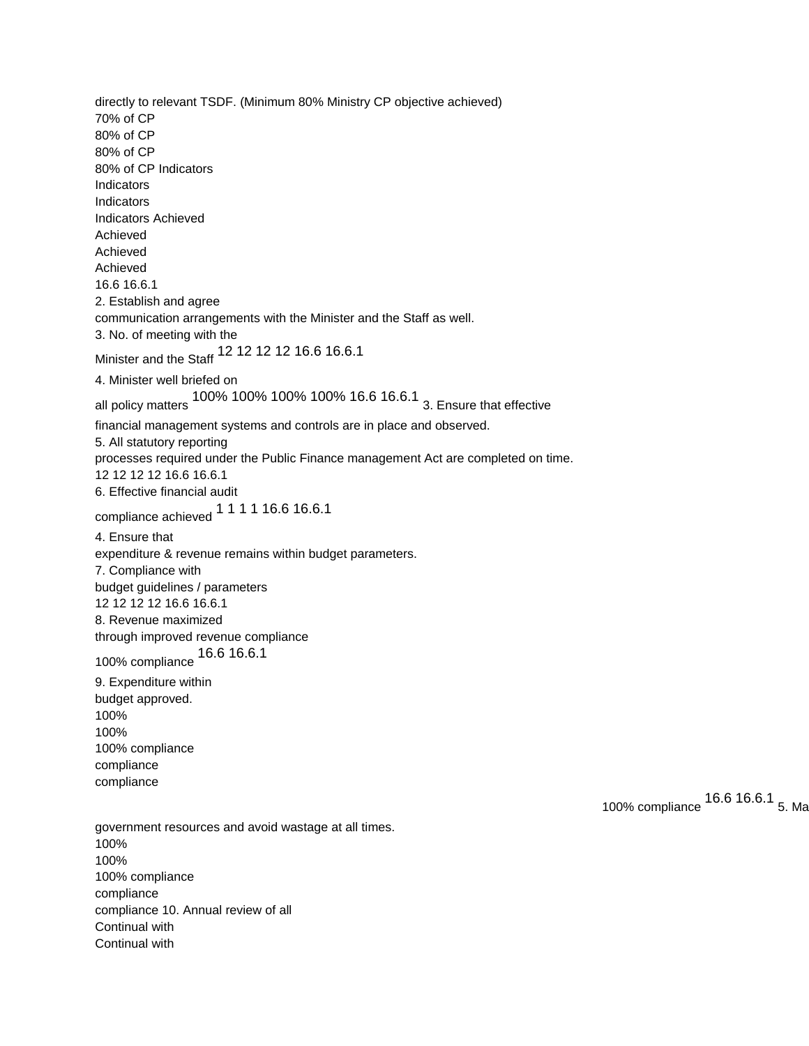directly to relevant TSDF. (Minimum 80% Ministry CP objective achieved)
70% of CP
80% of CP
80% of CP
80% of CP Indicators
Indicators
Indicators
Indicators Achieved
Achieved
Achieved
Achieved
16.6 16.6.1
2. Establish and agree
communication arrangements with the Minister and the Staff as well.
3. No. of meeting with the
Minister and the Staff 12 12 12 12 16.6 16.6.1
4. Minister well briefed on
all policy matters 100% 100% 100% 100% 16.6 16.6.1 3. Ensure that effective
financial management systems and controls are in place and observed.
5. All statutory reporting
processes required under the Public Finance management Act are completed on time.
12 12 12 12 16.6 16.6.1
6. Effective financial audit
compliance achieved 1 1 1 1 16.6 16.6.1
4. Ensure that
expenditure & revenue remains within budget parameters.
7. Compliance with
budget guidelines / parameters
12 12 12 12 16.6 16.6.1
8. Revenue maximized
through improved revenue compliance
100% compliance 16.6 16.6.1
9. Expenditure within
budget approved.
100%
100%
100% compliance
compliance
compliance
100% compliance 16.6 16.6.1 5. Ma
government resources and avoid wastage at all times.
100%
100%
100% compliance
compliance
compliance 10. Annual review of all
Continual with
Continual with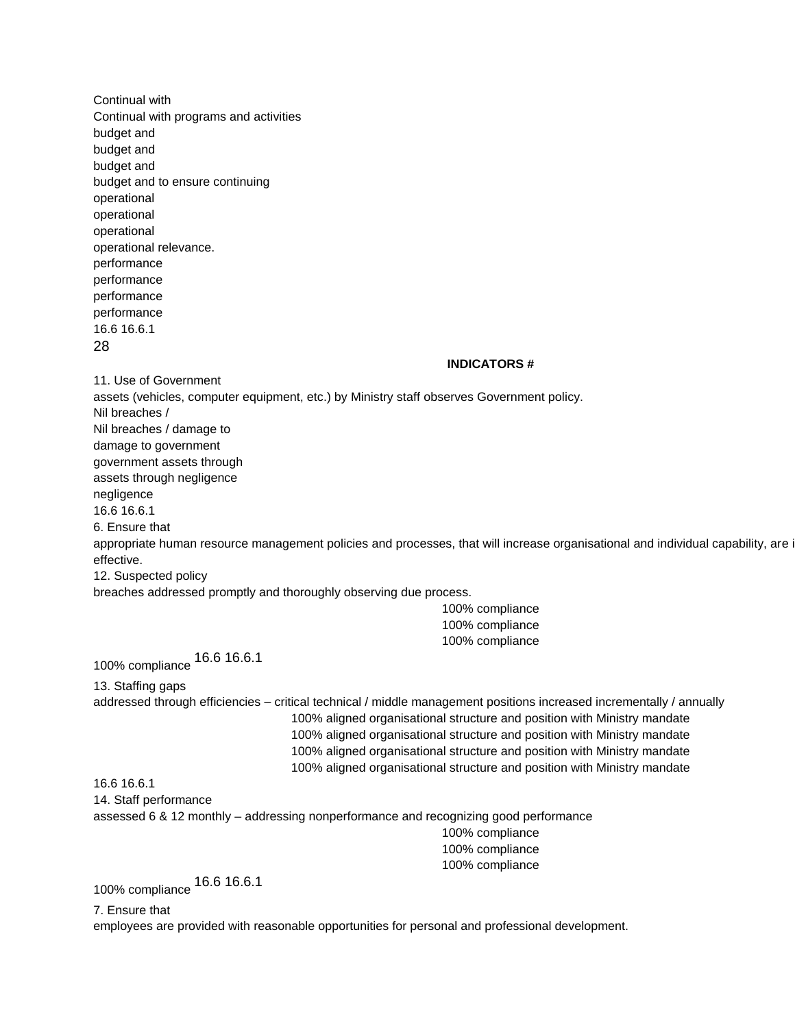Continual with
Continual with programs and activities
budget and
budget and
budget and
budget and to ensure continuing
operational
operational
operational
operational relevance.
performance
performance
performance
performance
16.6 16.6.1

28

**INDICATORS #**

11. Use of Government
assets (vehicles, computer equipment, etc.) by Ministry staff observes Government policy.
Nil breaches /
Nil breaches / damage to
damage to government
government assets through
assets through negligence
negligence
16.6 16.6.1
6. Ensure that
appropriate human resource management policies and processes, that will increase organisational and individual capability, are i
effective.
12. Suspected policy
breaches addressed promptly and thoroughly observing due process.
100% compliance
100% compliance
100% compliance
100% compliance 16.6 16.6.1
13. Staffing gaps
addressed through efficiencies – critical technical / middle management positions increased incrementally / annually
100% aligned organisational structure and position with Ministry mandate
100% aligned organisational structure and position with Ministry mandate
100% aligned organisational structure and position with Ministry mandate
100% aligned organisational structure and position with Ministry mandate
16.6 16.6.1
14. Staff performance
assessed 6 & 12 monthly – addressing nonperformance and recognizing good performance
100% compliance
100% compliance
100% compliance
100% compliance 16.6 16.6.1
7. Ensure that
employees are provided with reasonable opportunities for personal and professional development.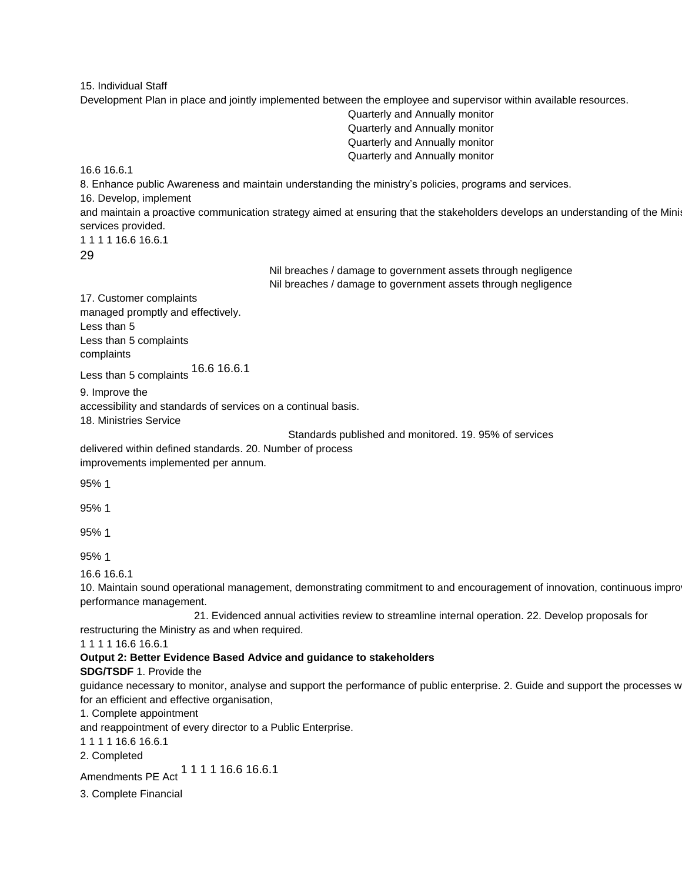15. Individual Staff
Development Plan in place and jointly implemented between the employee and supervisor within available resources.
Quarterly and Annually monitor
Quarterly and Annually monitor
Quarterly and Annually monitor
Quarterly and Annually monitor

16.6 16.6.1

8. Enhance public Awareness and maintain understanding the ministry's policies, programs and services.

16. Develop, implement
and maintain a proactive communication strategy aimed at ensuring that the stakeholders develops an understanding of the Minis
services provided.

1 1 1 1 16.6 16.6.1

29

Nil breaches / damage to government assets through negligence
Nil breaches / damage to government assets through negligence

17. Customer complaints
managed promptly and effectively.
Less than 5
Less than 5 complaints
complaints
Less than 5 complaints 16.6 16.6.1

9. Improve the
accessibility and standards of services on a continual basis.

18. Ministries Service
Standards published and monitored. 19. 95% of services
delivered within defined standards. 20. Number of process
improvements implemented per annum.

95% 1

95% 1

95% 1

95% 1

16.6 16.6.1

10. Maintain sound operational management, demonstrating commitment to and encouragement of innovation, continuous impro
performance management.

21. Evidenced annual activities review to streamline internal operation. 22. Develop proposals for
restructuring the Ministry as and when required.

1 1 1 1 16.6 16.6.1

**Output 2: Better Evidence Based Advice and guidance to stakeholders**

**SDG/TSDF** 1. Provide the
guidance necessary to monitor, analyse and support the performance of public enterprise. 2. Guide and support the processes w
for an efficient and effective organisation,

1. Complete appointment
and reappointment of every director to a Public Enterprise.

1 1 1 1 16.6 16.6.1

2. Completed
Amendments PE Act 1 1 1 1 16.6 16.6.1

3. Complete Financial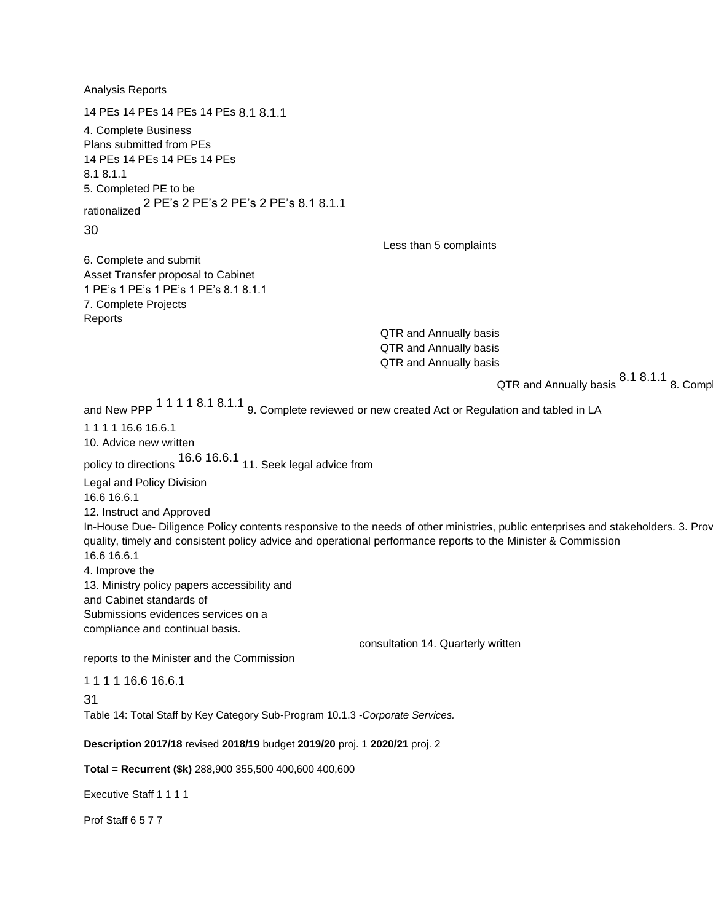Analysis Reports

14 PEs 14 PEs 14 PEs 14 PEs 8.1 8.1.1

4. Complete Business Plans submitted from PEs

14 PEs 14 PEs 14 PEs 14 PEs

8.1 8.1.1

5. Completed PE to be rationalized 2 PE's 2 PE's 2 PE's 2 PE's 8.1 8.1.1

30

Less than 5 complaints

6. Complete and submit Asset Transfer proposal to Cabinet

1 PE's 1 PE's 1 PE's 1 PE's 8.1 8.1.1

7. Complete Projects Reports

QTR and Annually basis

QTR and Annually basis

QTR and Annually basis

QTR and Annually basis 8.1 8.1.1 8. Compl

and New PPP 1 1 1 1 8.1 8.1.1 9. Complete reviewed or new created Act or Regulation and tabled in LA

1 1 1 1 16.6 16.6.1

10. Advice new written policy to directions 16.6 16.6.1 11. Seek legal advice from Legal and Policy Division

16.6 16.6.1

12. Instruct and Approved In-House Due- Diligence Policy contents responsive to the needs of other ministries, public enterprises and stakeholders. 3. Prov quality, timely and consistent policy advice and operational performance reports to the Minister & Commission

16.6 16.6.1

4. Improve the

13. Ministry policy papers accessibility and and Cabinet standards of Submissions evidences services on a compliance and continual basis.

consultation 14. Quarterly written reports to the Minister and the Commission

1 1 1 1 16.6 16.6.1

31

Table 14: Total Staff by Key Category Sub-Program 10.1.3 -*Corporate Services.*

| **Description** | **2017/18** revised | **2018/19** budget | **2019/20** proj. 1 | **2020/21** proj. 2 |
|---|---|---|---|---|
| **Total = Recurrent ($k)** | 288,900 | 355,500 | 400,600 | 400,600 |
| Executive Staff | 1 | 1 | 1 | 1 |
| Prof Staff | 6 | 5 | 7 | 7 |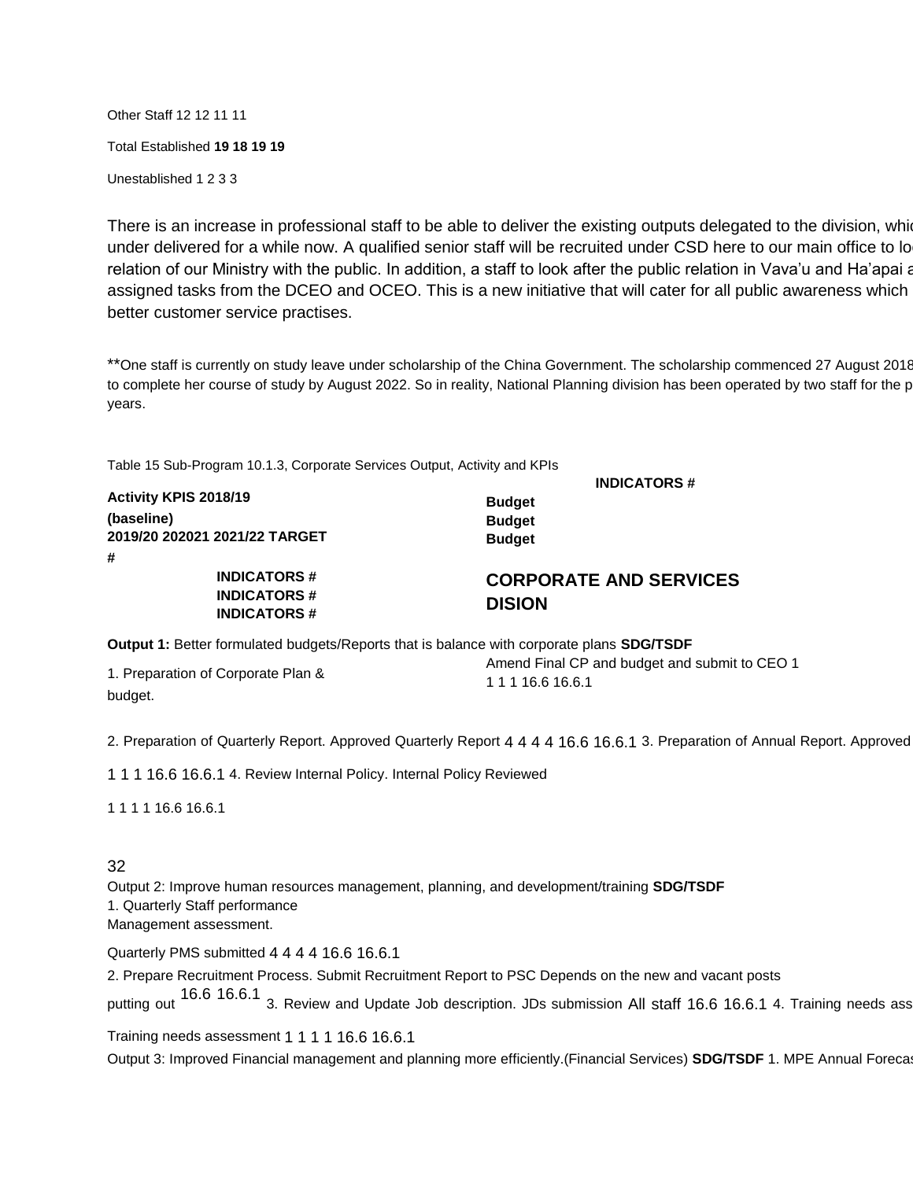Other Staff 12 12 11 11

Total Established **19 18 19 19**

Unestablished 1 2 3 3

There is an increase in professional staff to be able to deliver the existing outputs delegated to the division, whi under delivered for a while now. A qualified senior staff will be recruited under CSD here to our main office to lo relation of our Ministry with the public. In addition, a staff to look after the public relation in Vava'u and Ha'apai a assigned tasks from the DCEO and OCEO. This is a new initiative that will cater for all public awareness which better customer service practises.

**One staff is currently on study leave under scholarship of the China Government. The scholarship commenced 27 August 2018 to complete her course of study by August 2022. So in reality, National Planning division has been operated by two staff for the p years.

Table 15 Sub-Program 10.1.3, Corporate Services Output, Activity and KPIs

**INDICATORS #**

**Activity KPIS 2018/19**

**(baseline)**

**2019/20 202021 2021/22 TARGET**

**#**

**Budget**

**Budget**

**Budget**

**INDICATORS #**

**INDICATORS #**

**INDICATORS #**

## CORPORATE AND SERVICES DISION

**Output 1:** Better formulated budgets/Reports that is balance with corporate plans **SDG/TSDF**

1. Preparation of Corporate Plan & budget. Amend Final CP and budget and submit to CEO 1 1 1 1 16.6 16.6.1

2. Preparation of Quarterly Report. Approved Quarterly Report 4 4 4 4 16.6 16.6.1 3. Preparation of Annual Report. Approved

1 1 1 16.6 16.6.1 4. Review Internal Policy. Internal Policy Reviewed

1 1 1 1 16.6 16.6.1

32

Output 2: Improve human resources management, planning, and development/training **SDG/TSDF**

1. Quarterly Staff performance Management assessment.

Quarterly PMS submitted 4 4 4 4 16.6 16.6.1

2. Prepare Recruitment Process. Submit Recruitment Report to PSC Depends on the new and vacant posts putting out 16.6 16.6.1 3. Review and Update Job description. JDs submission All staff 16.6 16.6.1 4. Training needs ass

Training needs assessment 1 1 1 1 16.6 16.6.1

Output 3: Improved Financial management and planning more efficiently.(Financial Services) **SDG/TSDF** 1. MPE Annual Foreca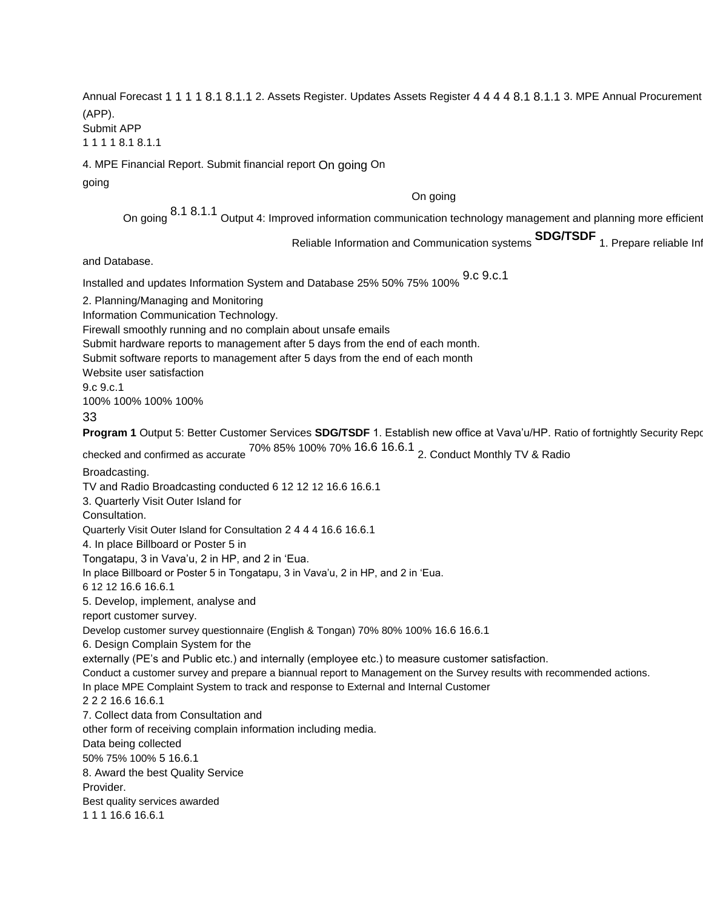Annual Forecast 1 1 1 1 8.1 8.1.1 2. Assets Register. Updates Assets Register 4 4 4 4 8.1 8.1.1 3. MPE Annual Procurement (APP).

Submit APP

1 1 1 1 8.1 8.1.1

4. MPE Financial Report. Submit financial report On going On going

On going

On going 8.1 8.1.1 Output 4: Improved information communication technology management and planning more efficient

Reliable Information and Communication systems **SDG/TSDF** 1. Prepare reliable Inf

and Database.

Installed and updates Information System and Database 25% 50% 75% 100% 9.c 9.c.1

2. Planning/Managing and Monitoring

Information Communication Technology.

Firewall smoothly running and no complain about unsafe emails

Submit hardware reports to management after 5 days from the end of each month.

Submit software reports to management after 5 days from the end of each month

Website user satisfaction

9.c 9.c.1

100% 100% 100% 100%

**Program 1** Output 5: Better Customer Services **SDG/TSDF** 1. Establish new office at Vava'u/HP. Ratio of fortnightly Security Repo

checked and confirmed as accurate 70% 85% 100% 70% 16.6 16.6.1 2. Conduct Monthly TV & Radio

Broadcasting.

TV and Radio Broadcasting conducted 6 12 12 12 16.6 16.6.1

3. Quarterly Visit Outer Island for

Consultation.

Quarterly Visit Outer Island for Consultation 2 4 4 4 16.6 16.6.1

4. In place Billboard or Poster 5 in

Tongatapu, 3 in Vava'u, 2 in HP, and 2 in 'Eua.

In place Billboard or Poster 5 in Tongatapu, 3 in Vava'u, 2 in HP, and 2 in 'Eua.

6 12 12 16.6 16.6.1

5. Develop, implement, analyse and

report customer survey.

Develop customer survey questionnaire (English & Tongan) 70% 80% 100% 16.6 16.6.1

6. Design Complain System for the

externally (PE's and Public etc.) and internally (employee etc.) to measure customer satisfaction.

Conduct a customer survey and prepare a biannual report to Management on the Survey results with recommended actions.

In place MPE Complaint System to track and response to External and Internal Customer

2 2 2 16.6 16.6.1

7. Collect data from Consultation and

other form of receiving complain information including media.

Data being collected

50% 75% 100% 5 16.6.1

8. Award the best Quality Service

Provider.

Best quality services awarded

1 1 1 16.6 16.6.1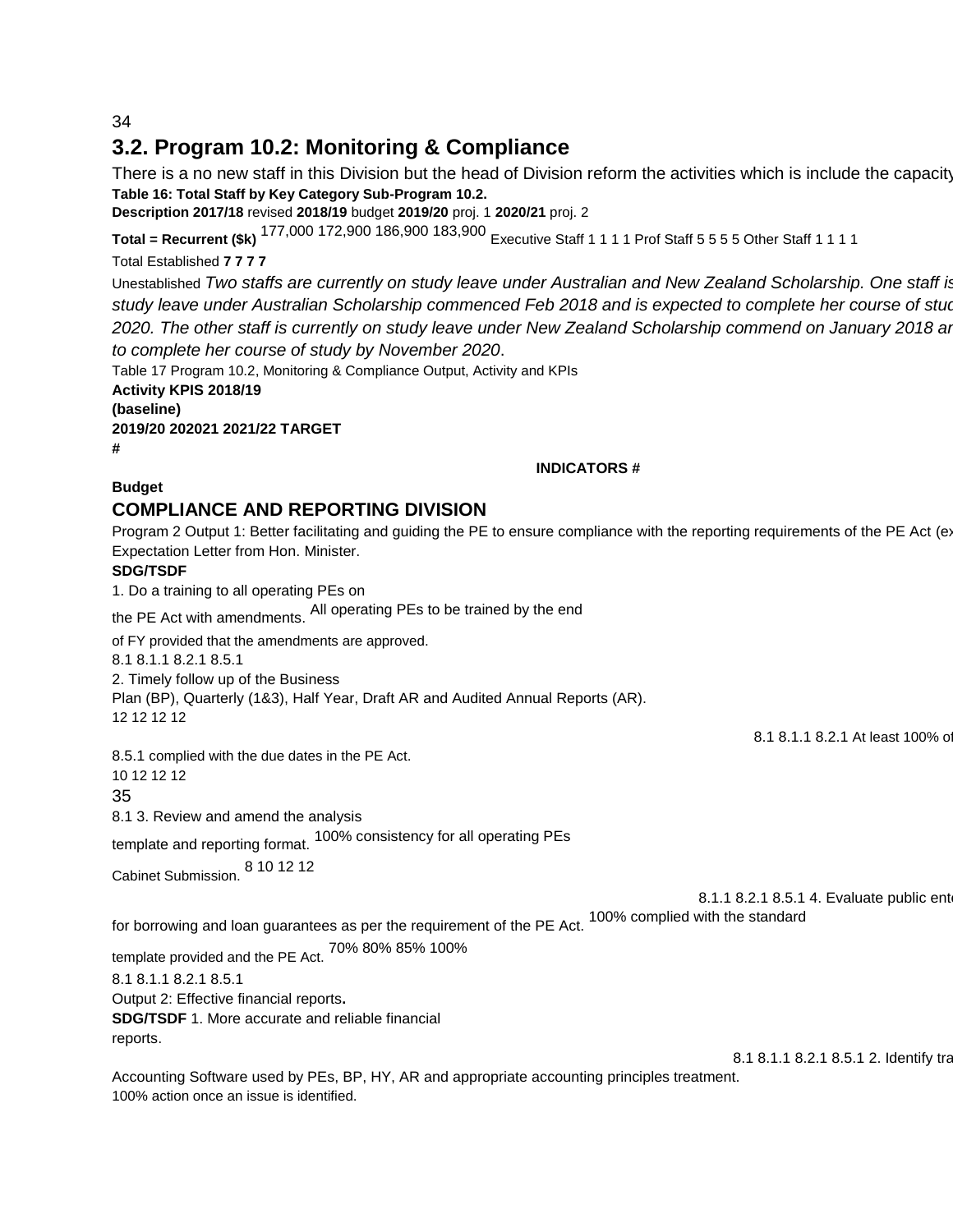## 3.2. Program 10.2: Monitoring & Compliance

There is a no new staff in this Division but the head of Division reform the activities which is include the capacity

**Table 16: Total Staff by Key Category Sub-Program 10.2.**

| **Description** | **2017/18** revised | **2018/19** budget | **2019/20** proj. 1 | **2020/21** proj. 2 |
|---|---|---|---|---|
| **Total = Recurrent ($k)** | 177,000 | 172,900 | 186,900 | 183,900 |
| Executive Staff | 1 | 1 | 1 | 1 |
| Prof Staff | 5 | 5 | 5 | 5 |
| Other Staff | 1 | 1 | 1 | 1 |
| Total Established | **7** | **7** | **7** | **7** |
| Unestablished | | | | |

*Two staffs are currently on study leave under Australian and New Zealand Scholarship. One staff is study leave under Australian Scholarship commenced Feb 2018 and is expected to complete her course of stud 2020. The other staff is currently on study leave under New Zealand Scholarship commend on January 2018 ar to complete her course of study by November 2020*.

Table 17 Program 10.2, Monitoring & Compliance Output, Activity and KPIs

**Activity KPIS 2018/19 (baseline) 2019/20 202021 2021/22 TARGET #**

**INDICATORS #**

**Budget**

## COMPLIANCE AND REPORTING DIVISION

Program 2 Output 1: Better facilitating and guiding the PE to ensure compliance with the reporting requirements of the PE Act (ex Expectation Letter from Hon. Minister.

**SDG/TSDF**

1. Do a training to all operating PEs on the PE Act with amendments. All operating PEs to be trained by the end of FY provided that the amendments are approved.

8.1 8.1.1 8.2.1 8.5.1

2. Timely follow up of the Business Plan (BP), Quarterly (1&3), Half Year, Draft AR and Audited Annual Reports (AR).

12 12 12 12

8.1 8.1.1 8.2.1 At least 100% of

8.5.1 complied with the due dates in the PE Act.

10 12 12 12

8.1 3. Review and amend the analysis template and reporting format. 100% consistency for all operating PEs

Cabinet Submission. 8 10 12 12

8.1.1 8.2.1 8.5.1 4. Evaluate public ent

for borrowing and loan guarantees as per the requirement of the PE Act. 100% complied with the standard template provided and the PE Act. 70% 80% 85% 100%

8.1 8.1.1 8.2.1 8.5.1

Output 2: Effective financial reports**.**

**SDG/TSDF** 1. More accurate and reliable financial reports.

8.1 8.1.1 8.2.1 8.5.1 2. Identify tra

Accounting Software used by PEs, BP, HY, AR and appropriate accounting principles treatment.

100% action once an issue is identified.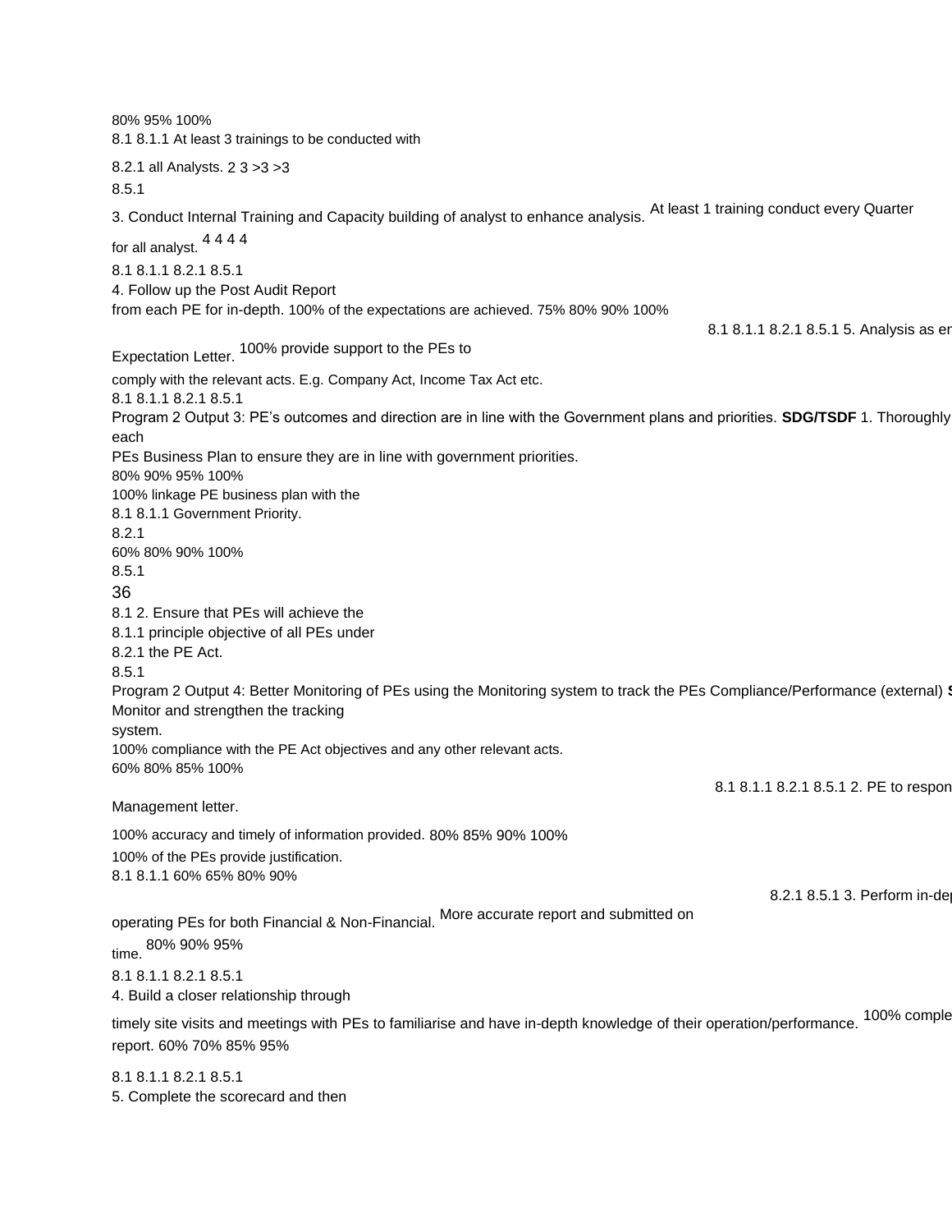80% 95% 100%

8.1 8.1.1 At least 3 trainings to be conducted with

8.2.1 all Analysts. 2 3 >3 >3

8.5.1

3. Conduct Internal Training and Capacity building of analyst to enhance analysis. At least 1 training conduct every Quarter

for all analyst. 4 4 4 4

8.1 8.1.1 8.2.1 8.5.1

4. Follow up the Post Audit Report

from each PE for in-depth. 100% of the expectations are achieved. 75% 80% 90% 100%

8.1 8.1.1 8.2.1 8.5.1 5. Analysis as er

Expectation Letter. 100% provide support to the PEs to

comply with the relevant acts. E.g. Company Act, Income Tax Act etc.

8.1 8.1.1 8.2.1 8.5.1

Program 2 Output 3: PE's outcomes and direction are in line with the Government plans and priorities. **SDG/TSDF** 1. Thoroughly each

PEs Business Plan to ensure they are in line with government priorities.

80% 90% 95% 100%

100% linkage PE business plan with the

8.1 8.1.1 Government Priority.

8.2.1

60% 80% 90% 100%

8.5.1

36

8.1 2. Ensure that PEs will achieve the

8.1.1 principle objective of all PEs under

8.2.1 the PE Act.

8.5.1

Program 2 Output 4: Better Monitoring of PEs using the Monitoring system to track the PEs Compliance/Performance (external) **S**

Monitor and strengthen the tracking

system.

100% compliance with the PE Act objectives and any other relevant acts.

60% 80% 85% 100%

8.1 8.1.1 8.2.1 8.5.1 2. PE to respon

Management letter.

100% accuracy and timely of information provided. 80% 85% 90% 100%

100% of the PEs provide justification.

8.1 8.1.1 60% 65% 80% 90%

8.2.1 8.5.1 3. Perform in-dep

operating PEs for both Financial & Non-Financial. More accurate report and submitted on

time. 80% 90% 95%

8.1 8.1.1 8.2.1 8.5.1

4. Build a closer relationship through

timely site visits and meetings with PEs to familiarise and have in-depth knowledge of their operation/performance. 100% comple

report. 60% 70% 85% 95%

8.1 8.1.1 8.2.1 8.5.1

5. Complete the scorecard and then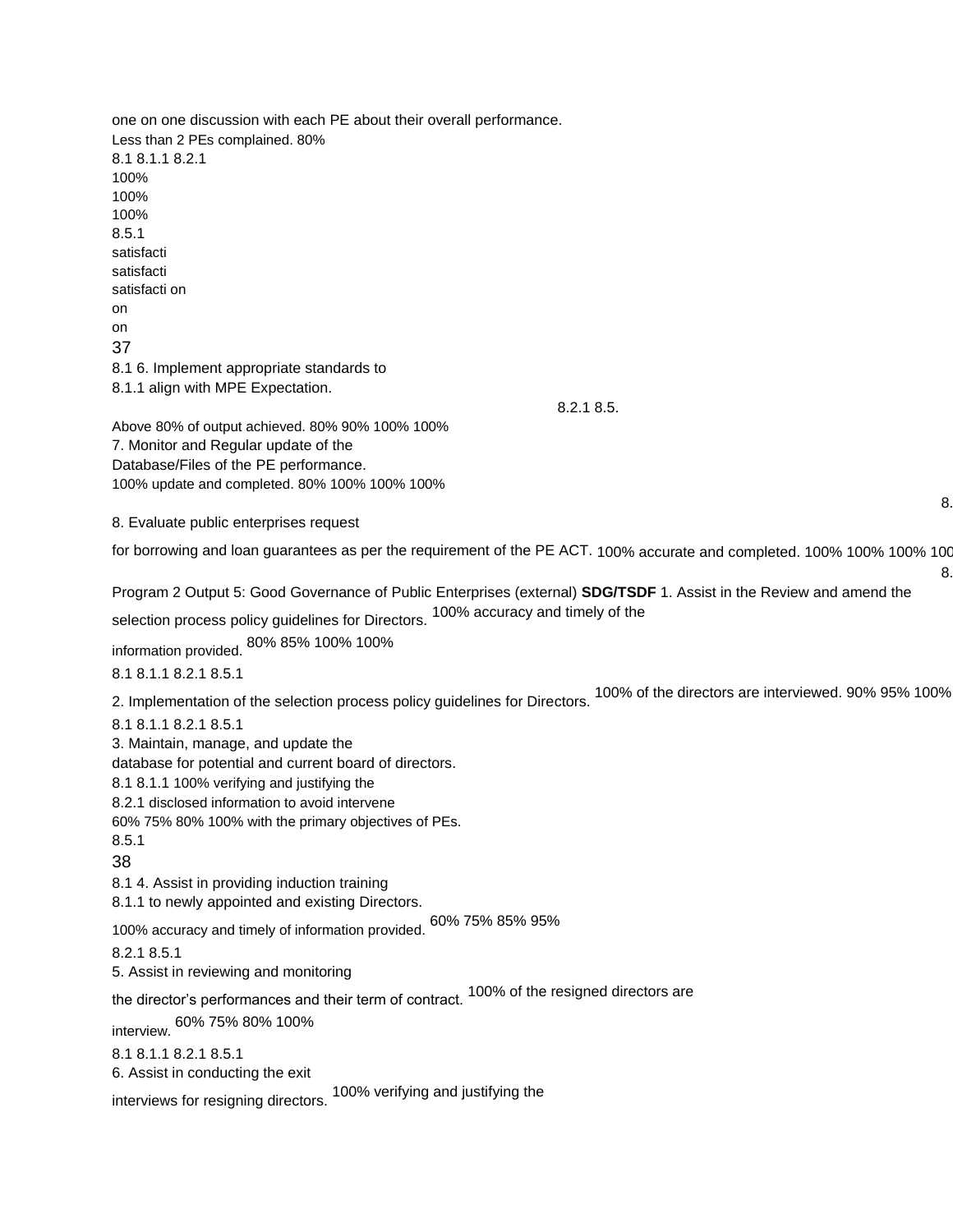one on one discussion with each PE about their overall performance.

Less than 2 PEs complained. 80%

8.1 8.1.1 8.2.1

100%

100%

100%

8.5.1

satisfacti

satisfacti

satisfacti on

on

on

37

8.1 6. Implement appropriate standards to

8.1.1 align with MPE Expectation.

8.2.1 8.5.

Above 80% of output achieved. 80% 90% 100% 100%

7. Monitor and Regular update of the Database/Files of the PE performance.

100% update and completed. 80% 100% 100% 100%

8.

8. Evaluate public enterprises request for borrowing and loan guarantees as per the requirement of the PE ACT. 100% accurate and completed. 100% 100% 100% 100

8.

Program 2 Output 5: Good Governance of Public Enterprises (external) **SDG/TSDF** 1. Assist in the Review and amend the selection process policy guidelines for Directors. 100% accuracy and timely of the information provided. 80% 85% 100% 100%

8.1 8.1.1 8.2.1 8.5.1

2. Implementation of the selection process policy guidelines for Directors. 100% of the directors are interviewed. 90% 95% 100%

8.1 8.1.1 8.2.1 8.5.1

3. Maintain, manage, and update the database for potential and current board of directors.

8.1 8.1.1 100% verifying and justifying the

8.2.1 disclosed information to avoid intervene

60% 75% 80% 100% with the primary objectives of PEs.

8.5.1

38

8.1 4. Assist in providing induction training

8.1.1 to newly appointed and existing Directors.

100% accuracy and timely of information provided. 60% 75% 85% 95%

8.2.1 8.5.1

5. Assist in reviewing and monitoring the director's performances and their term of contract. 100% of the resigned directors are interview. 60% 75% 80% 100%

8.1 8.1.1 8.2.1 8.5.1

6. Assist in conducting the exit interviews for resigning directors. 100% verifying and justifying the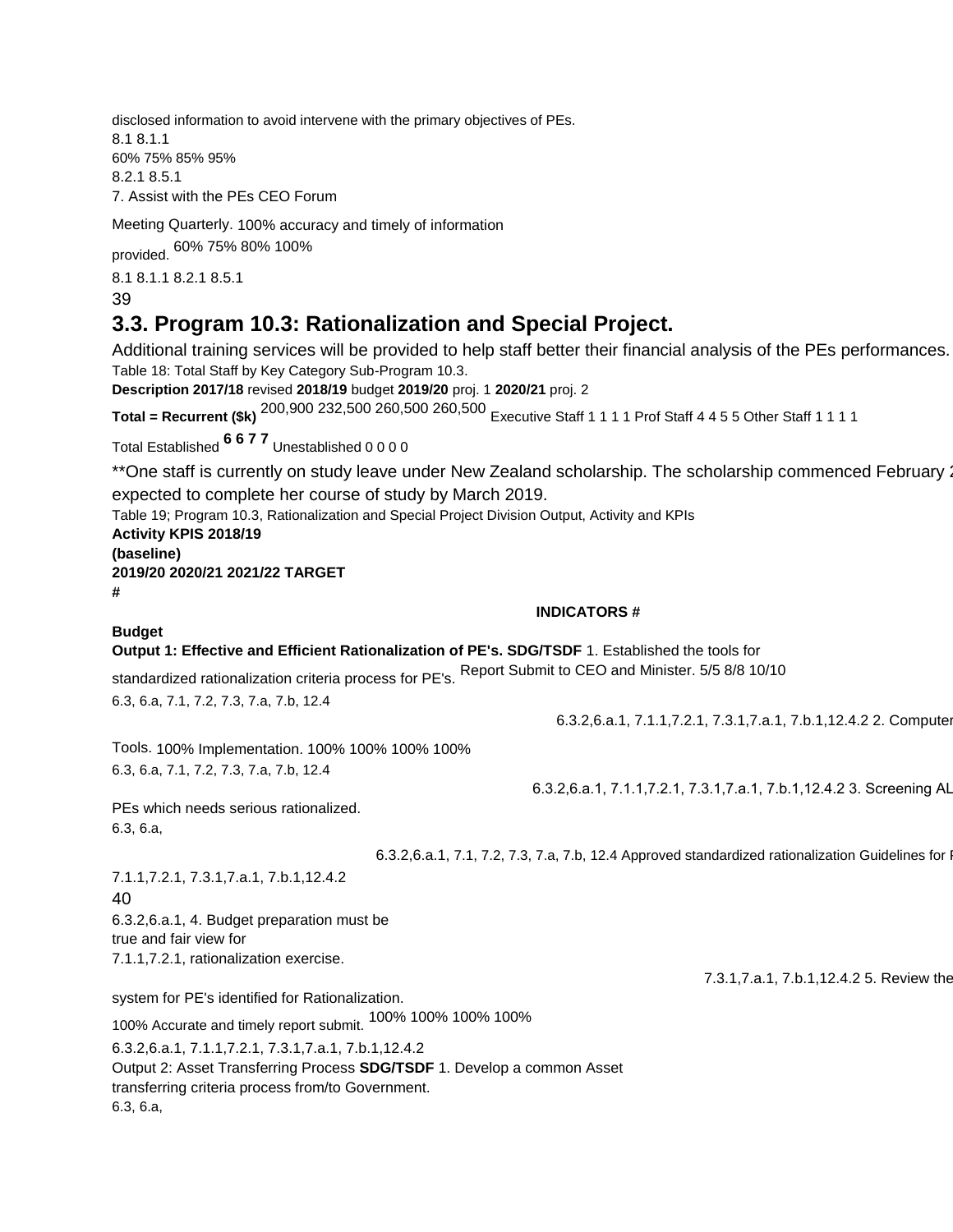disclosed information to avoid intervene with the primary objectives of PEs.
8.1 8.1.1
60% 75% 85% 95%
8.2.1 8.5.1
7. Assist with the PEs CEO Forum

Meeting Quarterly. 100% accuracy and timely of information provided. 60% 75% 80% 100%

8.1 8.1.1 8.2.1 8.5.1

## 3.3. Program 10.3: Rationalization and Special Project.

Additional training services will be provided to help staff better their financial analysis of the PEs performances.

Table 18: Total Staff by Key Category Sub-Program 10.3.

| Description | 2017/18 revised | 2018/19 budget | 2019/20 proj. 1 | 2020/21 proj. 2 |
|---|---|---|---|---|
| **Total = Recurrent ($k)** | 200,900 | 232,500 | 260,500 | 260,500 |
| Executive Staff | 1 | 1 | 1 | 1 |
| Prof Staff | 4 | 4 | 5 | 5 |
| Other Staff | 1 | 1 | 1 | 1 |
| Total Established | **6** | **6** | **7** | **7** |
| Unestablished | 0 | 0 | 0 | 0 |

**One staff is currently on study leave under New Zealand scholarship. The scholarship commenced February 2 expected to complete her course of study by March 2019.

Table 19; Program 10.3, Rationalization and Special Project Division Output, Activity and KPIs

**Activity KPIS 2018/19 (baseline) 2019/20 2020/21 2021/22 TARGET #**

**INDICATORS #**

**Budget**

**Output 1: Effective and Efficient Rationalization of PE's. SDG/TSDF** 1. Established the tools for standardized rationalization criteria process for PE's. Report Submit to CEO and Minister. 5/5 8/8 10/10

6.3, 6a, 7.1, 7.2, 7.3, 7.a, 7.b, 12.4

6.3.2,6.a.1, 7.1.1,7.2.1, 7.3.1,7.a.1, 7.b.1,12.4.2 2. Computer Tools. 100% Implementation. 100% 100% 100% 100%

6.3, 6a, 7.1, 7.2, 7.3, 7.a, 7.b, 12.4

6.3.2,6.a.1, 7.1.1,7.2.1, 7.3.1,7.a.1, 7.b.1,12.4.2 3. Screening AL PEs which needs serious rationalized.

6.3, 6.a,

6.3.2,6.a.1, 7.1, 7.2, 7.3, 7.a, 7.b, 12.4 Approved standardized rationalization Guidelines for I

7.1.1,7.2.1, 7.3.1,7.a.1, 7.b.1,12.4.2

6.3.2,6.a.1, 4. Budget preparation must be true and fair view for
7.1.1,7.2.1, rationalization exercise.

7.3.1,7.a.1, 7.b.1,12.4.2 5. Review the system for PE's identified for Rationalization.

100% Accurate and timely report submit. 100% 100% 100% 100%

6.3.2,6.a.1, 7.1.1,7.2.1, 7.3.1,7.a.1, 7.b.1,12.4.2

Output 2: Asset Transferring Process **SDG/TSDF** 1. Develop a common Asset transferring criteria process from/to Government.

6.3, 6.a,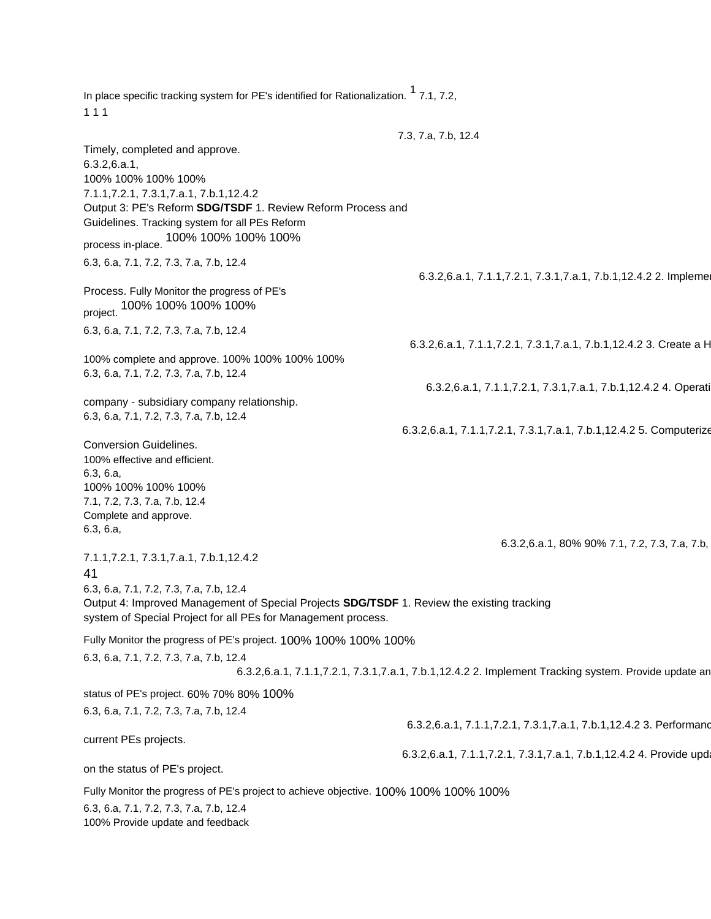In place specific tracking system for PE's identified for Rationalization. 1 7.1, 7.2,
1 1 1

7.3, 7.a, 7.b, 12.4

Timely, completed and approve.
6.3.2,6.a.1,
100% 100% 100% 100%
7.1.1,7.2.1, 7.3.1,7.a.1, 7.b.1,12.4.2

Output 3: PE's Reform **SDG/TSDF** 1. Review Reform Process and Guidelines. Tracking system for all PEs Reform process in-place. 100% 100% 100% 100%
6.3, 6.a, 7.1, 7.2, 7.3, 7.a, 7.b, 12.4

6.3.2,6.a.1, 7.1.1,7.2.1, 7.3.1,7.a.1, 7.b.1,12.4.2 2. Implemen

Process. Fully Monitor the progress of PE's project. 100% 100% 100% 100%
6.3, 6.a, 7.1, 7.2, 7.3, 7.a, 7.b, 12.4

6.3.2,6.a.1, 7.1.1,7.2.1, 7.3.1,7.a.1, 7.b.1,12.4.2 3. Create a H

100% complete and approve. 100% 100% 100% 100%
6.3, 6.a, 7.1, 7.2, 7.3, 7.a, 7.b, 12.4

6.3.2,6.a.1, 7.1.1,7.2.1, 7.3.1,7.a.1, 7.b.1,12.4.2 4. Operati

company - subsidiary company relationship.
6.3, 6.a, 7.1, 7.2, 7.3, 7.a, 7.b, 12.4

6.3.2,6.a.1, 7.1.1,7.2.1, 7.3.1,7.a.1, 7.b.1,12.4.2 5. Computerize

Conversion Guidelines.
100% effective and efficient.
6.3, 6.a,
100% 100% 100% 100%
7.1, 7.2, 7.3, 7.a, 7.b, 12.4
Complete and approve.
6.3, 6.a,

6.3.2,6.a.1, 80% 90% 7.1, 7.2, 7.3, 7.a, 7.b,

7.1.1,7.2.1, 7.3.1,7.a.1, 7.b.1,12.4.2
41
6.3, 6.a, 7.1, 7.2, 7.3, 7.a, 7.b, 12.4

Output 4: Improved Management of Special Projects **SDG/TSDF** 1. Review the existing tracking system of Special Project for all PEs for Management process.

Fully Monitor the progress of PE's project. 100% 100% 100% 100%
6.3, 6.a, 7.1, 7.2, 7.3, 7.a, 7.b, 12.4

6.3.2,6.a.1, 7.1.1,7.2.1, 7.3.1,7.a.1, 7.b.1,12.4.2 2. Implement Tracking system. Provide update an

status of PE's project. 60% 70% 80% 100%
6.3, 6.a, 7.1, 7.2, 7.3, 7.a, 7.b, 12.4

6.3.2,6.a.1, 7.1.1,7.2.1, 7.3.1,7.a.1, 7.b.1,12.4.2 3. Performanc

current PEs projects.

6.3.2,6.a.1, 7.1.1,7.2.1, 7.3.1,7.a.1, 7.b.1,12.4.2 4. Provide upda

on the status of PE's project.

Fully Monitor the progress of PE's project to achieve objective. 100% 100% 100% 100%
6.3, 6.a, 7.1, 7.2, 7.3, 7.a, 7.b, 12.4
100% Provide update and feedback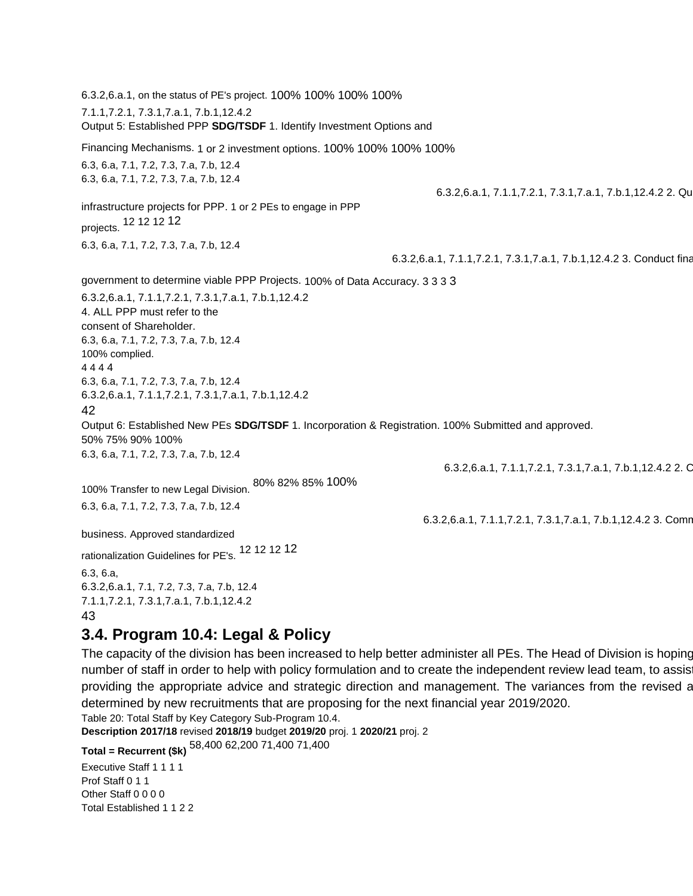6.3.2,6.a.1, on the status of PE's project. 100% 100% 100% 100%

7.1.1,7.2.1, 7.3.1,7.a.1, 7.b.1,12.4.2

Output 5: Established PPP **SDG/TSDF** 1. Identify Investment Options and

Financing Mechanisms. 1 or 2 investment options. 100% 100% 100% 100%

6.3, 6.a, 7.1, 7.2, 7.3, 7.a, 7.b, 12.4

6.3, 6.a, 7.1, 7.2, 7.3, 7.a, 7.b, 12.4

6.3.2,6.a.1, 7.1.1,7.2.1, 7.3.1,7.a.1, 7.b.1,12.4.2 2. Qu

infrastructure projects for PPP. 1 or 2 PEs to engage in PPP

projects. 12 12 12 12

6.3, 6.a, 7.1, 7.2, 7.3, 7.a, 7.b, 12.4

6.3.2,6.a.1, 7.1.1,7.2.1, 7.3.1,7.a.1, 7.b.1,12.4.2 3. Conduct fina

government to determine viable PPP Projects. 100% of Data Accuracy. 3 3 3 3

6.3.2,6.a.1, 7.1.1,7.2.1, 7.3.1,7.a.1, 7.b.1,12.4.2

4. ALL PPP must refer to the

consent of Shareholder.

6.3, 6.a, 7.1, 7.2, 7.3, 7.a, 7.b, 12.4

100% complied.

4 4 4 4

6.3, 6.a, 7.1, 7.2, 7.3, 7.a, 7.b, 12.4

6.3.2,6.a.1, 7.1.1,7.2.1, 7.3.1,7.a.1, 7.b.1,12.4.2

Output 6: Established New PEs **SDG/TSDF** 1. Incorporation & Registration. 100% Submitted and approved.

50% 75% 90% 100%

6.3, 6.a, 7.1, 7.2, 7.3, 7.a, 7.b, 12.4

6.3.2,6.a.1, 7.1.1,7.2.1, 7.3.1,7.a.1, 7.b.1,12.4.2 2. C

100% Transfer to new Legal Division. 80% 82% 85% 100%

6.3, 6.a, 7.1, 7.2, 7.3, 7.a, 7.b, 12.4

6.3.2,6.a.1, 7.1.1,7.2.1, 7.3.1,7.a.1, 7.b.1,12.4.2 3. Comm

business. Approved standardized

rationalization Guidelines for PE's. 12 12 12 12

6.3, 6.a,

6.3.2,6.a.1, 7.1, 7.2, 7.3, 7.a, 7.b, 12.4

7.1.1,7.2.1, 7.3.1,7.a.1, 7.b.1,12.4.2

## 3.4. Program 10.4: Legal & Policy

The capacity of the division has been increased to help better administer all PEs. The Head of Division is hoping number of staff in order to help with policy formulation and to create the independent review lead team, to assist providing the appropriate advice and strategic direction and management. The variances from the revised a determined by new recruitments that are proposing for the next financial year 2019/2020.

Table 20: Total Staff by Key Category Sub-Program 10.4.

| Description | 2017/18 revised | 2018/19 budget | 2019/20 proj. 1 | 2020/21 proj. 2 |
|---|---|---|---|---|
| **Total = Recurrent ($k)** | 58,400 | 62,200 | 71,400 | 71,400 |
| Executive Staff | 1 | 1 | 1 | 1 |
| Prof Staff | 0 | 1 | 1 | |
| Other Staff | 0 | 0 | 0 | 0 |
| Total Established | 1 | 1 | 2 | 2 |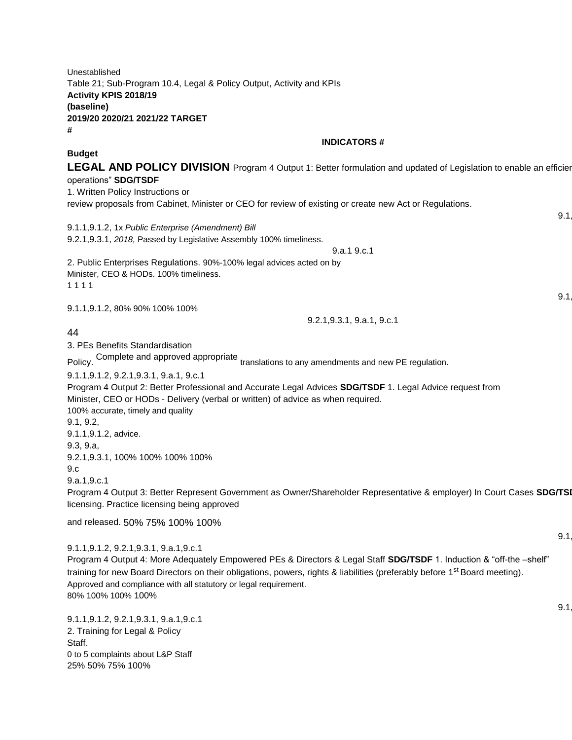Unestablished

Table 21; Sub-Program 10.4, Legal & Policy Output, Activity and KPIs

**Activity KPIS 2018/19**
**(baseline)**
**2019/20 2020/21 2021/22 TARGET**
**#**

**INDICATORS #**

**Budget**

**LEGAL AND POLICY DIVISION** Program 4 Output 1: Better formulation and updated of Legislation to enable an efficier operations" **SDG/TSDF**

1. Written Policy Instructions or review proposals from Cabinet, Minister or CEO for review of existing or create new Act or Regulations.

9.1,

9.1.1,9.1.2, 1x *Public Enterprise (Amendment) Bill*
9.2.1,9.3.1, *2018,* Passed by Legislative Assembly 100% timeliness.

9.a.1 9.c.1

2. Public Enterprises Regulations. 90%-100% legal advices acted on by Minister, CEO & HODs. 100% timeliness.

1 1 1 1

9.1,

9.1.1,9.1.2, 80% 90% 100% 100%

9.2.1,9.3.1, 9.a.1, 9.c.1

44

3. PEs Benefits Standardisation Policy. Complete and approved appropriate translations to any amendments and new PE regulation.

9.1.1,9.1.2, 9.2.1,9.3.1, 9.a.1, 9.c.1

Program 4 Output 2: Better Professional and Accurate Legal Advices **SDG/TSDF** 1. Legal Advice request from Minister, CEO or HODs - Delivery (verbal or written) of advice as when required.

100% accurate, timely and quality

9.1, 9.2,
9.1.1,9.1.2, advice.
9.3, 9.a,
9.2.1,9.3.1, 100% 100% 100% 100%
9.c
9.a.1,9.c.1

Program 4 Output 3: Better Represent Government as Owner/Shareholder Representative & employer) In Court Cases **SDG/TSD** licensing. Practice licensing being approved and released. 50% 75% 100% 100%

9.1,

9.1.1,9.1.2, 9.2.1,9.3.1, 9.a.1,9.c.1

Program 4 Output 4: More Adequately Empowered PEs & Directors & Legal Staff **SDG/TSDF** 1. Induction & "off-the –shelf" training for new Board Directors on their obligations, powers, rights & liabilities (preferably before 1st Board meeting). Approved and compliance with all statutory or legal requirement.

80% 100% 100% 100%

9.1,

9.1.1,9.1.2, 9.2.1,9.3.1, 9.a.1,9.c.1

2. Training for Legal & Policy Staff.

0 to 5 complaints about L&P Staff

25% 50% 75% 100%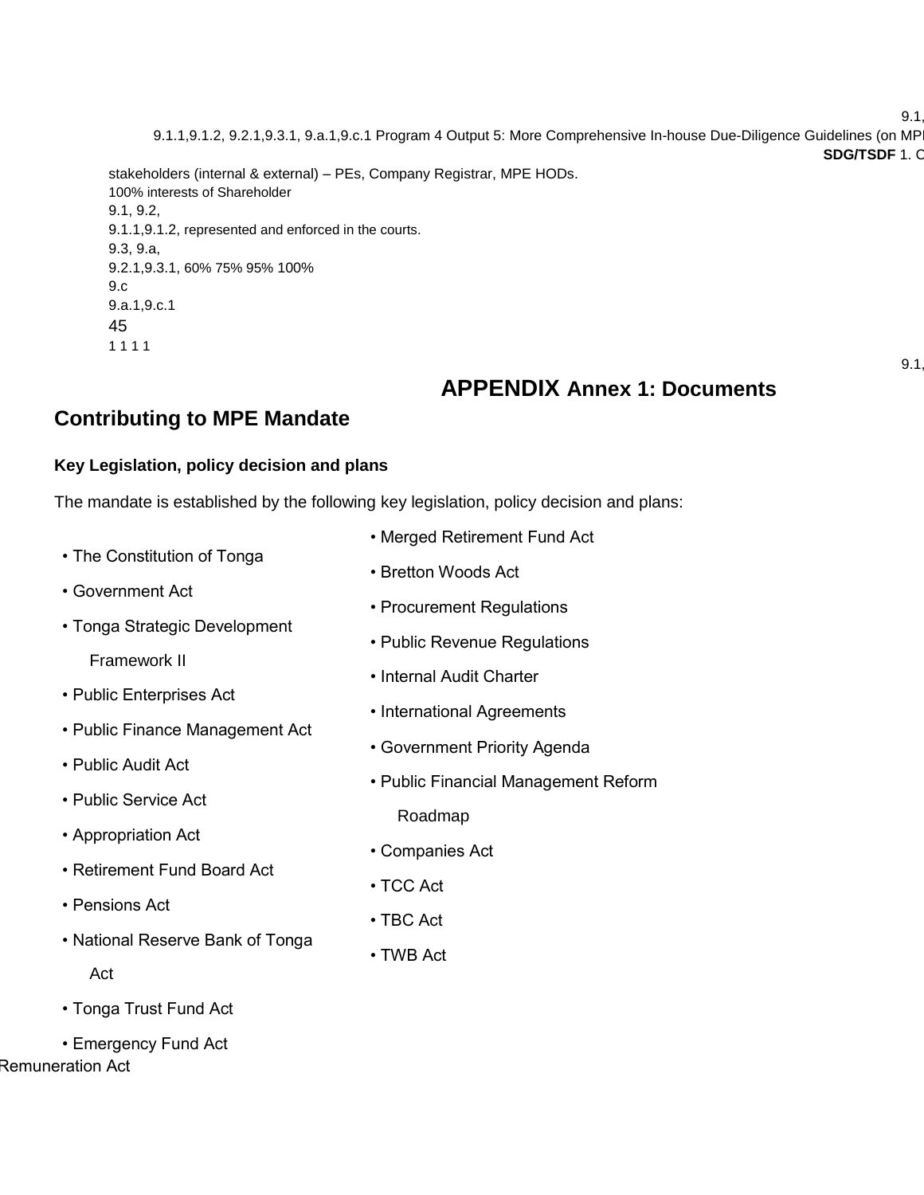9.1,

9.1.1,9.1.2, 9.2.1,9.3.1, 9.a.1,9.c.1 Program 4 Output 5: More Comprehensive In-house Due-Diligence Guidelines (on MPI

**SDG/TSDF** 1. C

stakeholders (internal & external) – PEs, Company Registrar, MPE HODs.

100% interests of Shareholder

9.1, 9.2,

9.1.1,9.1.2, represented and enforced in the courts.

9.3, 9.a,

9.2.1,9.3.1, 60% 75% 95% 100%

9.c

9.a.1,9.c.1

45

1 1 1 1

9.1,

# APPENDIX Annex 1: Documents

## Contributing to MPE Mandate

### Key Legislation, policy decision and plans

The mandate is established by the following key legislation, policy decision and plans:

- The Constitution of Tonga
- Government Act
- Tonga Strategic Development Framework II
- Public Enterprises Act
- Public Finance Management Act
- Public Audit Act
- Public Service Act
- Appropriation Act
- Retirement Fund Board Act
- Pensions Act
- National Reserve Bank of Tonga Act
- Tonga Trust Fund Act
- Emergency Fund Act
- Merged Retirement Fund Act
- Bretton Woods Act
- Procurement Regulations
- Public Revenue Regulations
- Internal Audit Charter
- International Agreements
- Government Priority Agenda
- Public Financial Management Reform Roadmap
- Companies Act
- TCC Act
- TBC Act
- TWB Act

Remuneration Act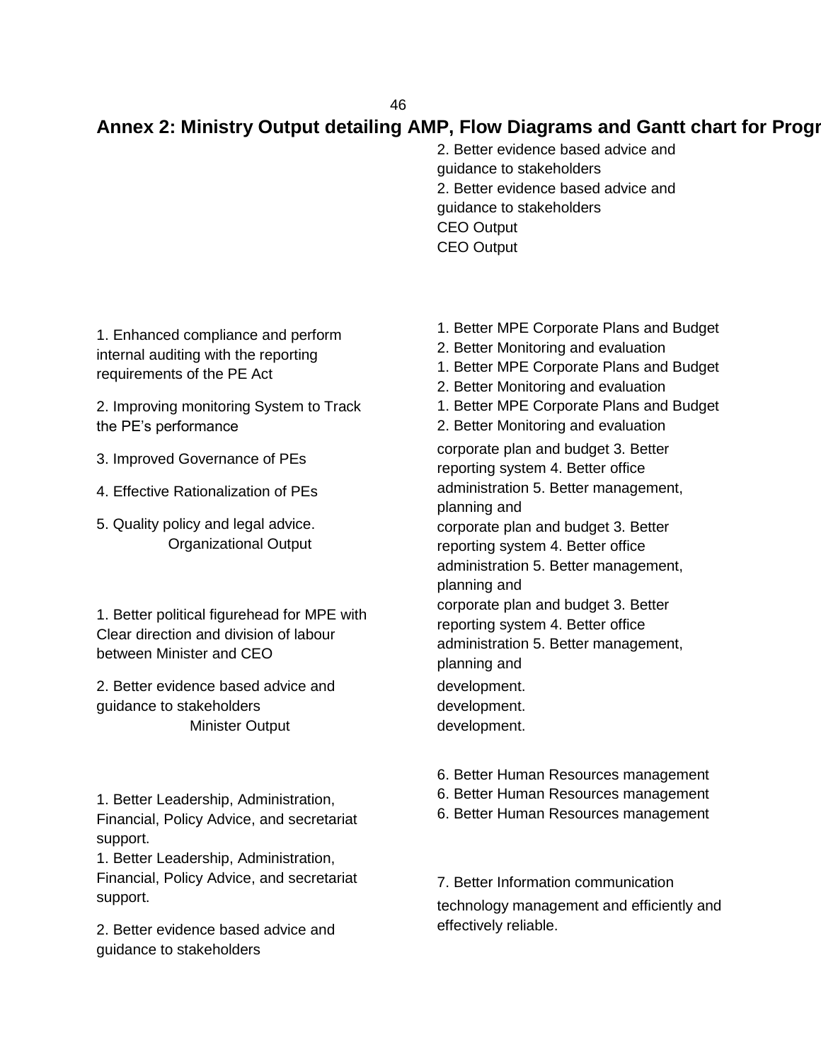## Annex 2: Ministry Output detailing AMP, Flow Diagrams and Gantt chart for Progr

2. Better evidence based advice and guidance to stakeholders
2. Better evidence based advice and guidance to stakeholders
CEO Output
CEO Output

1. Enhanced compliance and perform internal auditing with the reporting requirements of the PE Act

2. Improving monitoring System to Track the PE's performance

3. Improved Governance of PEs

4. Effective Rationalization of PEs

5. Quality policy and legal advice.
Organizational Output

1. Better political figurehead for MPE with Clear direction and division of labour between Minister and CEO

2. Better evidence based advice and guidance to stakeholders
Minister Output

1. Better Leadership, Administration, Financial, Policy Advice, and secretariat support.
1. Better Leadership, Administration, Financial, Policy Advice, and secretariat support.

2. Better evidence based advice and guidance to stakeholders

1. Better MPE Corporate Plans and Budget
2. Better Monitoring and evaluation
1. Better MPE Corporate Plans and Budget
2. Better Monitoring and evaluation
1. Better MPE Corporate Plans and Budget
2. Better Monitoring and evaluation

corporate plan and budget 3. Better reporting system 4. Better office administration 5. Better management, planning and
corporate plan and budget 3. Better reporting system 4. Better office administration 5. Better management, planning and
corporate plan and budget 3. Better reporting system 4. Better office administration 5. Better management, planning and

development.
development.
development.

6. Better Human Resources management
6. Better Human Resources management
6. Better Human Resources management

7. Better Information communication technology management and efficiently and effectively reliable.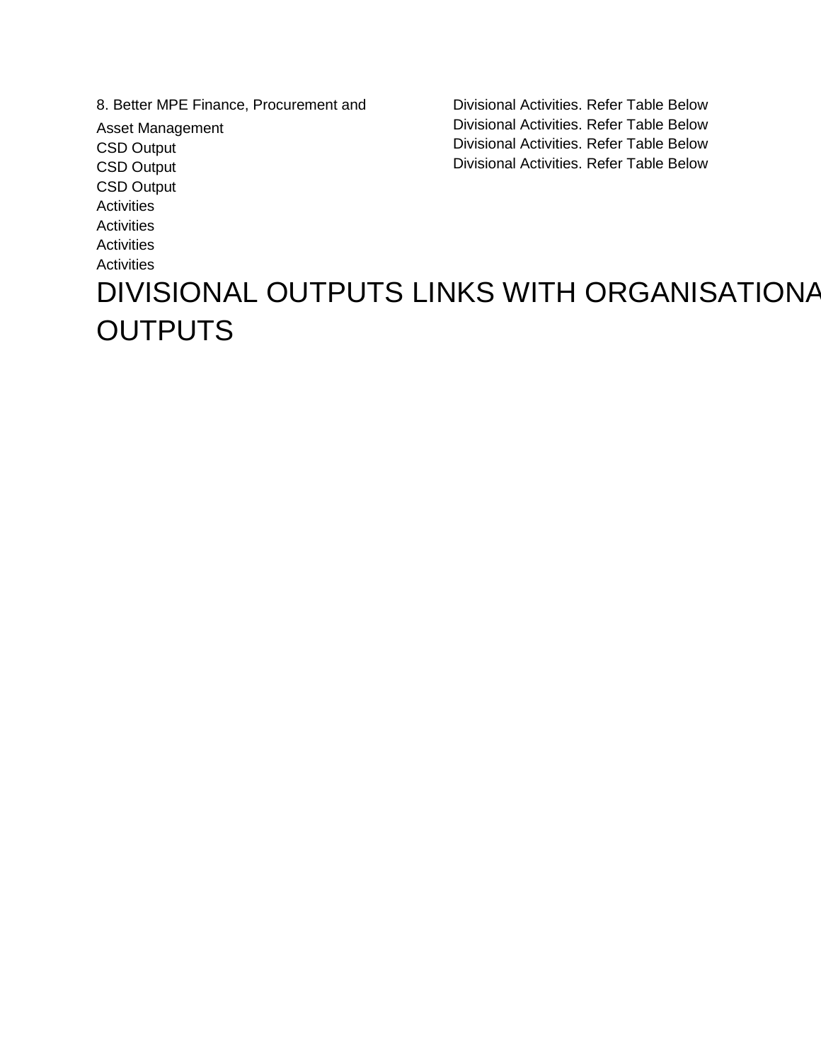8. Better MPE Finance, Procurement and Asset Management

Divisional Activities. Refer Table Below
Divisional Activities. Refer Table Below
Divisional Activities. Refer Table Below
Divisional Activities. Refer Table Below

CSD Output
CSD Output
CSD Output
Activities
Activities
Activities
Activities

# DIVISIONAL OUTPUTS LINKS WITH ORGANISATIONAL OUTPUTS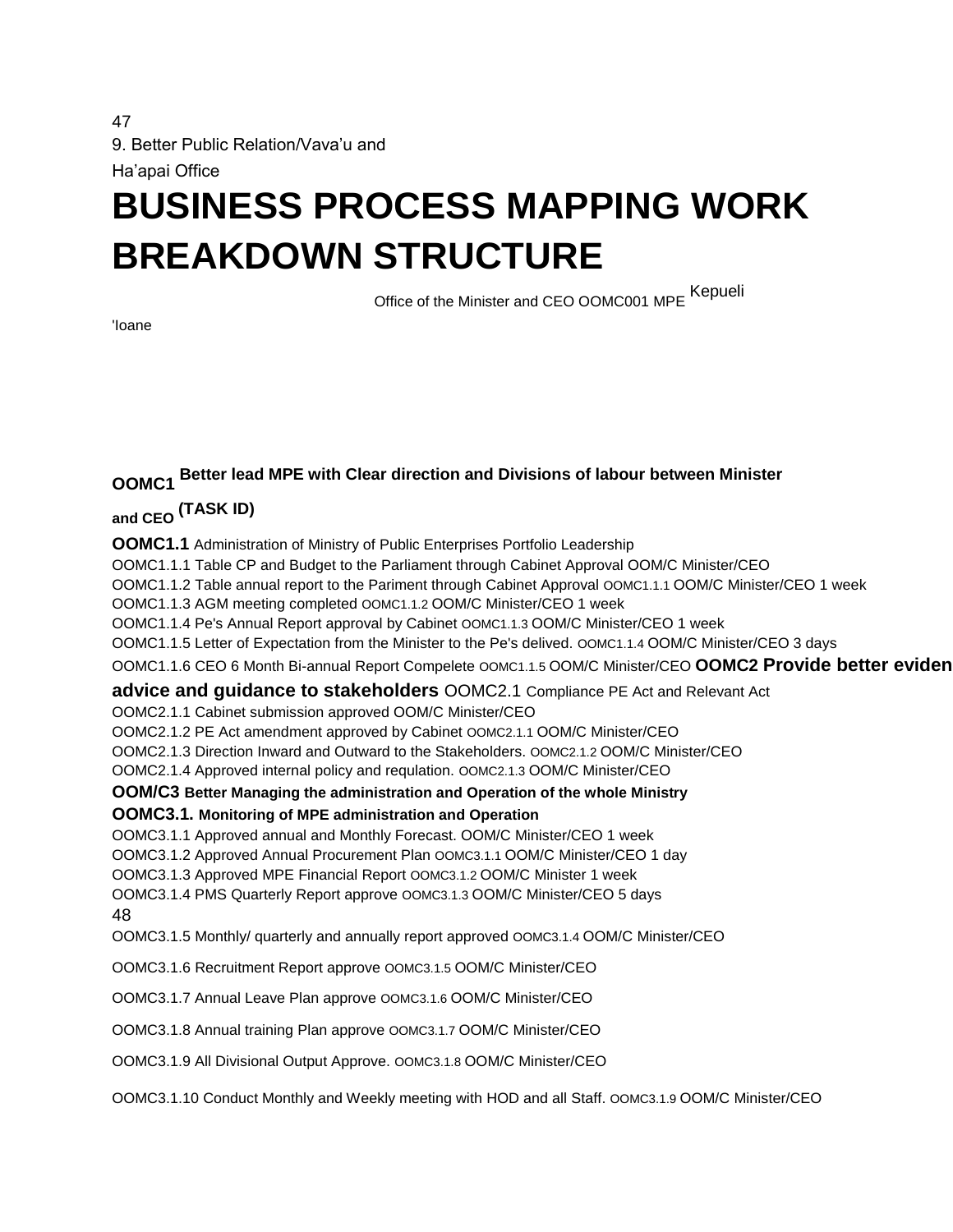9. Better Public Relation/Vava'u and Ha'apai Office

# BUSINESS PROCESS MAPPING WORK BREAKDOWN STRUCTURE

Office of the Minister and CEO OOMC001 MPE Kepueli 'Ioane

**OOMC1 Better lead MPE with Clear direction and Divisions of labour between Minister and CEO (TASK ID)**

**OOMC1.1** Administration of Ministry of Public Enterprises Portfolio Leadership

OOMC1.1.1 Table CP and Budget to the Parliament through Cabinet Approval OOM/C Minister/CEO

OOMC1.1.2 Table annual report to the Pariment through Cabinet Approval OOMC1.1.1 OOM/C Minister/CEO 1 week

OOMC1.1.3 AGM meeting completed OOMC1.1.2 OOM/C Minister/CEO 1 week

OOMC1.1.4 Pe's Annual Report approval by Cabinet OOMC1.1.3 OOM/C Minister/CEO 1 week

OOMC1.1.5 Letter of Expectation from the Minister to the Pe's delived. OOMC1.1.4 OOM/C Minister/CEO 3 days

OOMC1.1.6 CEO 6 Month Bi-annual Report Compelete OOMC1.1.5 OOM/C Minister/CEO

**OOMC2 Provide better eviden advice and guidance to stakeholders** OOMC2.1 Compliance PE Act and Relevant Act

OOMC2.1.1 Cabinet submission approved OOM/C Minister/CEO

OOMC2.1.2 PE Act amendment approved by Cabinet OOMC2.1.1 OOM/C Minister/CEO

OOMC2.1.3 Direction Inward and Outward to the Stakeholders. OOMC2.1.2 OOM/C Minister/CEO

OOMC2.1.4 Approved internal policy and requlation. OOMC2.1.3 OOM/C Minister/CEO

**OOM/C3 Better Managing the administration and Operation of the whole Ministry**

**OOMC3.1. Monitoring of MPE administration and Operation**

OOMC3.1.1 Approved annual and Monthly Forecast. OOM/C Minister/CEO 1 week

OOMC3.1.2 Approved Annual Procurement Plan OOMC3.1.1 OOM/C Minister/CEO 1 day

OOMC3.1.3 Approved MPE Financial Report OOMC3.1.2 OOM/C Minister 1 week

OOMC3.1.4 PMS Quarterly Report approve OOMC3.1.3 OOM/C Minister/CEO 5 days

OOMC3.1.5 Monthly/ quarterly and annually report approved OOMC3.1.4 OOM/C Minister/CEO

OOMC3.1.6 Recruitment Report approve OOMC3.1.5 OOM/C Minister/CEO

OOMC3.1.7 Annual Leave Plan approve OOMC3.1.6 OOM/C Minister/CEO

OOMC3.1.8 Annual training Plan approve OOMC3.1.7 OOM/C Minister/CEO

OOMC3.1.9 All Divisional Output Approve. OOMC3.1.8 OOM/C Minister/CEO

OOMC3.1.10 Conduct Monthly and Weekly meeting with HOD and all Staff. OOMC3.1.9 OOM/C Minister/CEO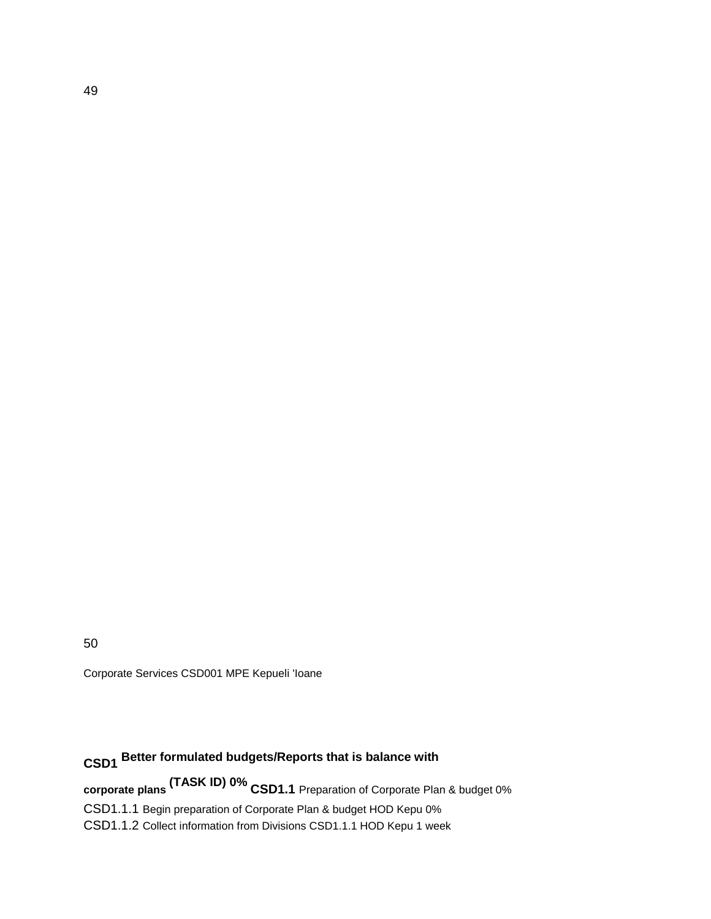49

50

Corporate Services CSD001 MPE Kepueli 'Ioane

**CSD1 Better formulated budgets/Reports that is balance with corporate plans (TASK ID) 0% CSD1.1** Preparation of Corporate Plan & budget 0%

CSD1.1.1 Begin preparation of Corporate Plan & budget HOD Kepu 0%

CSD1.1.2 Collect information from Divisions CSD1.1.1 HOD Kepu 1 week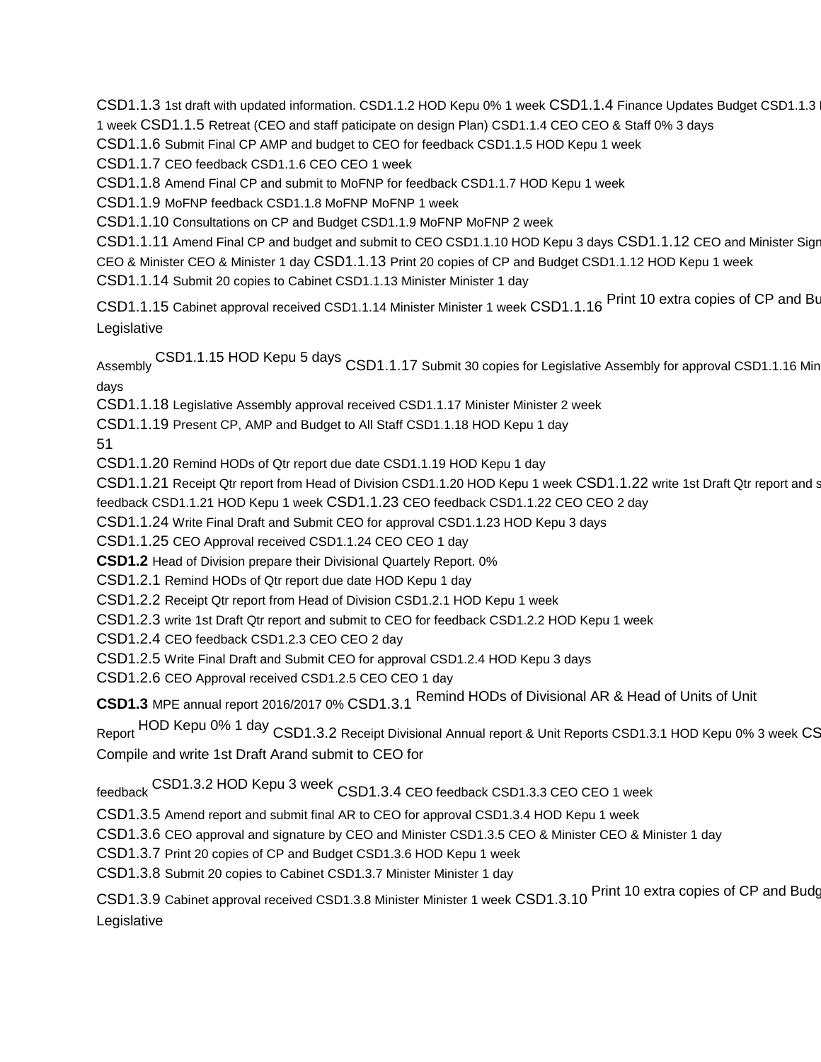CSD1.1.3 1st draft with updated information. CSD1.1.2 HOD Kepu 0% 1 week CSD1.1.4 Finance Updates Budget CSD1.1.3 1 week CSD1.1.5 Retreat (CEO and staff paticipate on design Plan) CSD1.1.4 CEO CEO & Staff 0% 3 days

CSD1.1.6 Submit Final CP AMP and budget to CEO for feedback CSD1.1.5 HOD Kepu 1 week

CSD1.1.7 CEO feedback CSD1.1.6 CEO CEO 1 week

CSD1.1.8 Amend Final CP and submit to MoFNP for feedback CSD1.1.7 HOD Kepu 1 week

CSD1.1.9 MoFNP feedback CSD1.1.8 MoFNP MoFNP 1 week

CSD1.1.10 Consultations on CP and Budget CSD1.1.9 MoFNP MoFNP 2 week

CSD1.1.11 Amend Final CP and budget and submit to CEO CSD1.1.10 HOD Kepu 3 days CSD1.1.12 CEO and Minister Sign CEO & Minister CEO & Minister 1 day CSD1.1.13 Print 20 copies of CP and Budget CSD1.1.12 HOD Kepu 1 week

CSD1.1.14 Submit 20 copies to Cabinet CSD1.1.13 Minister Minister 1 day

CSD1.1.15 Cabinet approval received CSD1.1.14 Minister Minister 1 week CSD1.1.16 Print 10 extra copies of CP and Bu Legislative

Assembly CSD1.1.15 HOD Kepu 5 days CSD1.1.17 Submit 30 copies for Legislative Assembly for approval CSD1.1.16 Min days

CSD1.1.18 Legislative Assembly approval received CSD1.1.17 Minister Minister 2 week

CSD1.1.19 Present CP, AMP and Budget to All Staff CSD1.1.18 HOD Kepu 1 day

CSD1.1.20 Remind HODs of Qtr report due date CSD1.1.19 HOD Kepu 1 day

CSD1.1.21 Receipt Qtr report from Head of Division CSD1.1.20 HOD Kepu 1 week CSD1.1.22 write 1st Draft Qtr report and s feedback CSD1.1.21 HOD Kepu 1 week CSD1.1.23 CEO feedback CSD1.1.22 CEO CEO 2 day

CSD1.1.24 Write Final Draft and Submit CEO for approval CSD1.1.23 HOD Kepu 3 days

CSD1.1.25 CEO Approval received CSD1.1.24 CEO CEO 1 day

**CSD1.2** Head of Division prepare their Divisional Quartely Report. 0%

CSD1.2.1 Remind HODs of Qtr report due date HOD Kepu 1 day

CSD1.2.2 Receipt Qtr report from Head of Division CSD1.2.1 HOD Kepu 1 week

CSD1.2.3 write 1st Draft Qtr report and submit to CEO for feedback CSD1.2.2 HOD Kepu 1 week

CSD1.2.4 CEO feedback CSD1.2.3 CEO CEO 2 day

CSD1.2.5 Write Final Draft and Submit CEO for approval CSD1.2.4 HOD Kepu 3 days

CSD1.2.6 CEO Approval received CSD1.2.5 CEO CEO 1 day

**CSD1.3** MPE annual report 2016/2017 0% CSD1.3.1 Remind HODs of Divisional AR & Head of Units of Unit Report HOD Kepu 0% 1 day CSD1.3.2 Receipt Divisional Annual report & Unit Reports CSD1.3.1 HOD Kepu 0% 3 week CS Compile and write 1st Draft Arand submit to CEO for

feedback CSD1.3.2 HOD Kepu 3 week CSD1.3.4 CEO feedback CSD1.3.3 CEO CEO 1 week

CSD1.3.5 Amend report and submit final AR to CEO for approval CSD1.3.4 HOD Kepu 1 week

CSD1.3.6 CEO approval and signature by CEO and Minister CSD1.3.5 CEO & Minister CEO & Minister 1 day

CSD1.3.7 Print 20 copies of CP and Budget CSD1.3.6 HOD Kepu 1 week

CSD1.3.8 Submit 20 copies to Cabinet CSD1.3.7 Minister Minister 1 day

CSD1.3.9 Cabinet approval received CSD1.3.8 Minister Minister 1 week CSD1.3.10 Print 10 extra copies of CP and Budg Legislative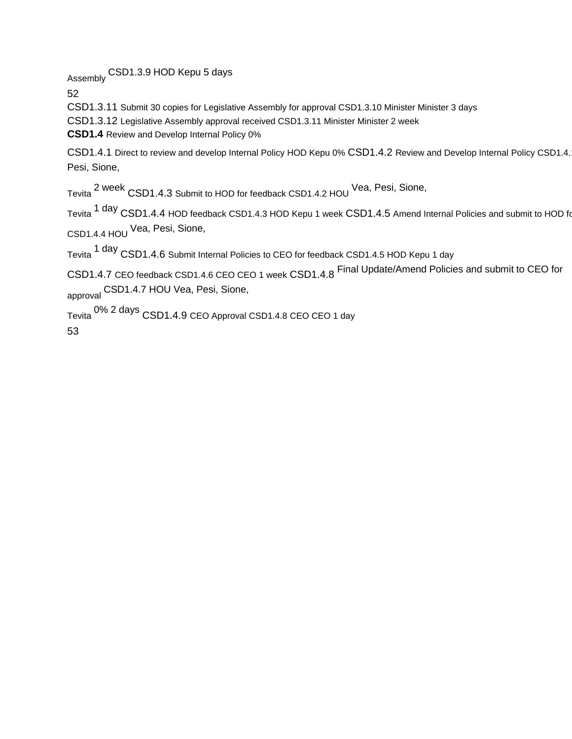Assembly CSD1.3.9 HOD Kepu 5 days

52

CSD1.3.11 Submit 30 copies for Legislative Assembly for approval CSD1.3.10 Minister Minister 3 days

CSD1.3.12 Legislative Assembly approval received CSD1.3.11 Minister Minister 2 week

**CSD1.4** Review and Develop Internal Policy 0%

CSD1.4.1 Direct to review and develop Internal Policy HOD Kepu 0% CSD1.4.2 Review and Develop Internal Policy CSD1.4.1 Pesi, Sione,

Tevita 2 week CSD1.4.3 Submit to HOD for feedback CSD1.4.2 HOU Vea, Pesi, Sione,

Tevita 1 day CSD1.4.4 HOD feedback CSD1.4.3 HOD Kepu 1 week CSD1.4.5 Amend Internal Policies and submit to HOD fo CSD1.4.4 HOU Vea, Pesi, Sione,

Tevita 1 day CSD1.4.6 Submit Internal Policies to CEO for feedback CSD1.4.5 HOD Kepu 1 day

CSD1.4.7 CEO feedback CSD1.4.6 CEO CEO 1 week CSD1.4.8 Final Update/Amend Policies and submit to CEO for approval CSD1.4.7 HOU Vea, Pesi, Sione,

Tevita 0% 2 days CSD1.4.9 CEO Approval CSD1.4.8 CEO CEO 1 day

53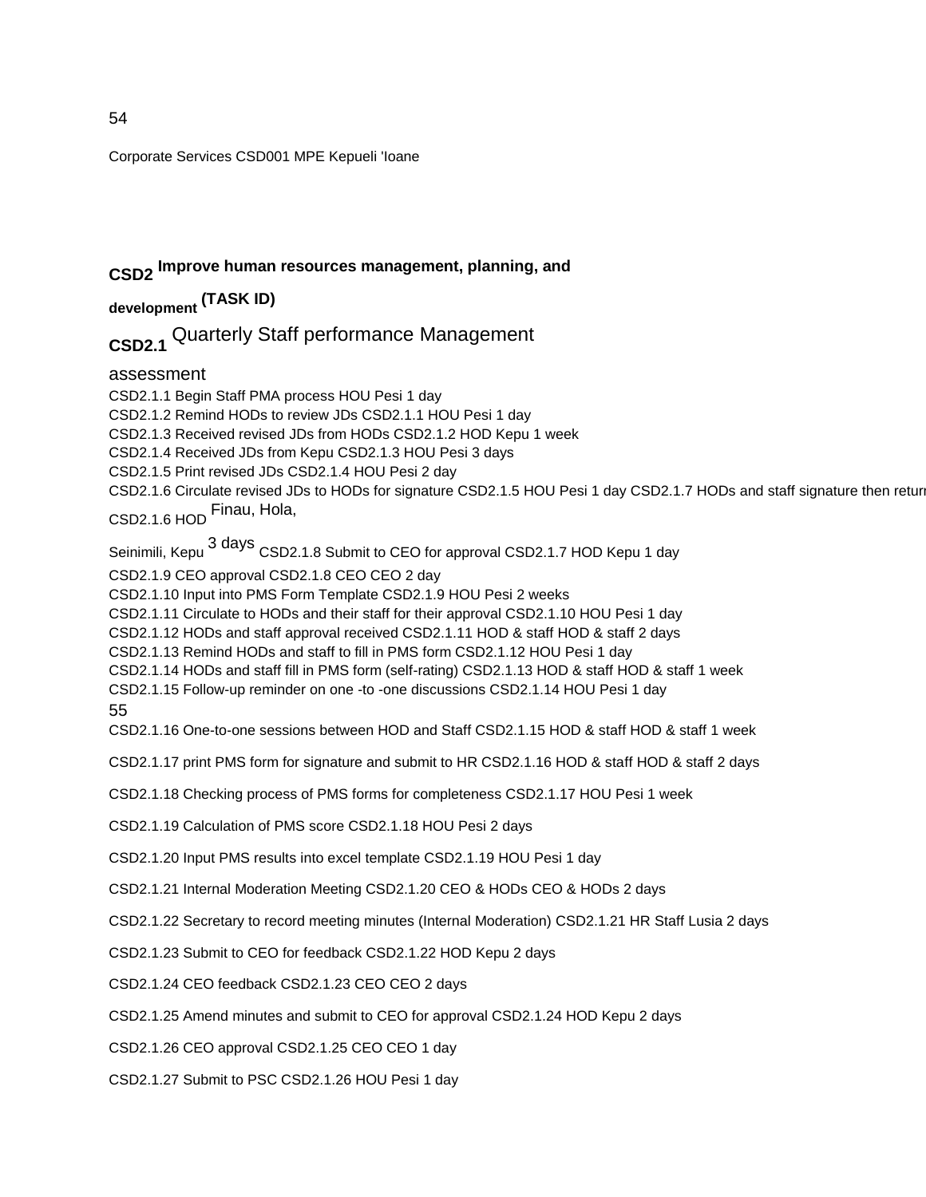Corporate Services CSD001 MPE Kepueli 'Ioane

## CSD2 Improve human resources management, planning, and development (TASK ID)

### CSD2.1 Quarterly Staff performance Management assessment

CSD2.1.1 Begin Staff PMA process HOU Pesi 1 day

CSD2.1.2 Remind HODs to review JDs CSD2.1.1 HOU Pesi 1 day

CSD2.1.3 Received revised JDs from HODs CSD2.1.2 HOD Kepu 1 week

CSD2.1.4 Received JDs from Kepu CSD2.1.3 HOU Pesi 3 days

CSD2.1.5 Print revised JDs CSD2.1.4 HOU Pesi 2 day

CSD2.1.6 Circulate revised JDs to HODs for signature CSD2.1.5 HOU Pesi 1 day CSD2.1.7 HODs and staff signature then return CSD2.1.6 HOD Finau, Hola, Seinimili, Kepu 3 days CSD2.1.8 Submit to CEO for approval CSD2.1.7 HOD Kepu 1 day

CSD2.1.9 CEO approval CSD2.1.8 CEO CEO 2 day

CSD2.1.10 Input into PMS Form Template CSD2.1.9 HOU Pesi 2 weeks

CSD2.1.11 Circulate to HODs and their staff for their approval CSD2.1.10 HOU Pesi 1 day

CSD2.1.12 HODs and staff approval received CSD2.1.11 HOD & staff HOD & staff 2 days

CSD2.1.13 Remind HODs and staff to fill in PMS form CSD2.1.12 HOU Pesi 1 day

CSD2.1.14 HODs and staff fill in PMS form (self-rating) CSD2.1.13 HOD & staff HOD & staff 1 week

CSD2.1.15 Follow-up reminder on one -to -one discussions CSD2.1.14 HOU Pesi 1 day

CSD2.1.16 One-to-one sessions between HOD and Staff CSD2.1.15 HOD & staff HOD & staff 1 week

CSD2.1.17 print PMS form for signature and submit to HR CSD2.1.16 HOD & staff HOD & staff 2 days

CSD2.1.18 Checking process of PMS forms for completeness CSD2.1.17 HOU Pesi 1 week

CSD2.1.19 Calculation of PMS score CSD2.1.18 HOU Pesi 2 days

CSD2.1.20 Input PMS results into excel template CSD2.1.19 HOU Pesi 1 day

CSD2.1.21 Internal Moderation Meeting CSD2.1.20 CEO & HODs CEO & HODs 2 days

CSD2.1.22 Secretary to record meeting minutes (Internal Moderation) CSD2.1.21 HR Staff Lusia 2 days

CSD2.1.23 Submit to CEO for feedback CSD2.1.22 HOD Kepu 2 days

CSD2.1.24 CEO feedback CSD2.1.23 CEO CEO 2 days

CSD2.1.25 Amend minutes and submit to CEO for approval CSD2.1.24 HOD Kepu 2 days

CSD2.1.26 CEO approval CSD2.1.25 CEO CEO 1 day

CSD2.1.27 Submit to PSC CSD2.1.26 HOU Pesi 1 day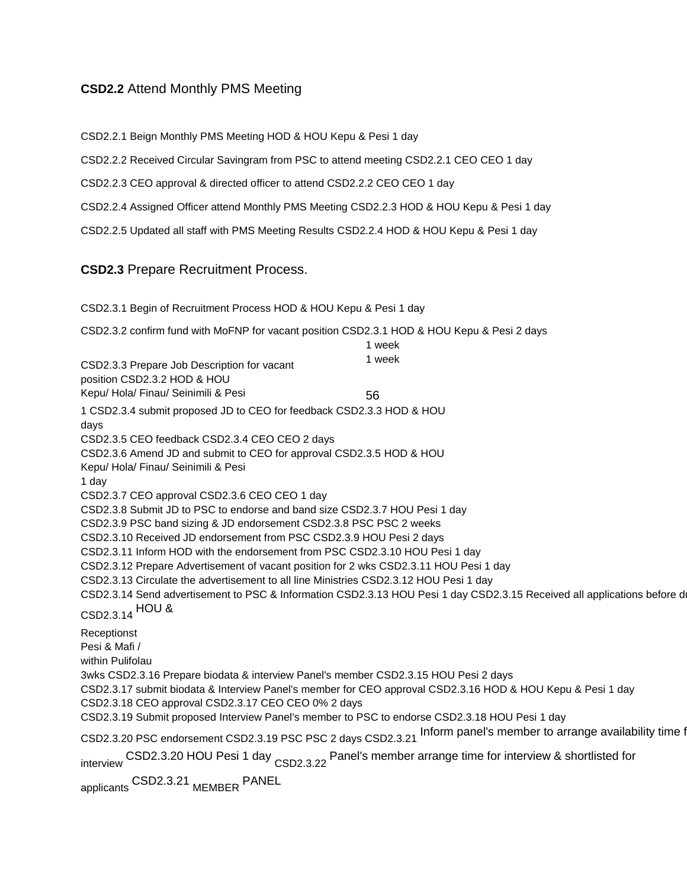**CSD2.2** Attend Monthly PMS Meeting

CSD2.2.1 Beign Monthly PMS Meeting HOD & HOU Kepu & Pesi 1 day

CSD2.2.2 Received Circular Savingram from PSC to attend meeting CSD2.2.1 CEO CEO 1 day

CSD2.2.3 CEO approval & directed officer to attend CSD2.2.2 CEO CEO 1 day

CSD2.2.4 Assigned Officer attend Monthly PMS Meeting CSD2.2.3 HOD & HOU Kepu & Pesi 1 day

CSD2.2.5 Updated all staff with PMS Meeting Results CSD2.2.4 HOD & HOU Kepu & Pesi 1 day

**CSD2.3** Prepare Recruitment Process.

CSD2.3.1 Begin of Recruitment Process HOD & HOU Kepu & Pesi 1 day

CSD2.3.2 confirm fund with MoFNP for vacant position CSD2.3.1 HOD & HOU Kepu & Pesi 2 days

1 week

1 week

CSD2.3.3 Prepare Job Description for vacant position CSD2.3.2 HOD & HOU Kepu/ Hola/ Finau/ Seinimili & Pesi

56

1 CSD2.3.4 submit proposed JD to CEO for feedback CSD2.3.3 HOD & HOU
days
CSD2.3.5 CEO feedback CSD2.3.4 CEO CEO 2 days
CSD2.3.6 Amend JD and submit to CEO for approval CSD2.3.5 HOD & HOU
Kepu/ Hola/ Finau/ Seinimili & Pesi
1 day
CSD2.3.7 CEO approval CSD2.3.6 CEO CEO 1 day
CSD2.3.8 Submit JD to PSC to endorse and band size CSD2.3.7 HOU Pesi 1 day
CSD2.3.9 PSC band sizing & JD endorsement CSD2.3.8 PSC PSC 2 weeks
CSD2.3.10 Received JD endorsement from PSC CSD2.3.9 HOU Pesi 2 days
CSD2.3.11 Inform HOD with the endorsement from PSC CSD2.3.10 HOU Pesi 1 day
CSD2.3.12 Prepare Advertisement of vacant position for 2 wks CSD2.3.11 HOU Pesi 1 day
CSD2.3.13 Circulate the advertisement to all line Ministries CSD2.3.12 HOU Pesi 1 day
CSD2.3.14 Send advertisement to PSC & Information CSD2.3.13 HOU Pesi 1 day CSD2.3.15 Received all applications before du
CSD2.3.14 HOU &
Receptionst
Pesi & Mafi /
within Pulifolau
3wks CSD2.3.16 Prepare biodata & interview Panel's member CSD2.3.15 HOU Pesi 2 days
CSD2.3.17 submit biodata & Interview Panel's member for CEO approval CSD2.3.16 HOD & HOU Kepu & Pesi 1 day
CSD2.3.18 CEO approval CSD2.3.17 CEO CEO 0% 2 days
CSD2.3.19 Submit proposed Interview Panel's member to PSC to endorse CSD2.3.18 HOU Pesi 1 day
CSD2.3.20 PSC endorsement CSD2.3.19 PSC PSC 2 days CSD2.3.21 Inform panel's member to arrange availability time f
interview CSD2.3.20 HOU Pesi 1 day CSD2.3.22 Panel's member arrange time for interview & shortlisted for
applicants CSD2.3.21 MEMBER PANEL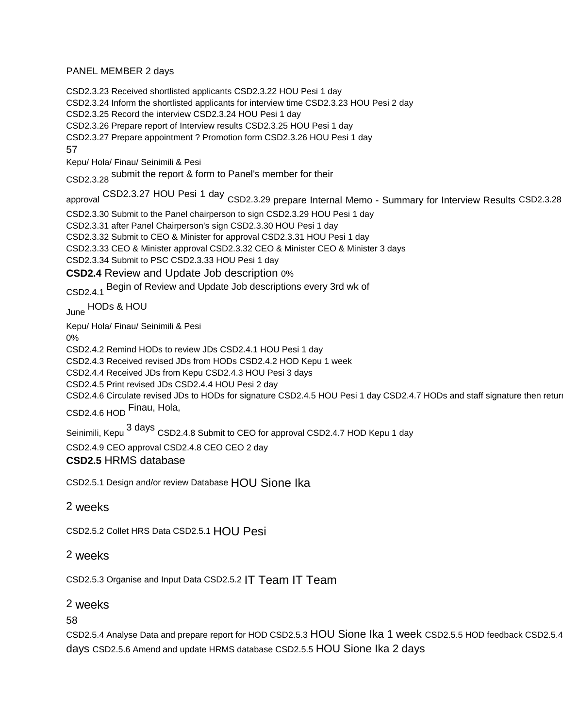PANEL MEMBER 2 days

CSD2.3.23 Received shortlisted applicants CSD2.3.22 HOU Pesi 1 day

CSD2.3.24 Inform the shortlisted applicants for interview time CSD2.3.23 HOU Pesi 2 day

CSD2.3.25 Record the interview CSD2.3.24 HOU Pesi 1 day

CSD2.3.26 Prepare report of Interview results CSD2.3.25 HOU Pesi 1 day

CSD2.3.27 Prepare appointment ? Promotion form CSD2.3.26 HOU Pesi 1 day

57

Kepu/ Hola/ Finau/ Seinimili & Pesi

CSD2.3.28 submit the report & form to Panel's member for their approval CSD2.3.27 HOU Pesi 1 day CSD2.3.29 prepare Internal Memo - Summary for Interview Results CSD2.3.28

CSD2.3.30 Submit to the Panel chairperson to sign CSD2.3.29 HOU Pesi 1 day

CSD2.3.31 after Panel Chairperson's sign CSD2.3.30 HOU Pesi 1 day

CSD2.3.32 Submit to CEO & Minister for approval CSD2.3.31 HOU Pesi 1 day

CSD2.3.33 CEO & Minister approval CSD2.3.32 CEO & Minister CEO & Minister 3 days

CSD2.3.34 Submit to PSC CSD2.3.33 HOU Pesi 1 day

**CSD2.4** Review and Update Job description 0%

CSD2.4.1 Begin of Review and Update Job descriptions every 3rd wk of June HODs & HOU

Kepu/ Hola/ Finau/ Seinimili & Pesi

0%

CSD2.4.2 Remind HODs to review JDs CSD2.4.1 HOU Pesi 1 day

CSD2.4.3 Received revised JDs from HODs CSD2.4.2 HOD Kepu 1 week

CSD2.4.4 Received JDs from Kepu CSD2.4.3 HOU Pesi 3 days

CSD2.4.5 Print revised JDs CSD2.4.4 HOU Pesi 2 day

CSD2.4.6 Circulate revised JDs to HODs for signature CSD2.4.5 HOU Pesi 1 day CSD2.4.7 HODs and staff signature then return

CSD2.4.6 HOD Finau, Hola, Seinimili, Kepu 3 days CSD2.4.8 Submit to CEO for approval CSD2.4.7 HOD Kepu 1 day

CSD2.4.9 CEO approval CSD2.4.8 CEO CEO 2 day

**CSD2.5** HRMS database

CSD2.5.1 Design and/or review Database HOU Sione Ika

2 weeks

CSD2.5.2 Collet HRS Data CSD2.5.1 HOU Pesi

2 weeks

CSD2.5.3 Organise and Input Data CSD2.5.2 IT Team IT Team

2 weeks

58

CSD2.5.4 Analyse Data and prepare report for HOD CSD2.5.3 HOU Sione Ika 1 week CSD2.5.5 HOD feedback CSD2.5.4 days CSD2.5.6 Amend and update HRMS database CSD2.5.5 HOU Sione Ika 2 days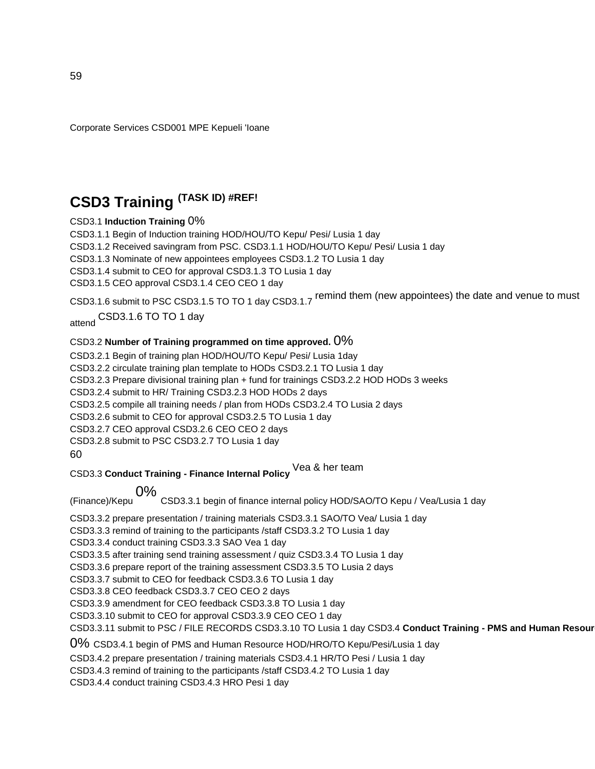Corporate Services CSD001 MPE Kepueli 'Ioane

## CSD3 Training (TASK ID) #REF!

CSD3.1 **Induction Training** 0%

CSD3.1.1 Begin of Induction training HOD/HOU/TO Kepu/ Pesi/ Lusia 1 day
CSD3.1.2 Received savingram from PSC. CSD3.1.1 HOD/HOU/TO Kepu/ Pesi/ Lusia 1 day
CSD3.1.3 Nominate of new appointees employees CSD3.1.2 TO Lusia 1 day
CSD3.1.4 submit to CEO for approval CSD3.1.3 TO Lusia 1 day
CSD3.1.5 CEO approval CSD3.1.4 CEO CEO 1 day
CSD3.1.6 submit to PSC CSD3.1.5 TO TO 1 day CSD3.1.7 remind them (new appointees) the date and venue to must attend CSD3.1.6 TO TO 1 day

CSD3.2 **Number of Training programmed on time approved.** 0%

CSD3.2.1 Begin of training plan HOD/HOU/TO Kepu/ Pesi/ Lusia 1day
CSD3.2.2 circulate training plan template to HODs CSD3.2.1 TO Lusia 1 day
CSD3.2.3 Prepare divisional training plan + fund for trainings CSD3.2.2 HOD HODs 3 weeks
CSD3.2.4 submit to HR/ Training CSD3.2.3 HOD HODs 2 days
CSD3.2.5 compile all training needs / plan from HODs CSD3.2.4 TO Lusia 2 days
CSD3.2.6 submit to CEO for approval CSD3.2.5 TO Lusia 1 day
CSD3.2.7 CEO approval CSD3.2.6 CEO CEO 2 days
CSD3.2.8 submit to PSC CSD3.2.7 TO Lusia 1 day

CSD3.3 **Conduct Training - Finance Internal Policy** Vea & her team (Finance)/Kepu 0% CSD3.3.1 begin of finance internal policy HOD/SAO/TO Kepu / Vea/Lusia 1 day
CSD3.3.2 prepare presentation / training materials CSD3.3.1 SAO/TO Vea/ Lusia 1 day
CSD3.3.3 remind of training to the participants /staff CSD3.3.2 TO Lusia 1 day
CSD3.3.4 conduct training CSD3.3.3 SAO Vea 1 day
CSD3.3.5 after training send training assessment / quiz CSD3.3.4 TO Lusia 1 day
CSD3.3.6 prepare report of the training assessment CSD3.3.5 TO Lusia 2 days
CSD3.3.7 submit to CEO for feedback CSD3.3.6 TO Lusia 1 day
CSD3.3.8 CEO feedback CSD3.3.7 CEO CEO 2 days
CSD3.3.9 amendment for CEO feedback CSD3.3.8 TO Lusia 1 day
CSD3.3.10 submit to CEO for approval CSD3.3.9 CEO CEO 1 day
CSD3.3.11 submit to PSC / FILE RECORDS CSD3.3.10 TO Lusia 1 day CSD3.4 **Conduct Training - PMS and Human Resour**

0% CSD3.4.1 begin of PMS and Human Resource HOD/HRO/TO Kepu/Pesi/Lusia 1 day
CSD3.4.2 prepare presentation / training materials CSD3.4.1 HR/TO Pesi / Lusia 1 day
CSD3.4.3 remind of training to the participants /staff CSD3.4.2 TO Lusia 1 day
CSD3.4.4 conduct training CSD3.4.3 HRO Pesi 1 day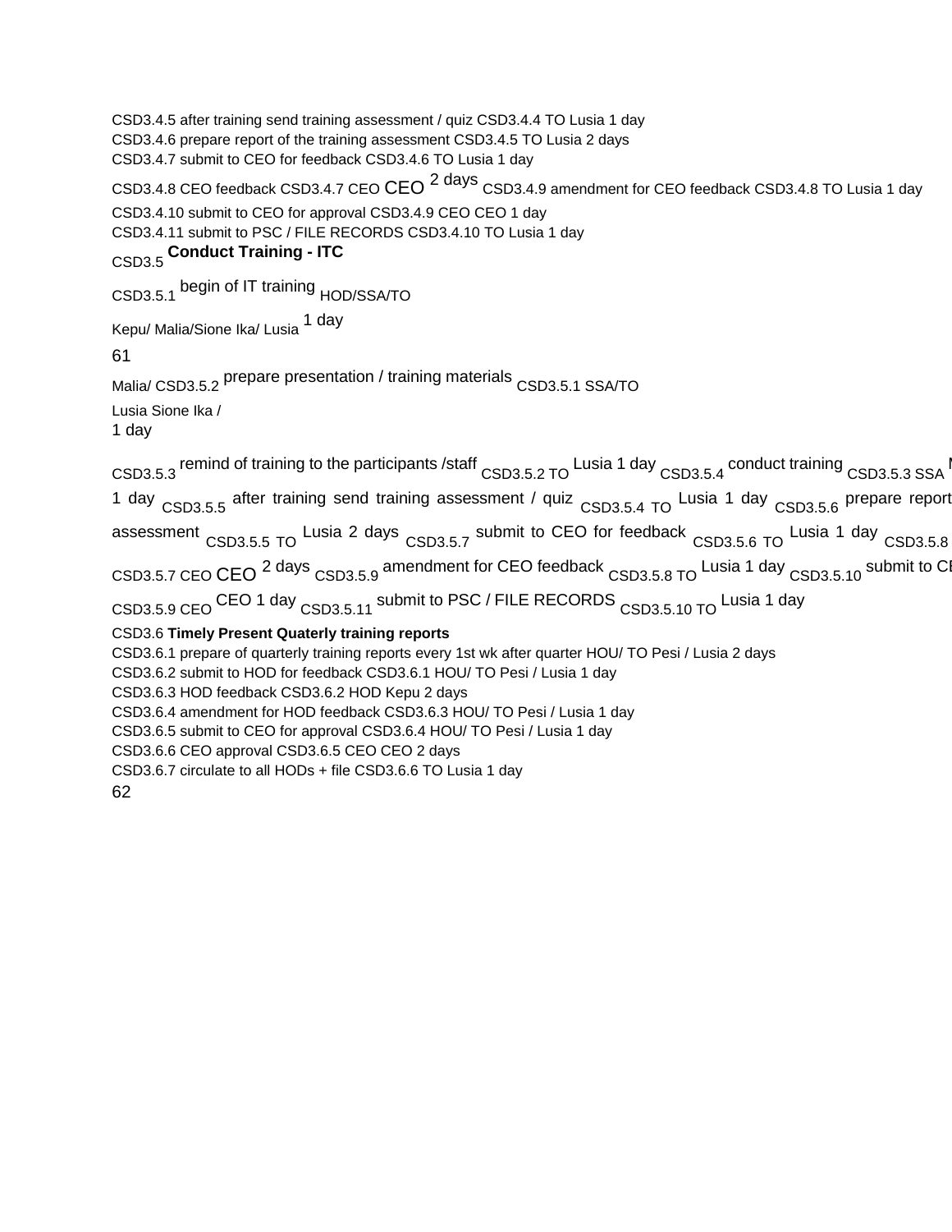CSD3.4.5 after training send training assessment / quiz CSD3.4.4 TO Lusia 1 day
CSD3.4.6 prepare report of the training assessment CSD3.4.5 TO Lusia 2 days
CSD3.4.7 submit to CEO for feedback CSD3.4.6 TO Lusia 1 day
CSD3.4.8 CEO feedback CSD3.4.7 CEO CEO 2 days CSD3.4.9 amendment for CEO feedback CSD3.4.8 TO Lusia 1 day
CSD3.4.10 submit to CEO for approval CSD3.4.9 CEO CEO 1 day
CSD3.4.11 submit to PSC / FILE RECORDS CSD3.4.10 TO Lusia 1 day

CSD3.5 **Conduct Training - ITC**

CSD3.5.1 begin of IT training HOD/SSA/TO

Kepu/ Malia/Sione Ika/ Lusia 1 day

61

Malia/ CSD3.5.2 prepare presentation / training materials CSD3.5.1 SSA/TO

Lusia Sione Ika /
1 day

CSD3.5.3 remind of training to the participants /staff CSD3.5.2 TO Lusia 1 day CSD3.5.4 conduct training CSD3.5.3 SSA M
1 day CSD3.5.5 after training send training assessment / quiz CSD3.5.4 TO Lusia 1 day CSD3.5.6 prepare report
assessment CSD3.5.5 TO Lusia 2 days CSD3.5.7 submit to CEO for feedback CSD3.5.6 TO Lusia 1 day CSD3.5.8
CSD3.5.7 CEO CEO 2 days CSD3.5.9 amendment for CEO feedback CSD3.5.8 TO Lusia 1 day CSD3.5.10 submit to CE
CSD3.5.9 CEO CEO 1 day CSD3.5.11 submit to PSC / FILE RECORDS CSD3.5.10 TO Lusia 1 day

CSD3.6 **Timely Present Quaterly training reports**
CSD3.6.1 prepare of quarterly training reports every 1st wk after quarter HOU/ TO Pesi / Lusia 2 days
CSD3.6.2 submit to HOD for feedback CSD3.6.1 HOU/ TO Pesi / Lusia 1 day
CSD3.6.3 HOD feedback CSD3.6.2 HOD Kepu 2 days
CSD3.6.4 amendment for HOD feedback CSD3.6.3 HOU/ TO Pesi / Lusia 1 day
CSD3.6.5 submit to CEO for approval CSD3.6.4 HOU/ TO Pesi / Lusia 1 day
CSD3.6.6 CEO approval CSD3.6.5 CEO CEO 2 days
CSD3.6.7 circulate to all HODs + file CSD3.6.6 TO Lusia 1 day

62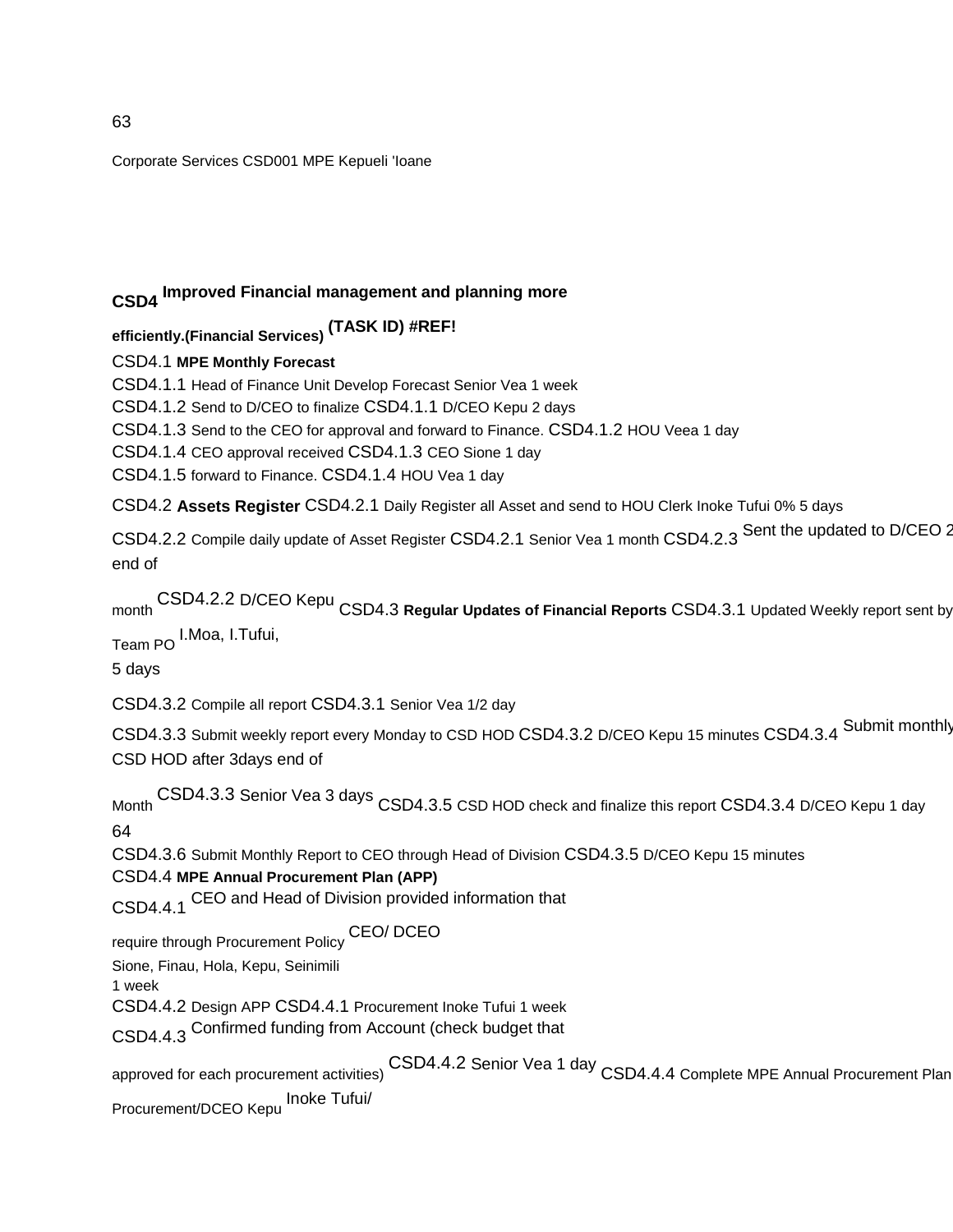Corporate Services CSD001 MPE Kepueli 'Ioane

**CSD4 Improved Financial management and planning more efficiently.(Financial Services) (TASK ID) #REF!**

CSD4.1 **MPE Monthly Forecast**

CSD4.1.1 Head of Finance Unit Develop Forecast Senior Vea 1 week

CSD4.1.2 Send to D/CEO to finalize CSD4.1.1 D/CEO Kepu 2 days

CSD4.1.3 Send to the CEO for approval and forward to Finance. CSD4.1.2 HOU Veea 1 day

CSD4.1.4 CEO approval received CSD4.1.3 CEO Sione 1 day

CSD4.1.5 forward to Finance. CSD4.1.4 HOU Vea 1 day

CSD4.2 **Assets Register** CSD4.2.1 Daily Register all Asset and send to HOU Clerk Inoke Tufui 0% 5 days

CSD4.2.2 Compile daily update of Asset Register CSD4.2.1 Senior Vea 1 month CSD4.2.3 Sent the updated to D/CEO 2 end of month CSD4.2.2 D/CEO Kepu CSD4.3 **Regular Updates of Financial Reports** CSD4.3.1 Updated Weekly report sent by Team PO I.Moa, I.Tufui, 5 days

CSD4.3.2 Compile all report CSD4.3.1 Senior Vea 1/2 day

CSD4.3.3 Submit weekly report every Monday to CSD HOD CSD4.3.2 D/CEO Kepu 15 minutes CSD4.3.4 Submit monthly CSD HOD after 3days end of Month CSD4.3.3 Senior Vea 3 days CSD4.3.5 CSD HOD check and finalize this report CSD4.3.4 D/CEO Kepu 1 day

CSD4.3.6 Submit Monthly Report to CEO through Head of Division CSD4.3.5 D/CEO Kepu 15 minutes

CSD4.4 **MPE Annual Procurement Plan (APP)**

CSD4.4.1 CEO and Head of Division provided information that require through Procurement Policy CEO/ DCEO Sione, Finau, Hola, Kepu, Seinimili 1 week

CSD4.4.2 Design APP CSD4.4.1 Procurement Inoke Tufui 1 week

CSD4.4.3 Confirmed funding from Account (check budget that approved for each procurement activities) CSD4.4.2 Senior Vea 1 day CSD4.4.4 Complete MPE Annual Procurement Plan Procurement/DCEO Kepu Inoke Tufui/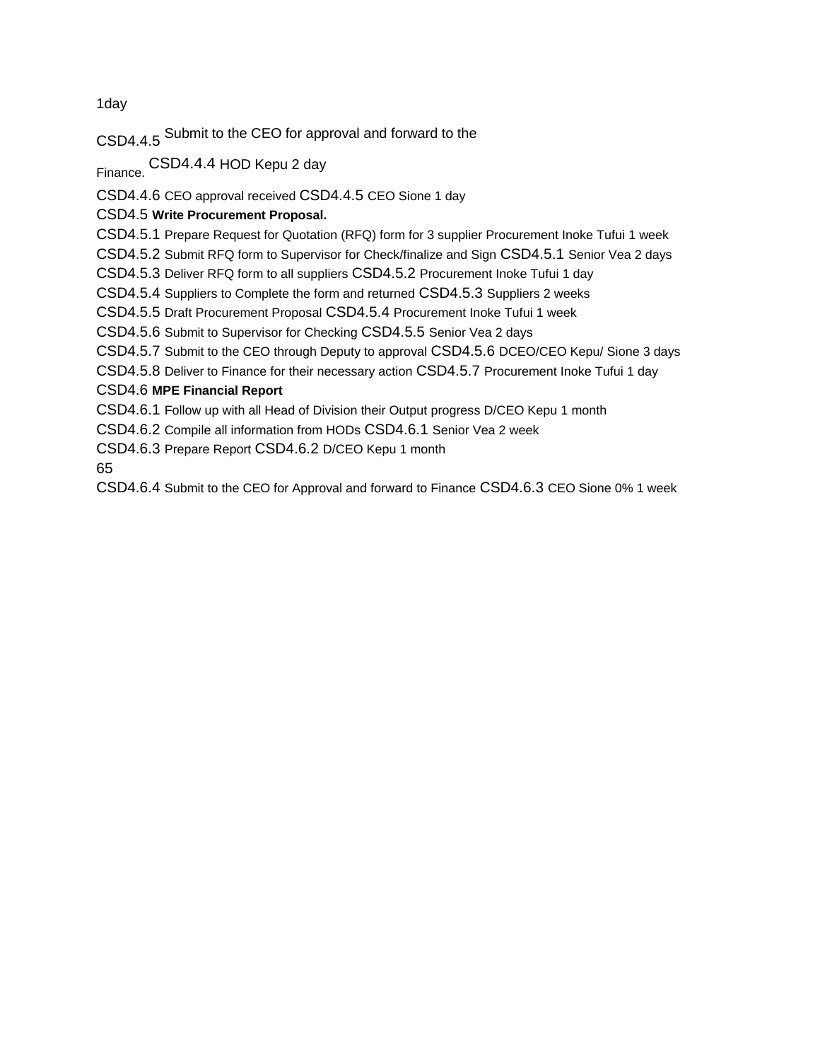1day

CSD4.4.5 Submit to the CEO for approval and forward to the

Finance. CSD4.4.4 HOD Kepu 2 day

CSD4.4.6 CEO approval received CSD4.4.5 CEO Sione 1 day

CSD4.5 **Write Procurement Proposal.**

CSD4.5.1 Prepare Request for Quotation (RFQ) form for 3 supplier Procurement Inoke Tufui 1 week

CSD4.5.2 Submit RFQ form to Supervisor for Check/finalize and Sign CSD4.5.1 Senior Vea 2 days

CSD4.5.3 Deliver RFQ form to all suppliers CSD4.5.2 Procurement Inoke Tufui 1 day

CSD4.5.4 Suppliers to Complete the form and returned CSD4.5.3 Suppliers 2 weeks

CSD4.5.5 Draft Procurement Proposal CSD4.5.4 Procurement Inoke Tufui 1 week

CSD4.5.6 Submit to Supervisor for Checking CSD4.5.5 Senior Vea 2 days

CSD4.5.7 Submit to the CEO through Deputy to approval CSD4.5.6 DCEO/CEO Kepu/ Sione 3 days

CSD4.5.8 Deliver to Finance for their necessary action CSD4.5.7 Procurement Inoke Tufui 1 day

CSD4.6 **MPE Financial Report**

CSD4.6.1 Follow up with all Head of Division their Output progress D/CEO Kepu 1 month

CSD4.6.2 Compile all information from HODs CSD4.6.1 Senior Vea 2 week

CSD4.6.3 Prepare Report CSD4.6.2 D/CEO Kepu 1 month

CSD4.6.4 Submit to the CEO for Approval and forward to Finance CSD4.6.3 CEO Sione 0% 1 week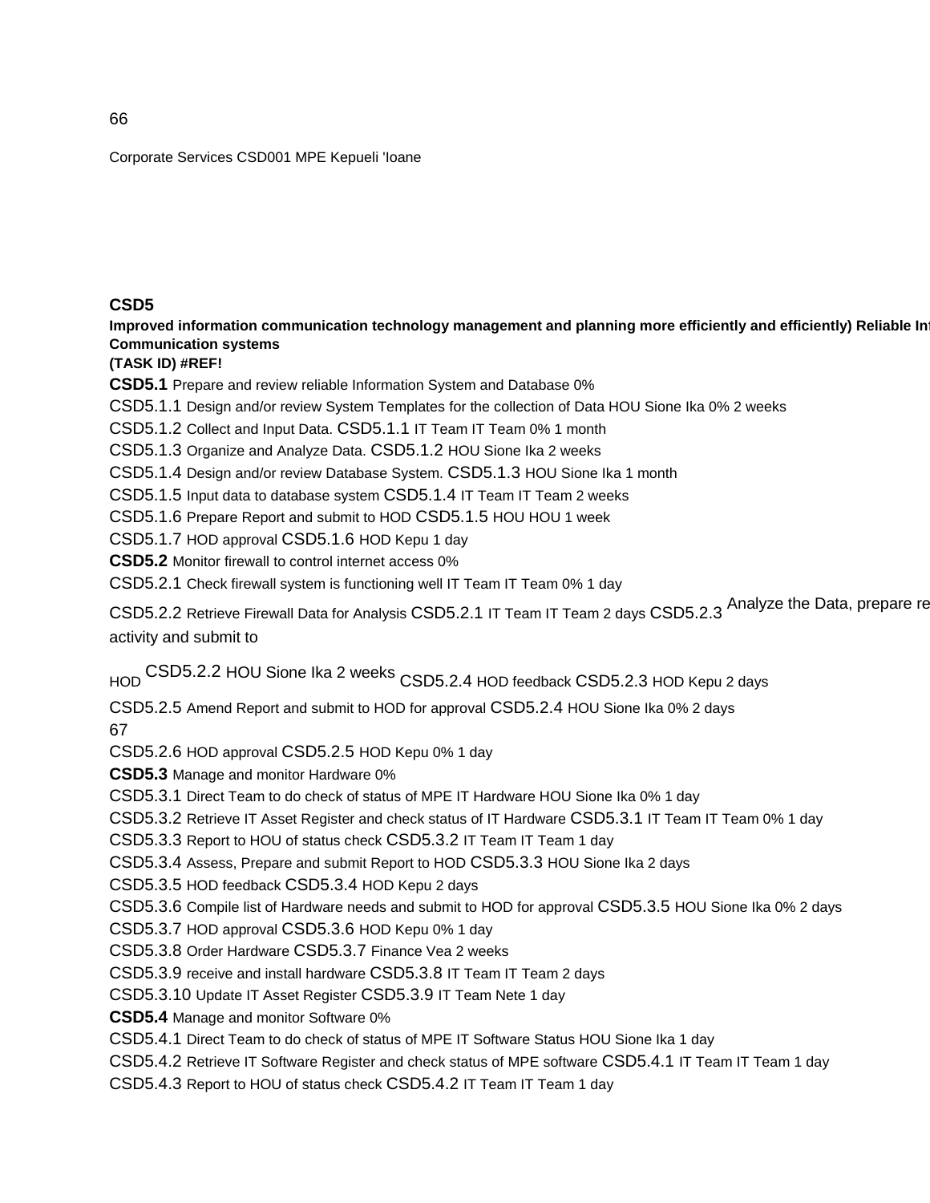Corporate Services CSD001 MPE Kepueli 'Ioane

**CSD5**

**Improved information communication technology management and planning more efficiently and efficiently) Reliable Inf Communication systems**

**(TASK ID) #REF!**

**CSD5.1** Prepare and review reliable Information System and Database 0%

CSD5.1.1 Design and/or review System Templates for the collection of Data HOU Sione Ika 0% 2 weeks

CSD5.1.2 Collect and Input Data. CSD5.1.1 IT Team IT Team 0% 1 month

CSD5.1.3 Organize and Analyze Data. CSD5.1.2 HOU Sione Ika 2 weeks

CSD5.1.4 Design and/or review Database System. CSD5.1.3 HOU Sione Ika 1 month

CSD5.1.5 Input data to database system CSD5.1.4 IT Team IT Team 2 weeks

CSD5.1.6 Prepare Report and submit to HOD CSD5.1.5 HOU HOU 1 week

CSD5.1.7 HOD approval CSD5.1.6 HOD Kepu 1 day

**CSD5.2** Monitor firewall to control internet access 0%

CSD5.2.1 Check firewall system is functioning well IT Team IT Team 0% 1 day

CSD5.2.2 Retrieve Firewall Data for Analysis CSD5.2.1 IT Team IT Team 2 days CSD5.2.3 Analyze the Data, prepare re activity and submit to HOD CSD5.2.2 HOU Sione Ika 2 weeks CSD5.2.4 HOD feedback CSD5.2.3 HOD Kepu 2 days

CSD5.2.5 Amend Report and submit to HOD for approval CSD5.2.4 HOU Sione Ika 0% 2 days

CSD5.2.6 HOD approval CSD5.2.5 HOD Kepu 0% 1 day

**CSD5.3** Manage and monitor Hardware 0%

CSD5.3.1 Direct Team to do check of status of MPE IT Hardware HOU Sione Ika 0% 1 day

CSD5.3.2 Retrieve IT Asset Register and check status of IT Hardware CSD5.3.1 IT Team IT Team 0% 1 day

CSD5.3.3 Report to HOU of status check CSD5.3.2 IT Team IT Team 1 day

CSD5.3.4 Assess, Prepare and submit Report to HOD CSD5.3.3 HOU Sione Ika 2 days

CSD5.3.5 HOD feedback CSD5.3.4 HOD Kepu 2 days

CSD5.3.6 Compile list of Hardware needs and submit to HOD for approval CSD5.3.5 HOU Sione Ika 0% 2 days

CSD5.3.7 HOD approval CSD5.3.6 HOD Kepu 0% 1 day

CSD5.3.8 Order Hardware CSD5.3.7 Finance Vea 2 weeks

CSD5.3.9 receive and install hardware CSD5.3.8 IT Team IT Team 2 days

CSD5.3.10 Update IT Asset Register CSD5.3.9 IT Team Nete 1 day

**CSD5.4** Manage and monitor Software 0%

CSD5.4.1 Direct Team to do check of status of MPE IT Software Status HOU Sione Ika 1 day

CSD5.4.2 Retrieve IT Software Register and check status of MPE software CSD5.4.1 IT Team IT Team 1 day

CSD5.4.3 Report to HOU of status check CSD5.4.2 IT Team IT Team 1 day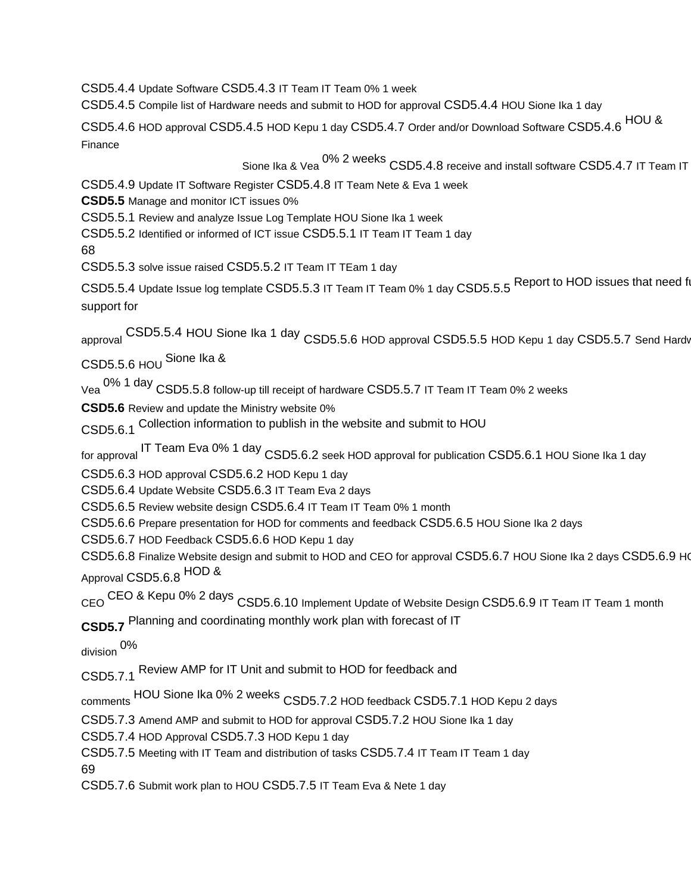CSD5.4.4 Update Software CSD5.4.3 IT Team IT Team 0% 1 week

CSD5.4.5 Compile list of Hardware needs and submit to HOD for approval CSD5.4.4 HOU Sione Ika 1 day

CSD5.4.6 HOD approval CSD5.4.5 HOD Kepu 1 day CSD5.4.7 Order and/or Download Software CSD5.4.6 HOU & Finance

Sione Ika & Vea 0% 2 weeks CSD5.4.8 receive and install software CSD5.4.7 IT Team IT

CSD5.4.9 Update IT Software Register CSD5.4.8 IT Team Nete & Eva 1 week

**CSD5.5** Manage and monitor ICT issues 0%

CSD5.5.1 Review and analyze Issue Log Template HOU Sione Ika 1 week

CSD5.5.2 Identified or informed of ICT issue CSD5.5.1 IT Team IT Team 1 day

CSD5.5.3 solve issue raised CSD5.5.2 IT Team IT TEam 1 day

CSD5.5.4 Update Issue log template CSD5.5.3 IT Team IT Team 0% 1 day CSD5.5.5 Report to HOD issues that need f support for

approval CSD5.5.4 HOU Sione Ika 1 day CSD5.5.6 HOD approval CSD5.5.5 HOD Kepu 1 day CSD5.5.7 Send Hardw

CSD5.5.6 HOU Sione Ika &

Vea 0% 1 day CSD5.5.8 follow-up till receipt of hardware CSD5.5.7 IT Team IT Team 0% 2 weeks

**CSD5.6** Review and update the Ministry website 0%

CSD5.6.1 Collection information to publish in the website and submit to HOU for approval IT Team Eva 0% 1 day CSD5.6.2 seek HOD approval for publication CSD5.6.1 HOU Sione Ika 1 day

CSD5.6.3 HOD approval CSD5.6.2 HOD Kepu 1 day

CSD5.6.4 Update Website CSD5.6.3 IT Team Eva 2 days

CSD5.6.5 Review website design CSD5.6.4 IT Team IT Team 0% 1 month

CSD5.6.6 Prepare presentation for HOD for comments and feedback CSD5.6.5 HOU Sione Ika 2 days

CSD5.6.7 HOD Feedback CSD5.6.6 HOD Kepu 1 day

CSD5.6.8 Finalize Website design and submit to HOD and CEO for approval CSD5.6.7 HOU Sione Ika 2 days CSD5.6.9 H Approval CSD5.6.8 HOD & CEO CEO & Kepu 0% 2 days CSD5.6.10 Implement Update of Website Design CSD5.6.9 IT Team IT Team 1 month

**CSD5.7** Planning and coordinating monthly work plan with forecast of IT division 0%

CSD5.7.1 Review AMP for IT Unit and submit to HOD for feedback and comments HOU Sione Ika 0% 2 weeks CSD5.7.2 HOD feedback CSD5.7.1 HOD Kepu 2 days

CSD5.7.3 Amend AMP and submit to HOD for approval CSD5.7.2 HOU Sione Ika 1 day

CSD5.7.4 HOD Approval CSD5.7.3 HOD Kepu 1 day

CSD5.7.5 Meeting with IT Team and distribution of tasks CSD5.7.4 IT Team IT Team 1 day

CSD5.7.6 Submit work plan to HOU CSD5.7.5 IT Team Eva & Nete 1 day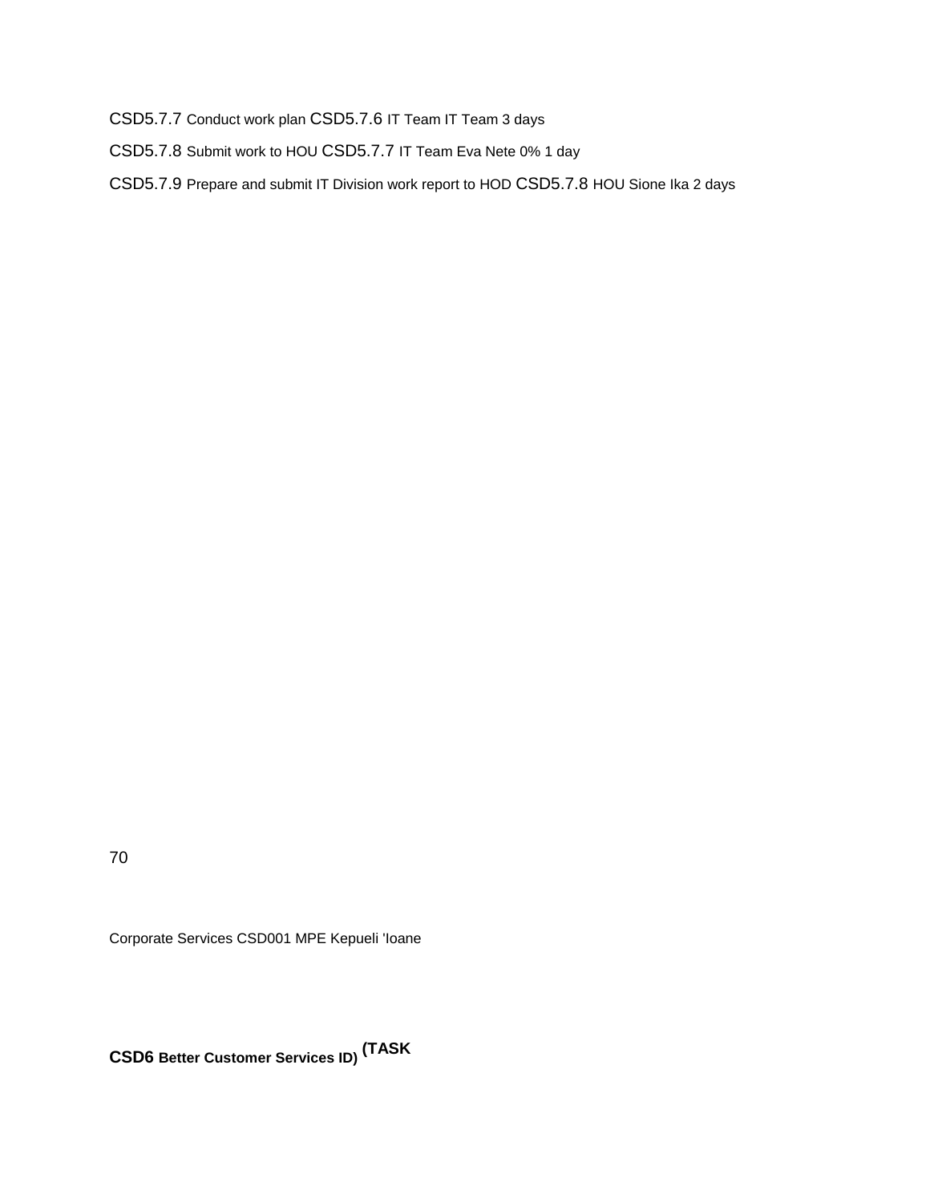CSD5.7.7 Conduct work plan CSD5.7.6 IT Team IT Team 3 days

CSD5.7.8 Submit work to HOU CSD5.7.7 IT Team Eva Nete 0% 1 day

CSD5.7.9 Prepare and submit IT Division work report to HOD CSD5.7.8 HOU Sione Ika 2 days

Corporate Services CSD001 MPE Kepueli 'Ioane

**CSD6 Better Customer Services ID) (TASK**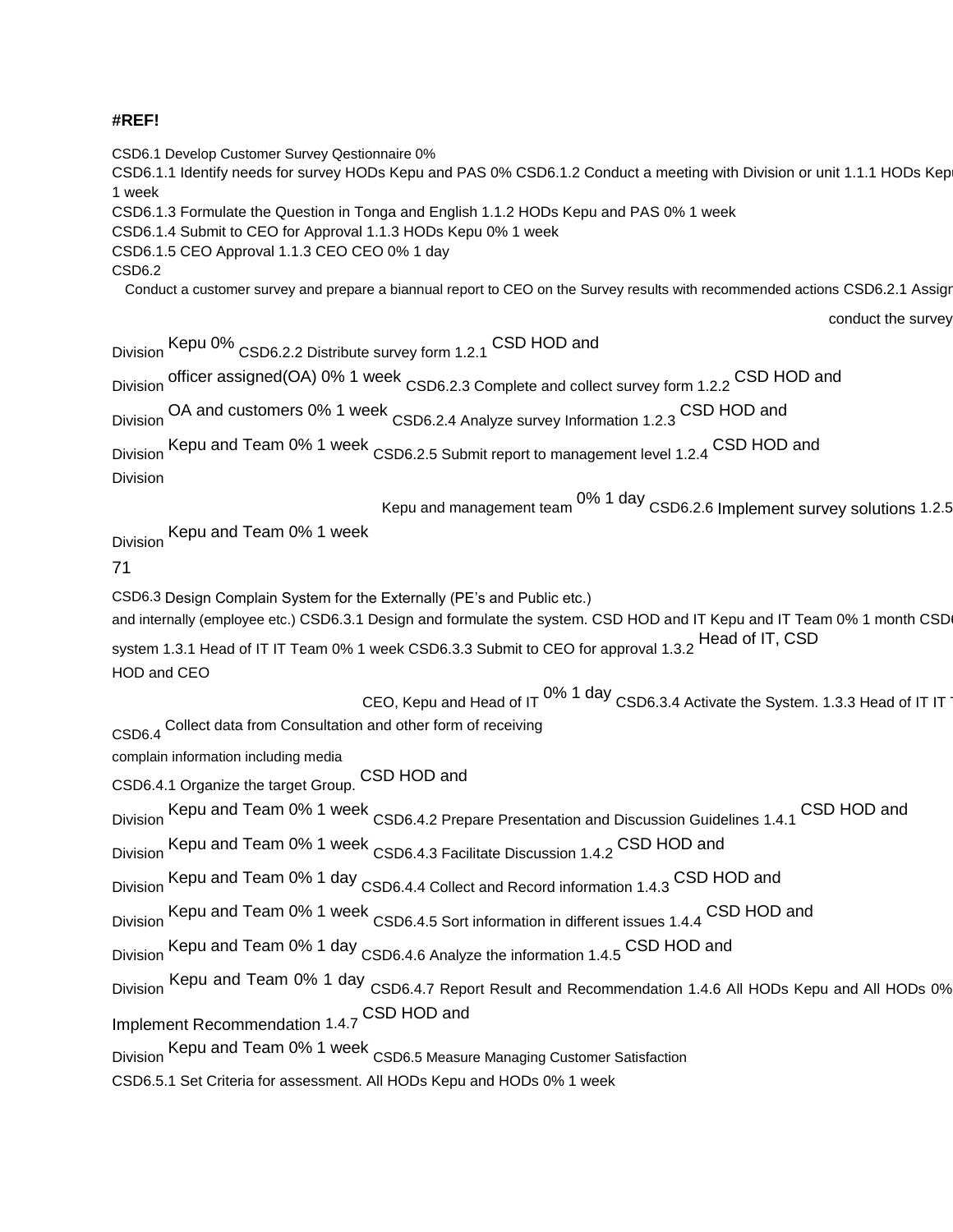**#REF!**

CSD6.1 Develop Customer Survey Qestionnaire 0%

CSD6.1.1 Identify needs for survey HODs Kepu and PAS 0% CSD6.1.2 Conduct a meeting with Division or unit 1.1.1 HODs Kepu
1 week

CSD6.1.3 Formulate the Question in Tonga and English 1.1.2 HODs Kepu and PAS 0% 1 week

CSD6.1.4 Submit to CEO for Approval 1.1.3 HODs Kepu 0% 1 week

CSD6.1.5 CEO Approval 1.1.3 CEO CEO 0% 1 day

CSD6.2

Conduct a customer survey and prepare a biannual report to CEO on the Survey results with recommended actions CSD6.2.1 Assign

conduct the survey

Division Kepu 0% CSD6.2.2 Distribute survey form 1.2.1 CSD HOD and

Division officer assigned(OA) 0% 1 week CSD6.2.3 Complete and collect survey form 1.2.2 CSD HOD and

Division OA and customers 0% 1 week CSD6.2.4 Analyze survey Information 1.2.3 CSD HOD and

Division Kepu and Team 0% 1 week CSD6.2.5 Submit report to management level 1.2.4 CSD HOD and

Division

Kepu and management team 0% 1 day CSD6.2.6 Implement survey solutions 1.2.5

Division Kepu and Team 0% 1 week

71

CSD6.3 Design Complain System for the Externally (PE's and Public etc.)
and internally (employee etc.) CSD6.3.1 Design and formulate the system. CSD HOD and IT Kepu and IT Team 0% 1 month CSD6

system 1.3.1 Head of IT IT Team 0% 1 week CSD6.3.3 Submit to CEO for approval 1.3.2 Head of IT, CSD
HOD and CEO

CEO, Kepu and Head of IT 0% 1 day CSD6.3.4 Activate the System. 1.3.3 Head of IT IT T

CSD6.4 Collect data from Consultation and other form of receiving
complain information including media

CSD6.4.1 Organize the target Group. CSD HOD and

Division Kepu and Team 0% 1 week CSD6.4.2 Prepare Presentation and Discussion Guidelines 1.4.1 CSD HOD and

Division Kepu and Team 0% 1 week CSD6.4.3 Facilitate Discussion 1.4.2 CSD HOD and

Division Kepu and Team 0% 1 day CSD6.4.4 Collect and Record information 1.4.3 CSD HOD and

Division Kepu and Team 0% 1 week CSD6.4.5 Sort information in different issues 1.4.4 CSD HOD and

Division Kepu and Team 0% 1 day CSD6.4.6 Analyze the information 1.4.5 CSD HOD and

Division Kepu and Team 0% 1 day CSD6.4.7 Report Result and Recommendation 1.4.6 All HODs Kepu and All HODs 0%

Implement Recommendation 1.4.7 CSD HOD and

Division Kepu and Team 0% 1 week CSD6.5 Measure Managing Customer Satisfaction

CSD6.5.1 Set Criteria for assessment. All HODs Kepu and HODs 0% 1 week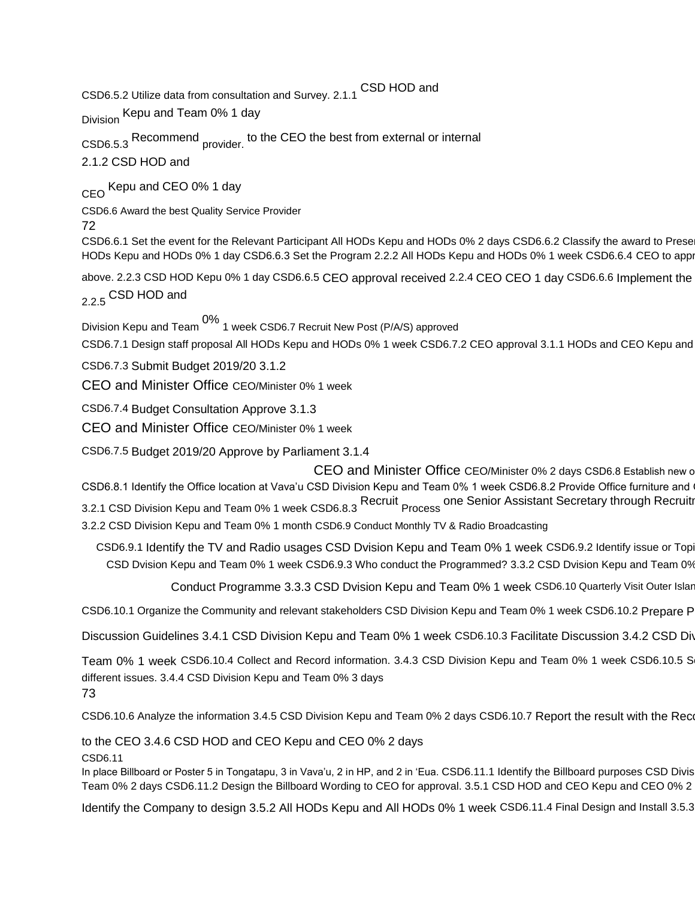CSD6.5.2 Utilize data from consultation and Survey. 2.1.1 CSD HOD and

Division Kepu and Team 0% 1 day

CSD6.5.3 Recommend provider. to the CEO the best from external or internal

2.1.2 CSD HOD and

CEO Kepu and CEO 0% 1 day

CSD6.6 Award the best Quality Service Provider

72

CSD6.6.1 Set the event for the Relevant Participant All HODs Kepu and HODs 0% 2 days CSD6.6.2 Classify the award to Preser HODs Kepu and HODs 0% 1 day CSD6.6.3 Set the Program 2.2.2 All HODs Kepu and HODs 0% 1 week CSD6.6.4 CEO to appr

above. 2.2.3 CSD HOD Kepu 0% 1 day CSD6.6.5 CEO approval received 2.2.4 CEO CEO 1 day CSD6.6.6 Implement the

2.2.5 CSD HOD and

Division Kepu and Team 0% 1 week CSD6.7 Recruit New Post (P/A/S) approved

CSD6.7.1 Design staff proposal All HODs Kepu and HODs 0% 1 week CSD6.7.2 CEO approval 3.1.1 HODs and CEO Kepu and

CSD6.7.3 Submit Budget 2019/20 3.1.2

CEO and Minister Office CEO/Minister 0% 1 week

CSD6.7.4 Budget Consultation Approve 3.1.3

CEO and Minister Office CEO/Minister 0% 1 week

CSD6.7.5 Budget 2019/20 Approve by Parliament 3.1.4

CEO and Minister Office CEO/Minister 0% 2 days CSD6.8 Establish new o

CSD6.8.1 Identify the Office location at Vava'u CSD Division Kepu and Team 0% 1 week CSD6.8.2 Provide Office furniture and

3.2.1 CSD Division Kepu and Team 0% 1 week CSD6.8.3 Recruit Process one Senior Assistant Secretary through Recruitr

3.2.2 CSD Division Kepu and Team 0% 1 month CSD6.9 Conduct Monthly TV & Radio Broadcasting

CSD6.9.1 Identify the TV and Radio usages CSD Dvision Kepu and Team 0% 1 week CSD6.9.2 Identify issue or Topi

CSD Dvision Kepu and Team 0% 1 week CSD6.9.3 Who conduct the Programmed? 3.3.2 CSD Dvision Kepu and Team 0%

Conduct Programme 3.3.3 CSD Dvision Kepu and Team 0% 1 week CSD6.10 Quarterly Visit Outer Islan

CSD6.10.1 Organize the Community and relevant stakeholders CSD Division Kepu and Team 0% 1 week CSD6.10.2 Prepare P

Discussion Guidelines 3.4.1 CSD Division Kepu and Team 0% 1 week CSD6.10.3 Facilitate Discussion 3.4.2 CSD Div

Team 0% 1 week CSD6.10.4 Collect and Record information. 3.4.3 CSD Division Kepu and Team 0% 1 week CSD6.10.5 S different issues. 3.4.4 CSD Division Kepu and Team 0% 3 days

73

CSD6.10.6 Analyze the information 3.4.5 CSD Division Kepu and Team 0% 2 days CSD6.10.7 Report the result with the Rec

to the CEO 3.4.6 CSD HOD and CEO Kepu and CEO 0% 2 days

CSD6.11

In place Billboard or Poster 5 in Tongatapu, 3 in Vava'u, 2 in HP, and 2 in 'Eua. CSD6.11.1 Identify the Billboard purposes CSD Divis Team 0% 2 days CSD6.11.2 Design the Billboard Wording to CEO for approval. 3.5.1 CSD HOD and CEO Kepu and CEO 0% 2

Identify the Company to design 3.5.2 All HODs Kepu and All HODs 0% 1 week CSD6.11.4 Final Design and Install 3.5.3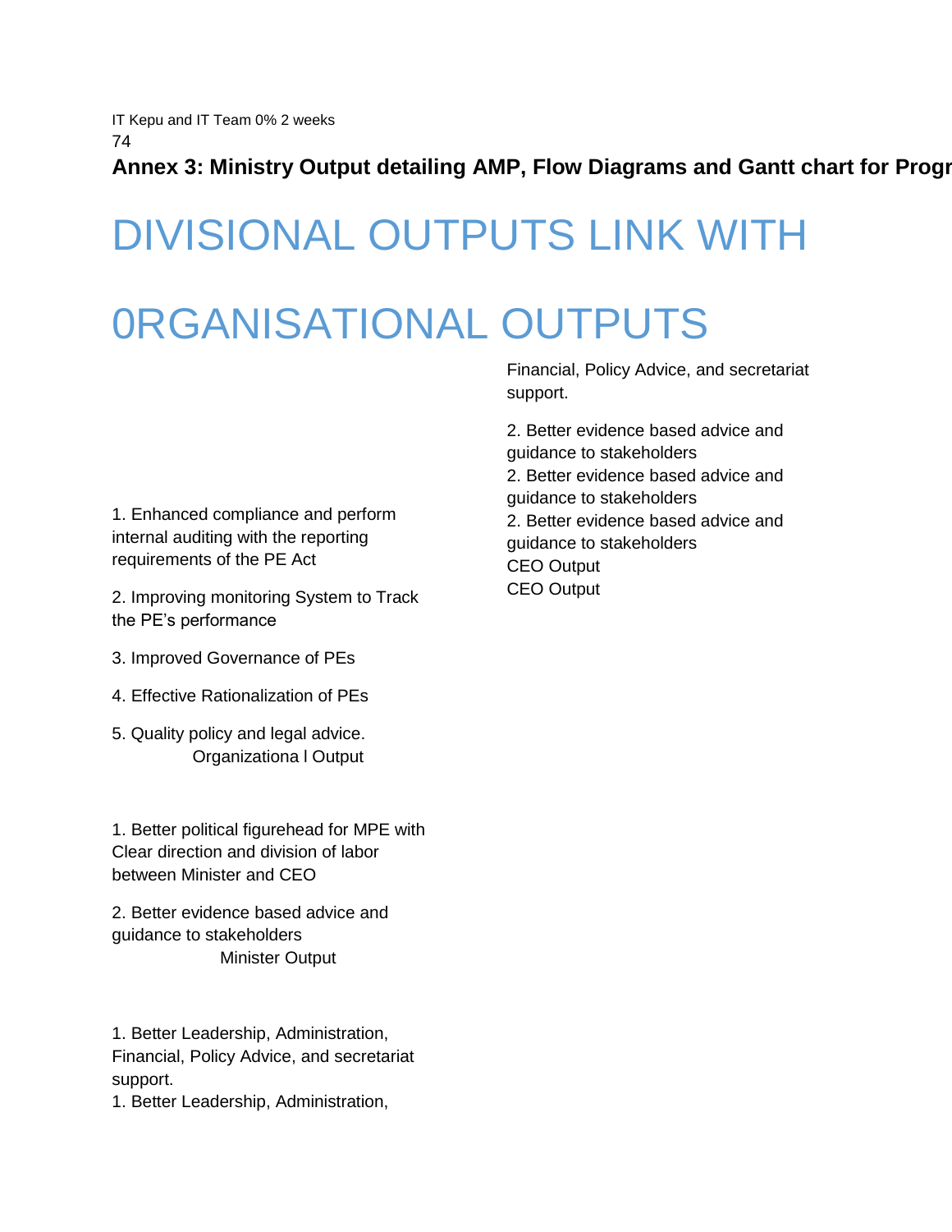IT Kepu and IT Team 0% 2 weeks

**Annex 3: Ministry Output detailing AMP, Flow Diagrams and Gantt chart for Progr**

# DIVISIONAL OUTPUTS LINK WITH

# 0RGANISATIONAL OUTPUTS

1. Enhanced compliance and perform internal auditing with the reporting requirements of the PE Act

2. Improving monitoring System to Track the PE's performance

3. Improved Governance of PEs

4. Effective Rationalization of PEs

5. Quality policy and legal advice.

Organizationa l Output

1. Better political figurehead for MPE with Clear direction and division of labor between Minister and CEO

2. Better evidence based advice and guidance to stakeholders

Minister Output

1. Better Leadership, Administration, Financial, Policy Advice, and secretariat support.

1. Better Leadership, Administration, Financial, Policy Advice, and secretariat support.

2. Better evidence based advice and guidance to stakeholders

2. Better evidence based advice and guidance to stakeholders

2. Better evidence based advice and guidance to stakeholders

CEO Output

CEO Output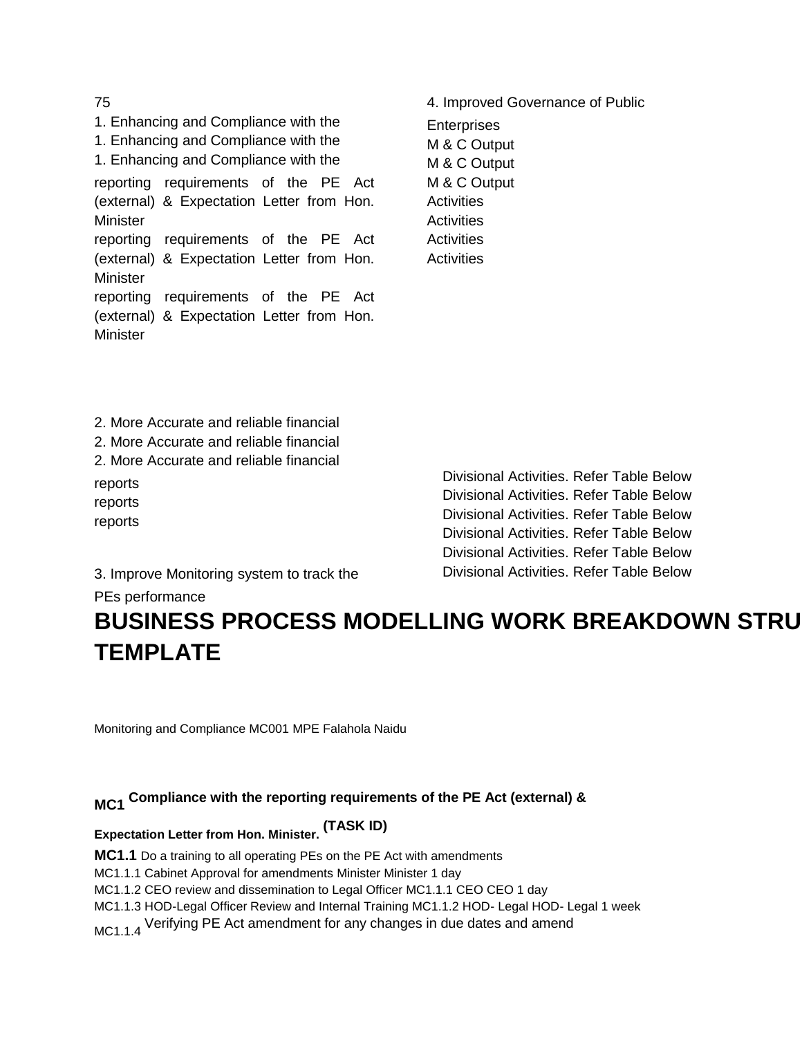75

1. Enhancing and Compliance with the
1. Enhancing and Compliance with the
1. Enhancing and Compliance with the

reporting requirements of the PE Act (external) & Expectation Letter from Hon. Minister
reporting requirements of the PE Act (external) & Expectation Letter from Hon. Minister
reporting requirements of the PE Act (external) & Expectation Letter from Hon. Minister

4. Improved Governance of Public Enterprises

M & C Output
M & C Output
M & C Output

Activities
Activities
Activities
Activities

2. More Accurate and reliable financial
2. More Accurate and reliable financial
2. More Accurate and reliable financial

reports
reports
reports

Divisional Activities. Refer Table Below
Divisional Activities. Refer Table Below
Divisional Activities. Refer Table Below
Divisional Activities. Refer Table Below
Divisional Activities. Refer Table Below
Divisional Activities. Refer Table Below

3. Improve Monitoring system to track the PEs performance

# BUSINESS PROCESS MODELLING WORK BREAKDOWN STRU TEMPLATE

Monitoring and Compliance MC001 MPE Falahola Naidu

**MC1** **Compliance with the reporting requirements of the PE Act (external) & Expectation Letter from Hon. Minister.** **(TASK ID)**

**MC1.1** Do a training to all operating PEs on the PE Act with amendments

MC1.1.1 Cabinet Approval for amendments Minister Minister 1 day

MC1.1.2 CEO review and dissemination to Legal Officer MC1.1.1 CEO CEO 1 day

MC1.1.3 HOD-Legal Officer Review and Internal Training MC1.1.2 HOD- Legal HOD- Legal 1 week

MC1.1.4 Verifying PE Act amendment for any changes in due dates and amend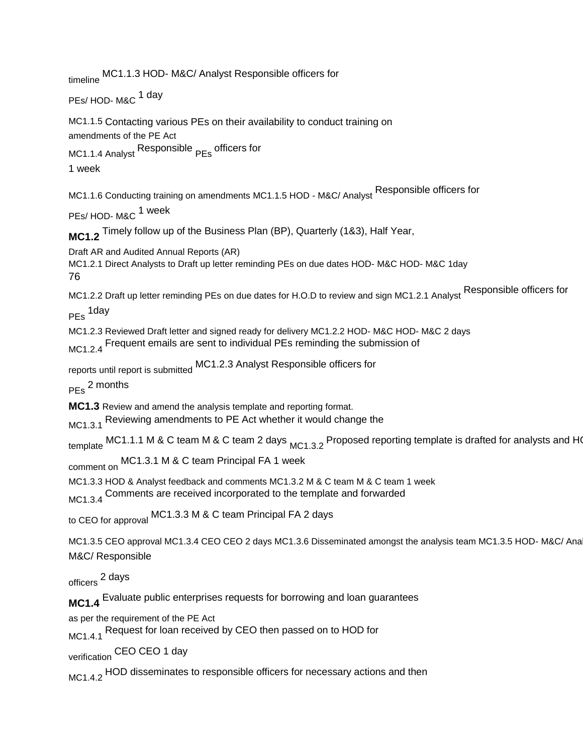timeline MC1.1.3 HOD- M&C/ Analyst Responsible officers for

PEs/ HOD- M&C 1 day

MC1.1.5 Contacting various PEs on their availability to conduct training on amendments of the PE Act

MC1.1.4 Analyst Responsible PEs officers for

1 week

MC1.1.6 Conducting training on amendments MC1.1.5 HOD - M&C/ Analyst Responsible officers for

PEs/ HOD- M&C 1 week

**MC1.2** Timely follow up of the Business Plan (BP), Quarterly (1&3), Half Year, Draft AR and Audited Annual Reports (AR)

MC1.2.1 Direct Analysts to Draft up letter reminding PEs on due dates HOD- M&C HOD- M&C 1day

76

MC1.2.2 Draft up letter reminding PEs on due dates for H.O.D to review and sign MC1.2.1 Analyst Responsible officers for

PEs 1day

MC1.2.3 Reviewed Draft letter and signed ready for delivery MC1.2.2 HOD- M&C HOD- M&C 2 days

MC1.2.4 Frequent emails are sent to individual PEs reminding the submission of reports until report is submitted MC1.2.3 Analyst Responsible officers for

PEs 2 months

**MC1.3** Review and amend the analysis template and reporting format.

MC1.3.1 Reviewing amendments to PE Act whether it would change the template MC1.1.1 M & C team M & C team 2 days MC1.3.2 Proposed reporting template is drafted for analysts and HO

comment on MC1.3.1 M & C team Principal FA 1 week

MC1.3.3 HOD & Analyst feedback and comments MC1.3.2 M & C team M & C team 1 week

MC1.3.4 Comments are received incorporated to the template and forwarded to CEO for approval MC1.3.3 M & C team Principal FA 2 days

MC1.3.5 CEO approval MC1.3.4 CEO CEO 2 days MC1.3.6 Disseminated amongst the analysis team MC1.3.5 HOD- M&C/ Anal

M&C/ Responsible

officers 2 days

**MC1.4** Evaluate public enterprises requests for borrowing and loan guarantees as per the requirement of the PE Act

MC1.4.1 Request for loan received by CEO then passed on to HOD for verification CEO CEO 1 day

MC1.4.2 HOD disseminates to responsible officers for necessary actions and then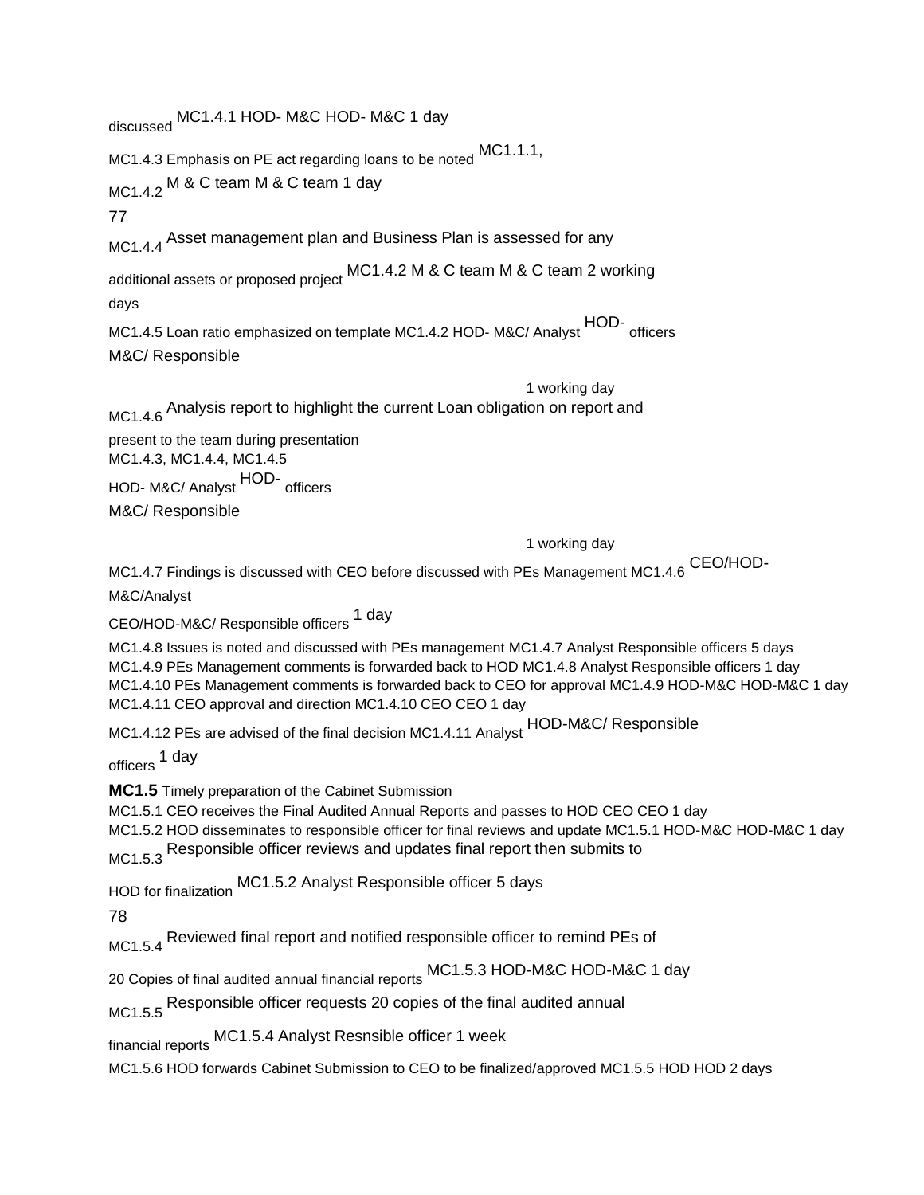discussed MC1.4.1 HOD- M&C HOD- M&C 1 day

MC1.4.3 Emphasis on PE act regarding loans to be noted MC1.1.1,

MC1.4.2 M & C team M & C team 1 day

77

MC1.4.4 Asset management plan and Business Plan is assessed for any additional assets or proposed project MC1.4.2 M & C team M & C team 2 working days

MC1.4.5 Loan ratio emphasized on template MC1.4.2 HOD- M&C/ Analyst HOD- M&C/ Responsible officers

1 working day

MC1.4.6 Analysis report to highlight the current Loan obligation on report and present to the team during presentation
MC1.4.3, MC1.4.4, MC1.4.5
HOD- M&C/ Analyst HOD- M&C/ Responsible officers

1 working day

MC1.4.7 Findings is discussed with CEO before discussed with PEs Management MC1.4.6 CEO/HOD-M&C/Analyst

CEO/HOD-M&C/ Responsible officers 1 day

MC1.4.8 Issues is noted and discussed with PEs management MC1.4.7 Analyst Responsible officers 5 days
MC1.4.9 PEs Management comments is forwarded back to HOD MC1.4.8 Analyst Responsible officers 1 day
MC1.4.10 PEs Management comments is forwarded back to CEO for approval MC1.4.9 HOD-M&C HOD-M&C 1 day
MC1.4.11 CEO approval and direction MC1.4.10 CEO CEO 1 day

MC1.4.12 PEs are advised of the final decision MC1.4.11 Analyst HOD-M&C/ Responsible officers 1 day

**MC1.5** Timely preparation of the Cabinet Submission

MC1.5.1 CEO receives the Final Audited Annual Reports and passes to HOD CEO CEO 1 day
MC1.5.2 HOD disseminates to responsible officer for final reviews and update MC1.5.1 HOD-M&C HOD-M&C 1 day
MC1.5.3 Responsible officer reviews and updates final report then submits to HOD for finalization MC1.5.2 Analyst Responsible officer 5 days

78

MC1.5.4 Reviewed final report and notified responsible officer to remind PEs of 20 Copies of final audited annual financial reports MC1.5.3 HOD-M&C HOD-M&C 1 day

MC1.5.5 Responsible officer requests 20 copies of the final audited annual financial reports MC1.5.4 Analyst Resnsible officer 1 week

MC1.5.6 HOD forwards Cabinet Submission to CEO to be finalized/approved MC1.5.5 HOD HOD 2 days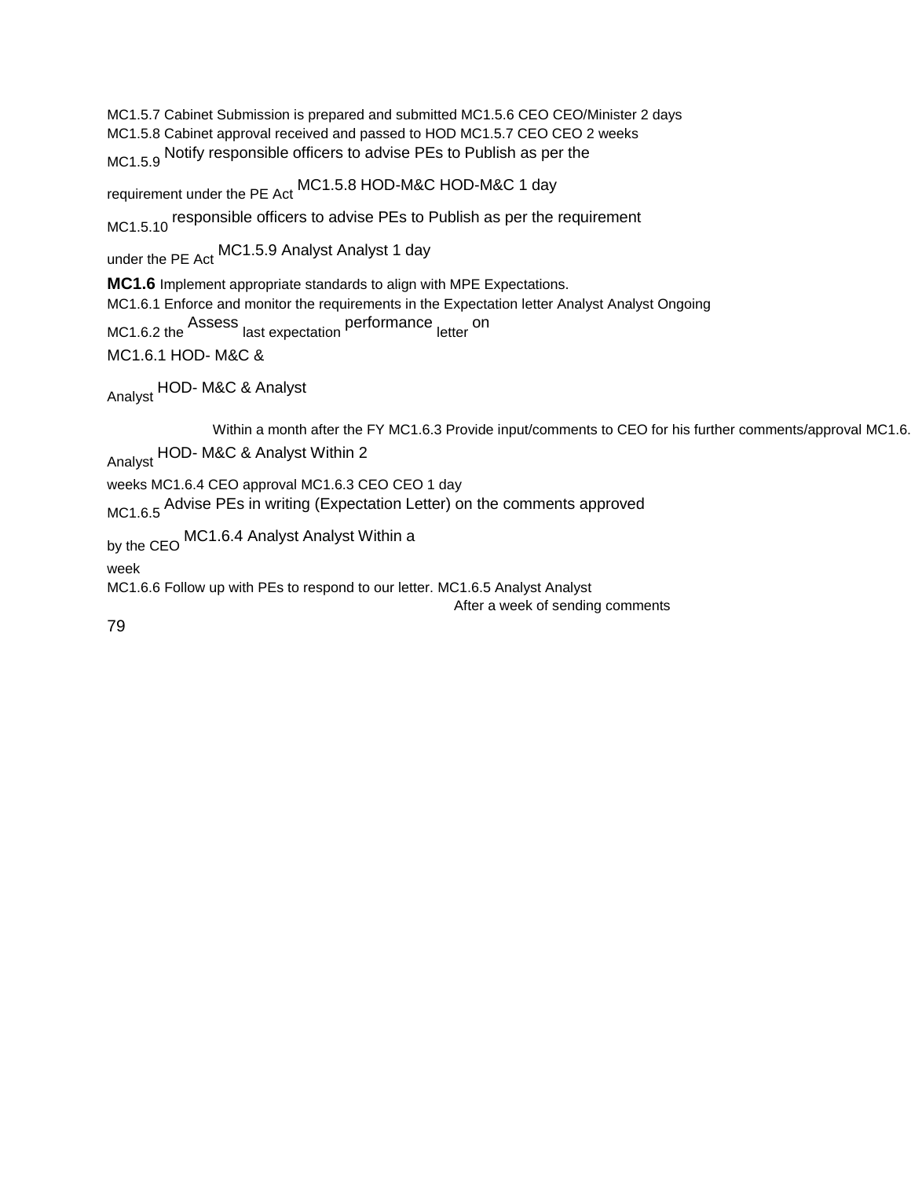MC1.5.7 Cabinet Submission is prepared and submitted MC1.5.6 CEO CEO/Minister 2 days

MC1.5.8 Cabinet approval received and passed to HOD MC1.5.7 CEO CEO 2 weeks

MC1.5.9 Notify responsible officers to advise PEs to Publish as per the requirement under the PE Act MC1.5.8 HOD-M&C HOD-M&C 1 day

MC1.5.10 responsible officers to advise PEs to Publish as per the requirement under the PE Act MC1.5.9 Analyst Analyst 1 day

**MC1.6** Implement appropriate standards to align with MPE Expectations.

MC1.6.1 Enforce and monitor the requirements in the Expectation letter Analyst Analyst Ongoing

MC1.6.2 the Assess last expectation performance letter on MC1.6.1 HOD- M&C & Analyst HOD- M&C & Analyst Within a month after the FY

MC1.6.3 Provide input/comments to CEO for his further comments/approval MC1.6. Analyst HOD- M&C & Analyst Within 2 weeks

MC1.6.4 CEO approval MC1.6.3 CEO CEO 1 day

MC1.6.5 Advise PEs in writing (Expectation Letter) on the comments approved by the CEO MC1.6.4 Analyst Analyst Within a week

MC1.6.6 Follow up with PEs to respond to our letter. MC1.6.5 Analyst Analyst After a week of sending comments